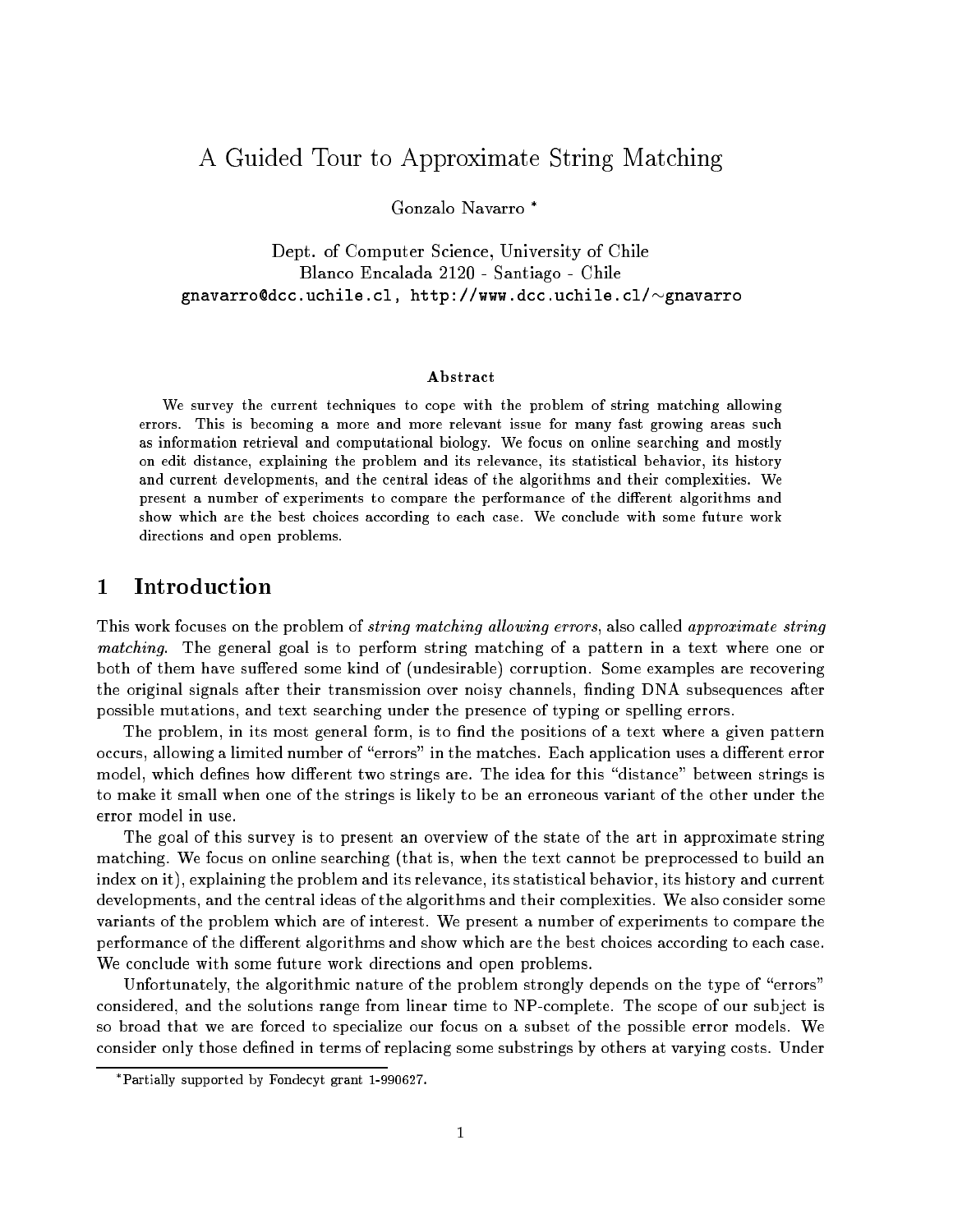# A Guided Tour to Approximate String Matching

Gonzalo Navarro *

Dept. of Computer Science, University of Chile
Blanco Encalada 2120 - Santiago - Chile
gnavarro@dcc.uchile.cl, http://www.dcc.uchile.cl/~gnavarro

### Abstract

We survey the current techniques to cope with the problem of string matching allowing errors. This is becoming a more and more relevant issue for many fast growing areas such as information retrieval and computational biology. We focus on online searching and mostly on edit distance, explaining the problem and its relevance, its statistical behavior, its history and current developments, and the central ideas of the algorithms and their complexities. We present a number of experiments to compare the performance of the different algorithms and show which are the best choices according to each case. We conclude with some future work directions and open problems.

## 1 Introduction

This work focuses on the problem of *string matching allowing errors*, also called *approximate string matching*. The general goal is to perform string matching of a pattern in a text where one or both of them have suffered some kind of (undesirable) corruption. Some examples are recovering the original signals after their transmission over noisy channels, finding DNA subsequences after possible mutations, and text searching under the presence of typing or spelling errors.

The problem, in its most general form, is to find the positions of a text where a given pattern occurs, allowing a limited number of "errors" in the matches. Each application uses a different error model, which defines how different two strings are. The idea for this "distance" between strings is to make it small when one of the strings is likely to be an erroneous variant of the other under the error model in use.

The goal of this survey is to present an overview of the state of the art in approximate string matching. We focus on online searching (that is, when the text cannot be preprocessed to build an index on it), explaining the problem and its relevance, its statistical behavior, its history and current developments, and the central ideas of the algorithms and their complexities. We also consider some variants of the problem which are of interest. We present a number of experiments to compare the performance of the different algorithms and show which are the best choices according to each case. We conclude with some future work directions and open problems.

Unfortunately, the algorithmic nature of the problem strongly depends on the type of "errors" considered, and the solutions range from linear time to NP-complete. The scope of our subject is so broad that we are forced to specialize our focus on a subset of the possible error models. We consider only those defined in terms of replacing some substrings by others at varying costs. Under

*Partially supported by Fondecyt grant 1-990627.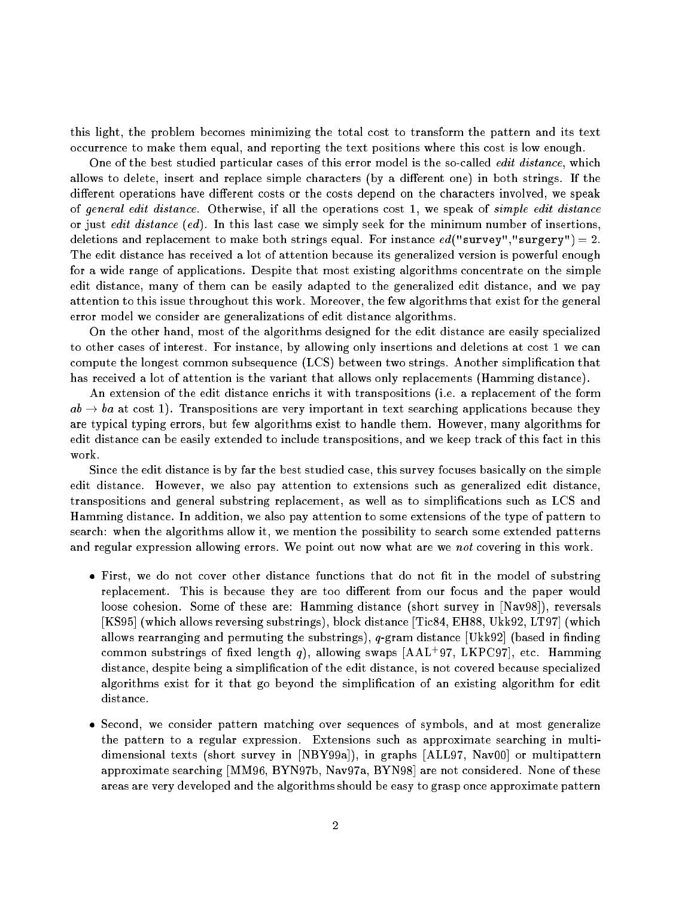this light, the problem becomes minimizing the total cost to transform the pattern and its text occurrence to make them equal, and reporting the text positions where this cost is low enough.

One of the best studied particular cases of this error model is the so-called *edit distance*, which allows to delete, insert and replace simple characters (by a different one) in both strings. If the different operations have different costs or the costs depend on the characters involved, we speak of *general edit distance*. Otherwise, if all the operations cost 1, we speak of *simple edit distance* or just *edit distance* (*ed*). In this last case we simply seek for the minimum number of insertions, deletions and replacement to make both strings equal. For instance $ed(\texttt{"survey"},\texttt{"surgery"}) = 2$. The edit distance has received a lot of attention because its generalized version is powerful enough for a wide range of applications. Despite that most existing algorithms concentrate on the simple edit distance, many of them can be easily adapted to the generalized edit distance, and we pay attention to this issue throughout this work. Moreover, the few algorithms that exist for the general error model we consider are generalizations of edit distance algorithms.

On the other hand, most of the algorithms designed for the edit distance are easily specialized to other cases of interest. For instance, by allowing only insertions and deletions at cost 1 we can compute the longest common subsequence (LCS) between two strings. Another simplification that has received a lot of attention is the variant that allows only replacements (Hamming distance).

An extension of the edit distance enrichs it with transpositions (i.e. a replacement of the form $ab \rightarrow ba$ at cost 1). Transpositions are very important in text searching applications because they are typical typing errors, but few algorithms exist to handle them. However, many algorithms for edit distance can be easily extended to include transpositions, and we keep track of this fact in this work.

Since the edit distance is by far the best studied case, this survey focuses basically on the simple edit distance. However, we also pay attention to extensions such as generalized edit distance, transpositions and general substring replacement, as well as to simplifications such as LCS and Hamming distance. In addition, we also pay attention to some extensions of the type of pattern to search: when the algorithms allow it, we mention the possibility to search some extended patterns and regular expression allowing errors. We point out now what are we *not* covering in this work.

- First, we do not cover other distance functions that do not fit in the model of substring replacement. This is because they are too different from our focus and the paper would loose cohesion. Some of these are: Hamming distance (short survey in [Nav98]), reversals [KS95] (which allows reversing substrings), block distance [Tic84, EH88, Ukk92, LT97] (which allows rearranging and permuting the substrings), $q$-gram distance [Ukk92] (based in finding common substrings of fixed length $q$), allowing swaps [AAL+97, LKPC97], etc. Hamming distance, despite being a simplification of the edit distance, is not covered because specialized algorithms exist for it that go beyond the simplification of an existing algorithm for edit distance.

- Second, we consider pattern matching over sequences of symbols, and at most generalize the pattern to a regular expression. Extensions such as approximate searching in multi-dimensional texts (short survey in [NBY99a]), in graphs [ALL97, Nav00] or multipattern approximate searching [MM96, BYN97b, Nav97a, BYN98] are not considered. None of these areas are very developed and the algorithms should be easy to grasp once approximate pattern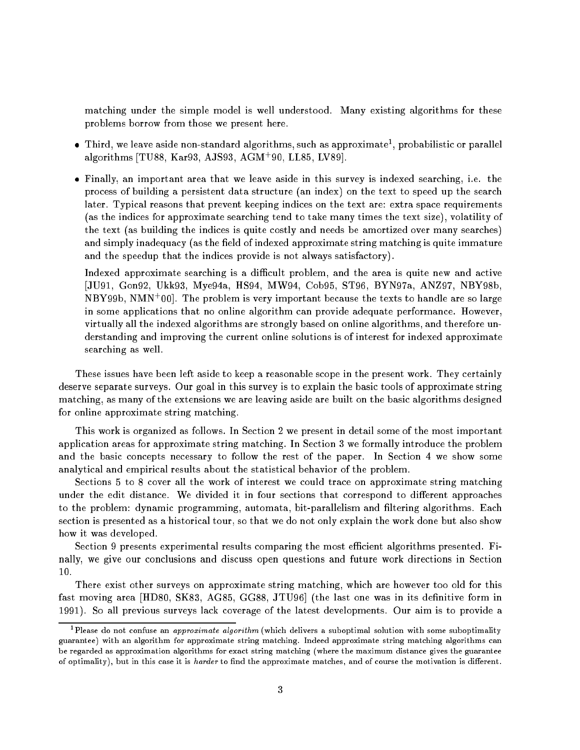matching under the simple model is well understood. Many existing algorithms for these problems borrow from those we present here.

- Third, we leave aside non-standard algorithms, such as approximate[1], probabilistic or parallel algorithms [TU88, Kar93, AJS93, AGM+90, LL85, LV89].

- Finally, an important area that we leave aside in this survey is indexed searching, i.e. the process of building a persistent data structure (an index) on the text to speed up the search later. Typical reasons that prevent keeping indices on the text are: extra space requirements (as the indices for approximate searching tend to take many times the text size), volatility of the text (as building the indices is quite costly and needs be amortized over many searches) and simply inadequacy (as the field of indexed approximate string matching is quite immature and the speedup that the indices provide is not always satisfactory).

  Indexed approximate searching is a difficult problem, and the area is quite new and active [JU91, Gon92, Ukk93, Mye94a, HS94, MW94, Cob95, ST96, BYN97a, ANZ97, NBY98b, NBY99b, NMN+00]. The problem is very important because the texts to handle are so large in some applications that no online algorithm can provide adequate performance. However, virtually all the indexed algorithms are strongly based on online algorithms, and therefore understanding and improving the current online solutions is of interest for indexed approximate searching as well.

These issues have been left aside to keep a reasonable scope in the present work. They certainly deserve separate surveys. Our goal in this survey is to explain the basic tools of approximate string matching, as many of the extensions we are leaving aside are built on the basic algorithms designed for online approximate string matching.

This work is organized as follows. In Section 2 we present in detail some of the most important application areas for approximate string matching. In Section 3 we formally introduce the problem and the basic concepts necessary to follow the rest of the paper. In Section 4 we show some analytical and empirical results about the statistical behavior of the problem.

Sections 5 to 8 cover all the work of interest we could trace on approximate string matching under the edit distance. We divided it in four sections that correspond to different approaches to the problem: dynamic programming, automata, bit-parallelism and filtering algorithms. Each section is presented as a historical tour, so that we do not only explain the work done but also show how it was developed.

Section 9 presents experimental results comparing the most efficient algorithms presented. Finally, we give our conclusions and discuss open questions and future work directions in Section 10.

There exist other surveys on approximate string matching, which are however too old for this fast moving area [HD80, SK83, AG85, GG88, JTU96] (the last one was in its definitive form in 1991). So all previous surveys lack coverage of the latest developments. Our aim is to provide a

[1] Please do not confuse an *approximate algorithm* (which delivers a suboptimal solution with some suboptimality guarantee) with an algorithm for approximate string matching. Indeed approximate string matching algorithms can be regarded as approximation algorithms for exact string matching (where the maximum distance gives the guarantee of optimality), but in this case it is *harder* to find the approximate matches, and of course the motivation is different.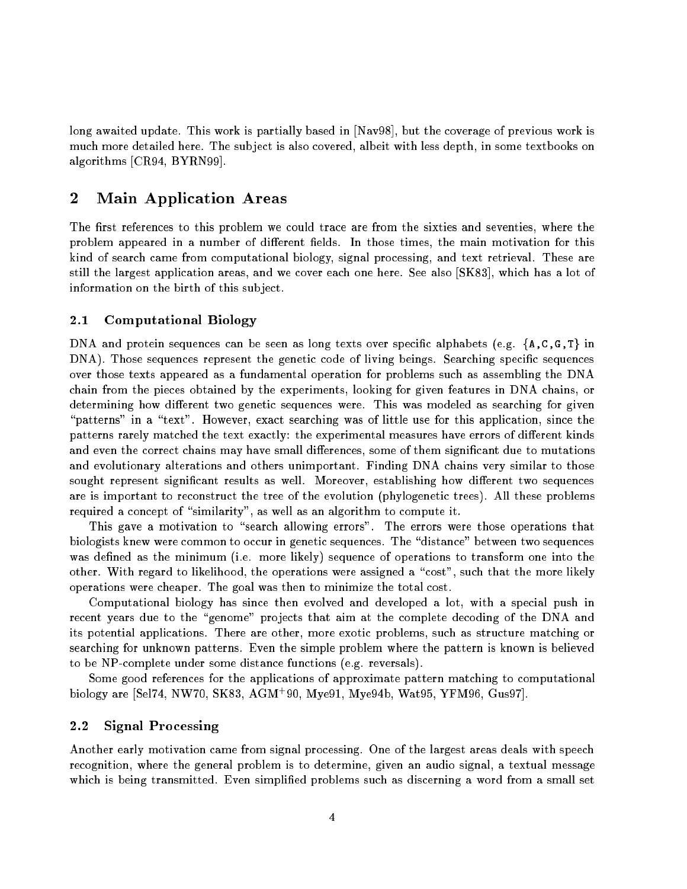long awaited update. This work is partially based in [Nav98], but the coverage of previous work is much more detailed here. The subject is also covered, albeit with less depth, in some textbooks on algorithms [CR94, BYRN99].

## 2 Main Application Areas

The first references to this problem we could trace are from the sixties and seventies, where the problem appeared in a number of different fields. In those times, the main motivation for this kind of search came from computational biology, signal processing, and text retrieval. These are still the largest application areas, and we cover each one here. See also [SK83], which has a lot of information on the birth of this subject.

### 2.1 Computational Biology

DNA and protein sequences can be seen as long texts over specific alphabets (e.g. {`A`,`C`,`G`,`T`} in DNA). Those sequences represent the genetic code of living beings. Searching specific sequences over those texts appeared as a fundamental operation for problems such as assembling the DNA chain from the pieces obtained by the experiments, looking for given features in DNA chains, or determining how different two genetic sequences were. This was modeled as searching for given "patterns" in a "text". However, exact searching was of little use for this application, since the patterns rarely matched the text exactly: the experimental measures have errors of different kinds and even the correct chains may have small differences, some of them significant due to mutations and evolutionary alterations and others unimportant. Finding DNA chains very similar to those sought represent significant results as well. Moreover, establishing how different two sequences are is important to reconstruct the tree of the evolution (phylogenetic trees). All these problems required a concept of "similarity", as well as an algorithm to compute it.

This gave a motivation to "search allowing errors". The errors were those operations that biologists knew were common to occur in genetic sequences. The "distance" between two sequences was defined as the minimum (i.e. more likely) sequence of operations to transform one into the other. With regard to likelihood, the operations were assigned a "cost", such that the more likely operations were cheaper. The goal was then to minimize the total cost.

Computational biology has since then evolved and developed a lot, with a special push in recent years due to the "genome" projects that aim at the complete decoding of the DNA and its potential applications. There are other, more exotic problems, such as structure matching or searching for unknown patterns. Even the simple problem where the pattern is known is believed to be NP-complete under some distance functions (e.g. reversals).

Some good references for the applications of approximate pattern matching to computational biology are [Sel74, NW70, SK83, AGM+90, Mye91, Mye94b, Wat95, YFM96, Gus97].

### 2.2 Signal Processing

Another early motivation came from signal processing. One of the largest areas deals with speech recognition, where the general problem is to determine, given an audio signal, a textual message which is being transmitted. Even simplified problems such as discerning a word from a small set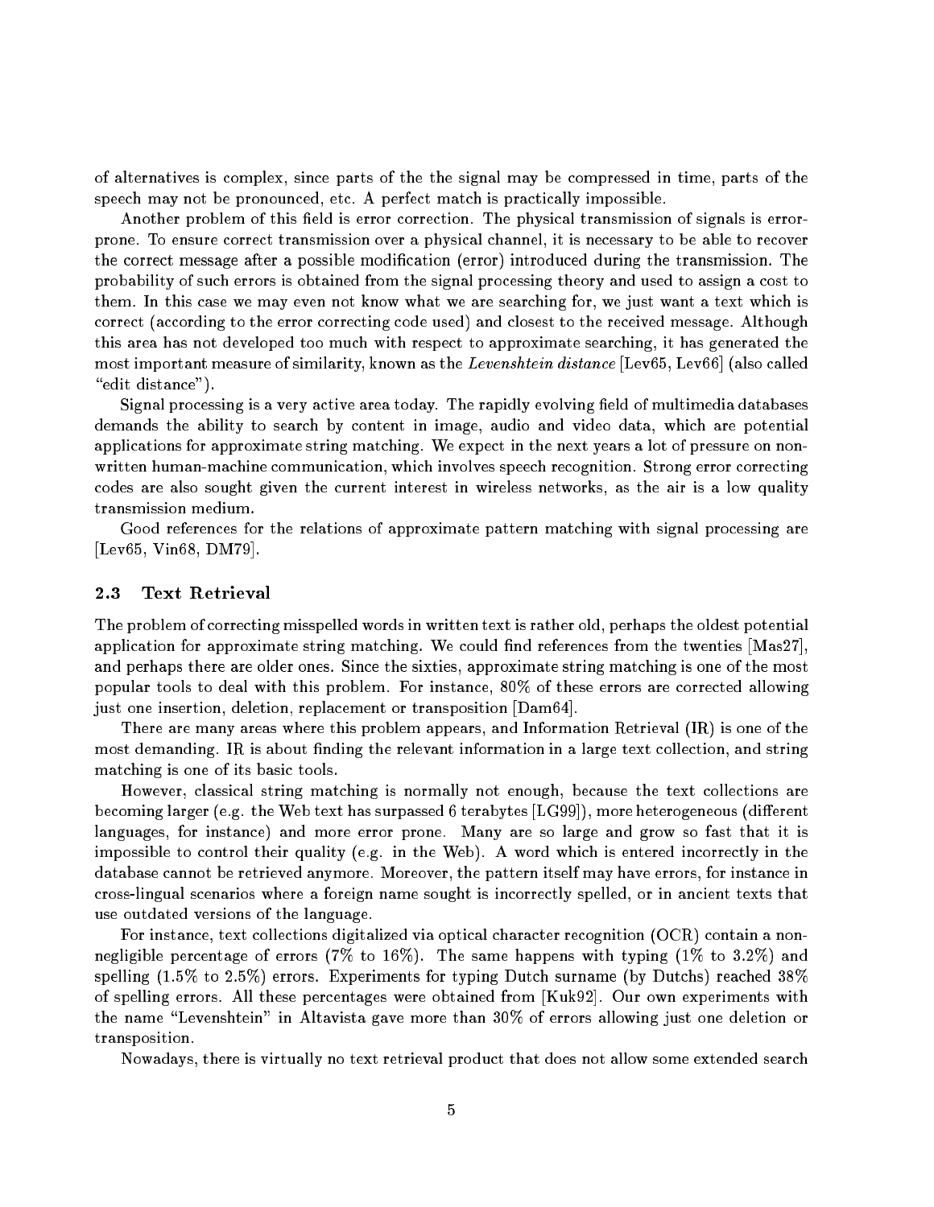of alternatives is complex, since parts of the the signal may be compressed in time, parts of the speech may not be pronounced, etc. A perfect match is practically impossible.

Another problem of this field is error correction. The physical transmission of signals is error-prone. To ensure correct transmission over a physical channel, it is necessary to be able to recover the correct message after a possible modification (error) introduced during the transmission. The probability of such errors is obtained from the signal processing theory and used to assign a cost to them. In this case we may even not know what we are searching for, we just want a text which is correct (according to the error correcting code used) and closest to the received message. Although this area has not developed too much with respect to approximate searching, it has generated the most important measure of similarity, known as the *Levenshtein distance* [Lev65, Lev66] (also called "edit distance").

Signal processing is a very active area today. The rapidly evolving field of multimedia databases demands the ability to search by content in image, audio and video data, which are potential applications for approximate string matching. We expect in the next years a lot of pressure on non-written human-machine communication, which involves speech recognition. Strong error correcting codes are also sought given the current interest in wireless networks, as the air is a low quality transmission medium.

Good references for the relations of approximate pattern matching with signal processing are [Lev65, Vin68, DM79].

### 2.3 Text Retrieval

The problem of correcting misspelled words in written text is rather old, perhaps the oldest potential application for approximate string matching. We could find references from the twenties [Mas27], and perhaps there are older ones. Since the sixties, approximate string matching is one of the most popular tools to deal with this problem. For instance, 80% of these errors are corrected allowing just one insertion, deletion, replacement or transposition [Dam64].

There are many areas where this problem appears, and Information Retrieval (IR) is one of the most demanding. IR is about finding the relevant information in a large text collection, and string matching is one of its basic tools.

However, classical string matching is normally not enough, because the text collections are becoming larger (e.g. the Web text has surpassed 6 terabytes [LG99]), more heterogeneous (different languages, for instance) and more error prone. Many are so large and grow so fast that it is impossible to control their quality (e.g. in the Web). A word which is entered incorrectly in the database cannot be retrieved anymore. Moreover, the pattern itself may have errors, for instance in cross-lingual scenarios where a foreign name sought is incorrectly spelled, or in ancient texts that use outdated versions of the language.

For instance, text collections digitalized via optical character recognition (OCR) contain a non-negligible percentage of errors (7% to 16%). The same happens with typing (1% to 3.2%) and spelling (1.5% to 2.5%) errors. Experiments for typing Dutch surname (by Dutchs) reached 38% of spelling errors. All these percentages were obtained from [Kuk92]. Our own experiments with the name "Levenshtein" in Altavista gave more than 30% of errors allowing just one deletion or transposition.

Nowadays, there is virtually no text retrieval product that does not allow some extended search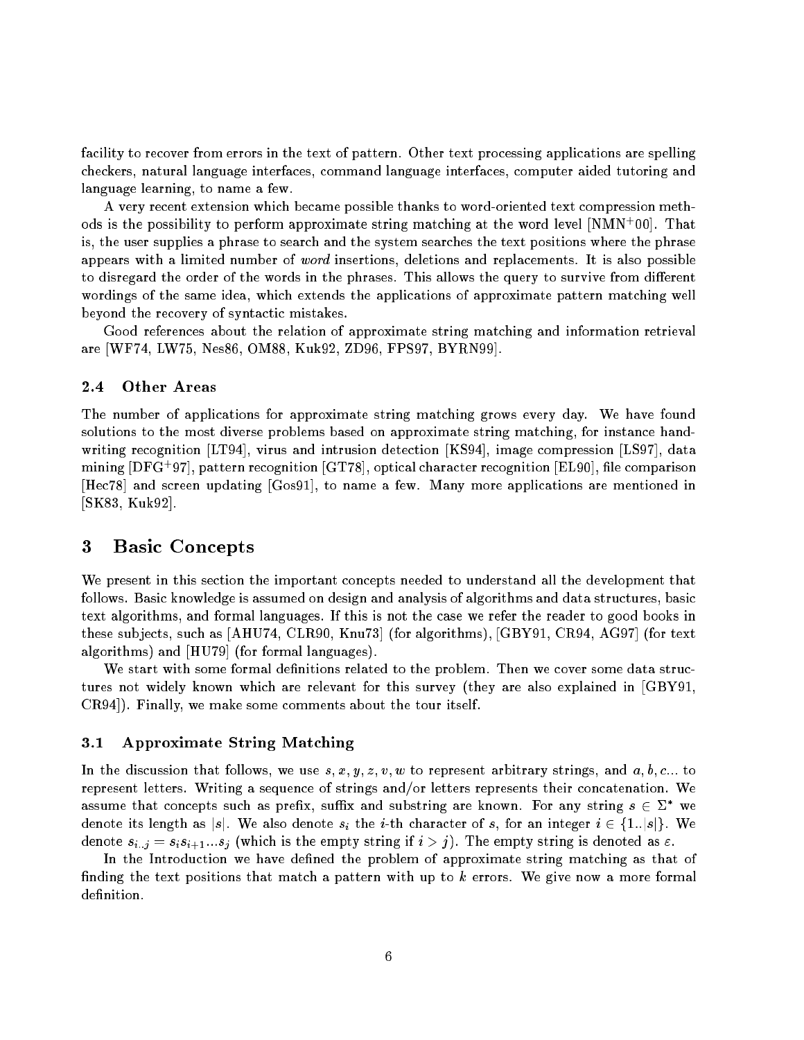facility to recover from errors in the text of pattern. Other text processing applications are spelling checkers, natural language interfaces, command language interfaces, computer aided tutoring and language learning, to name a few.

A very recent extension which became possible thanks to word-oriented text compression methods is the possibility to perform approximate string matching at the word level [NMN[+]00]. That is, the user supplies a phrase to search and the system searches the text positions where the phrase appears with a limited number of *word* insertions, deletions and replacements. It is also possible to disregard the order of the words in the phrases. This allows the query to survive from different wordings of the same idea, which extends the applications of approximate pattern matching well beyond the recovery of syntactic mistakes.

Good references about the relation of approximate string matching and information retrieval are [WF74, LW75, Nes86, OM88, Kuk92, ZD96, FPS97, BYRN99].

### 2.4 Other Areas

The number of applications for approximate string matching grows every day. We have found solutions to the most diverse problems based on approximate string matching, for instance handwriting recognition [LT94], virus and intrusion detection [KS94], image compression [LS97], data mining [DFG[+]97], pattern recognition [GT78], optical character recognition [EL90], file comparison [Hec78] and screen updating [Gos91], to name a few. Many more applications are mentioned in [SK83, Kuk92].

## 3 Basic Concepts

We present in this section the important concepts needed to understand all the development that follows. Basic knowledge is assumed on design and analysis of algorithms and data structures, basic text algorithms, and formal languages. If this is not the case we refer the reader to good books in these subjects, such as [AHU74, CLR90, Knu73] (for algorithms), [GBY91, CR94, AG97] (for text algorithms) and [HU79] (for formal languages).

We start with some formal definitions related to the problem. Then we cover some data structures not widely known which are relevant for this survey (they are also explained in [GBY91, CR94]). Finally, we make some comments about the tour itself.

### 3.1 Approximate String Matching

In the discussion that follows, we use $s, x, y, z, v, w$ to represent arbitrary strings, and $a, b, c...$ to represent letters. Writing a sequence of strings and/or letters represents their concatenation. We assume that concepts such as prefix, suffix and substring are known. For any string $s \in \Sigma^*$ we denote its length as $|s|$. We also denote $s_i$ the $i$-th character of $s$, for an integer $i \in \{1..|s|\}$. We denote $s_{i..j} = s_i s_{i+1} ... s_j$ (which is the empty string if $i > j$). The empty string is denoted as $\varepsilon$.

In the Introduction we have defined the problem of approximate string matching as that of finding the text positions that match a pattern with up to $k$ errors. We give now a more formal definition.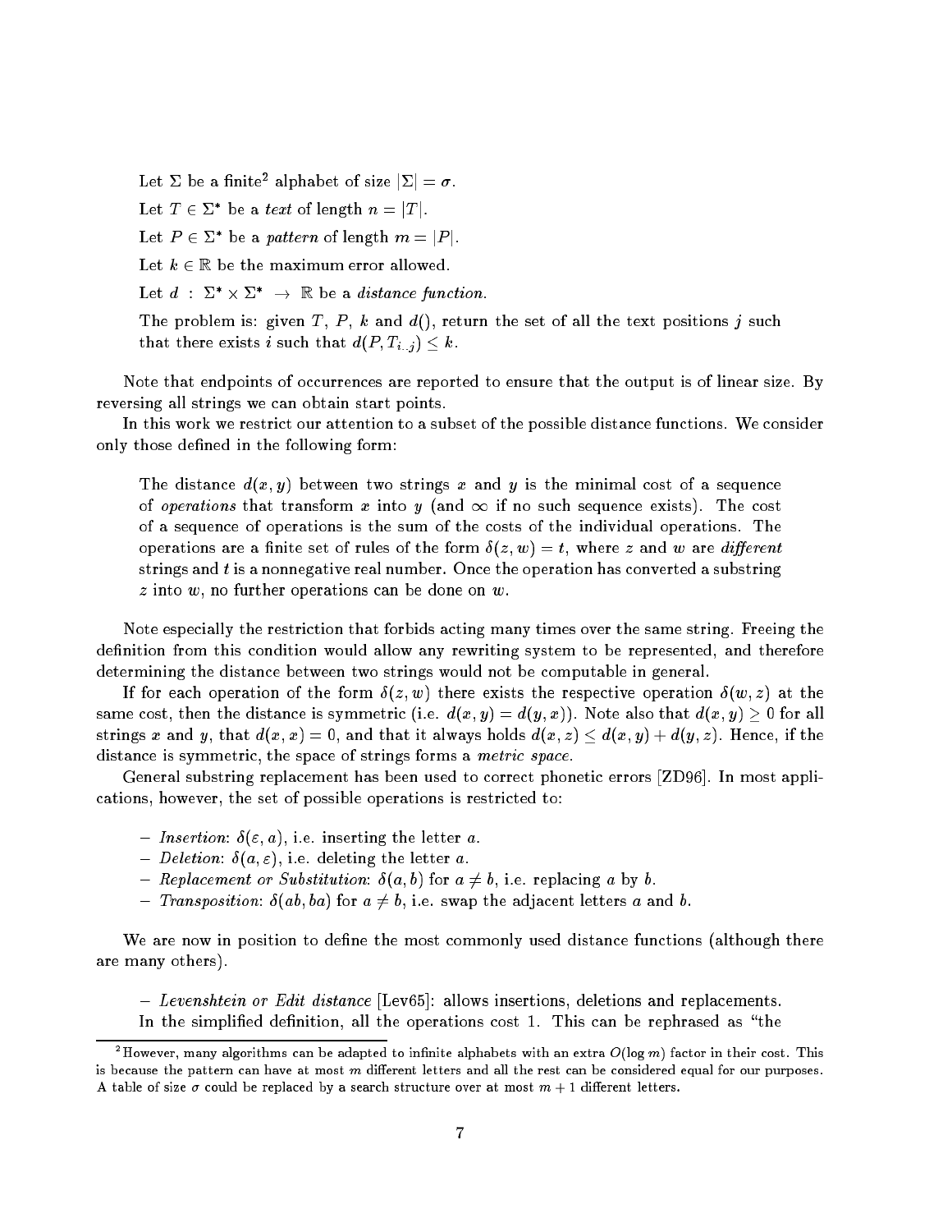Let $\Sigma$ be a finite[2] alphabet of size $|\Sigma| = \sigma$.

Let $T \in \Sigma^*$ be a *text* of length $n = |T|$.

Let $P \in \Sigma^*$ be a *pattern* of length $m = |P|$.

Let $k \in \mathbb{R}$ be the maximum error allowed.

Let $d : \Sigma^* \times \Sigma^* \rightarrow \mathbb{R}$ be a *distance function*.

The problem is: given $T$, $P$, $k$ and $d()$, return the set of all the text positions $j$ such that there exists $i$ such that $d(P, T_{i..j}) \leq k$.

Note that endpoints of occurrences are reported to ensure that the output is of linear size. By reversing all strings we can obtain start points.

In this work we restrict our attention to a subset of the possible distance functions. We consider only those defined in the following form:

> The distance $d(x, y)$ between two strings $x$ and $y$ is the minimal cost of a sequence of *operations* that transform $x$ into $y$ (and $\infty$ if no such sequence exists). The cost of a sequence of operations is the sum of the costs of the individual operations. The operations are a finite set of rules of the form $\delta(z, w) = t$, where $z$ and $w$ are *different* strings and $t$ is a nonnegative real number. Once the operation has converted a substring $z$ into $w$, no further operations can be done on $w$.

Note especially the restriction that forbids acting many times over the same string. Freeing the definition from this condition would allow any rewriting system to be represented, and therefore determining the distance between two strings would not be computable in general.

If for each operation of the form $\delta(z, w)$ there exists the respective operation $\delta(w, z)$ at the same cost, then the distance is symmetric (i.e. $d(x, y) = d(y, x)$). Note also that $d(x, y) \geq 0$ for all strings $x$ and $y$, that $d(x, x) = 0$, and that it always holds $d(x, z) \leq d(x, y) + d(y, z)$. Hence, if the distance is symmetric, the space of strings forms a *metric space*.

General substring replacement has been used to correct phonetic errors [ZD96]. In most applications, however, the set of possible operations is restricted to:

- *Insertion*: $\delta(\varepsilon, a)$, i.e. inserting the letter $a$.
- *Deletion*: $\delta(a, \varepsilon)$, i.e. deleting the letter $a$.
- *Replacement or Substitution*: $\delta(a, b)$ for $a \neq b$, i.e. replacing $a$ by $b$.
- *Transposition*: $\delta(ab, ba)$ for $a \neq b$, i.e. swap the adjacent letters $a$ and $b$.

We are now in position to define the most commonly used distance functions (although there are many others).

- *Levenshtein or Edit distance* [Lev65]: allows insertions, deletions and replacements. In the simplified definition, all the operations cost 1. This can be rephrased as "the

[2] However, many algorithms can be adapted to infinite alphabets with an extra $O(\log m)$ factor in their cost. This is because the pattern can have at most $m$ different letters and all the rest can be considered equal for our purposes. A table of size $\sigma$ could be replaced by a search structure over at most $m + 1$ different letters.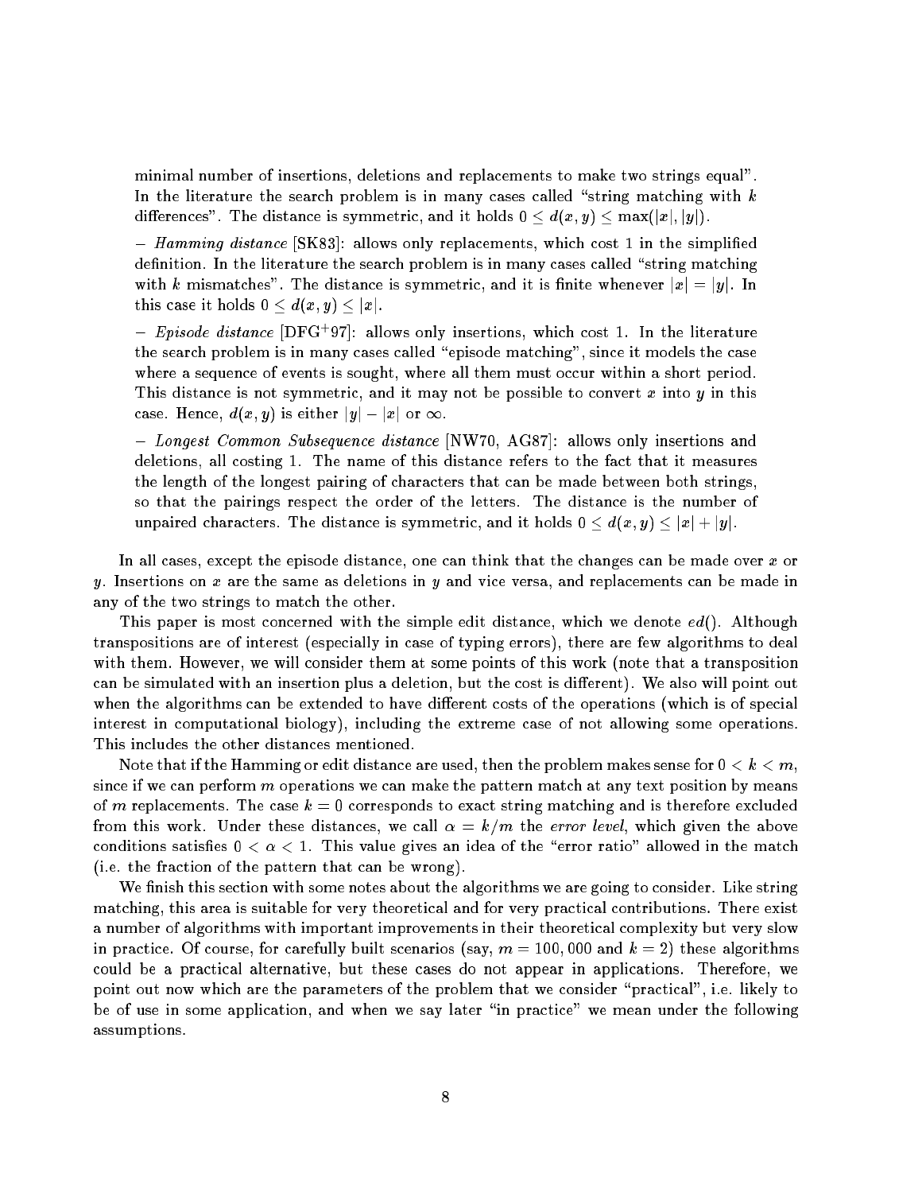minimal number of insertions, deletions and replacements to make two strings equal". In the literature the search problem is in many cases called "string matching with $k$ differences". The distance is symmetric, and it holds $0 \leq d(x,y) \leq \max(|x|,|y|)$.

– *Hamming distance* [SK83]: allows only replacements, which cost 1 in the simplified definition. In the literature the search problem is in many cases called "string matching with $k$ mismatches". The distance is symmetric, and it is finite whenever $|x| = |y|$. In this case it holds $0 \leq d(x,y) \leq |x|$.

– *Episode distance* [DFG+97]: allows only insertions, which cost 1. In the literature the search problem is in many cases called "episode matching", since it models the case where a sequence of events is sought, where all them must occur within a short period. This distance is not symmetric, and it may not be possible to convert $x$ into $y$ in this case. Hence, $d(x,y)$ is either $|y| - |x|$ or $\infty$.

– *Longest Common Subsequence distance* [NW70, AG87]: allows only insertions and deletions, all costing 1. The name of this distance refers to the fact that it measures the length of the longest pairing of characters that can be made between both strings, so that the pairings respect the order of the letters. The distance is the number of unpaired characters. The distance is symmetric, and it holds $0 \leq d(x,y) \leq |x| + |y|$.

In all cases, except the episode distance, one can think that the changes can be made over $x$ or $y$. Insertions on $x$ are the same as deletions in $y$ and vice versa, and replacements can be made in any of the two strings to match the other.

This paper is most concerned with the simple edit distance, which we denote $ed()$. Although transpositions are of interest (especially in case of typing errors), there are few algorithms to deal with them. However, we will consider them at some points of this work (note that a transposition can be simulated with an insertion plus a deletion, but the cost is different). We also will point out when the algorithms can be extended to have different costs of the operations (which is of special interest in computational biology), including the extreme case of not allowing some operations. This includes the other distances mentioned.

Note that if the Hamming or edit distance are used, then the problem makes sense for $0 < k < m$, since if we can perform $m$ operations we can make the pattern match at any text position by means of $m$ replacements. The case $k = 0$ corresponds to exact string matching and is therefore excluded from this work. Under these distances, we call $\alpha = k/m$ the *error level*, which given the above conditions satisfies $0 < \alpha < 1$. This value gives an idea of the "error ratio" allowed in the match (i.e. the fraction of the pattern that can be wrong).

We finish this section with some notes about the algorithms we are going to consider. Like string matching, this area is suitable for very theoretical and for very practical contributions. There exist a number of algorithms with important improvements in their theoretical complexity but very slow in practice. Of course, for carefully built scenarios (say, $m = 100,000$ and $k = 2$) these algorithms could be a practical alternative, but these cases do not appear in applications. Therefore, we point out now which are the parameters of the problem that we consider "practical", i.e. likely to be of use in some application, and when we say later "in practice" we mean under the following assumptions.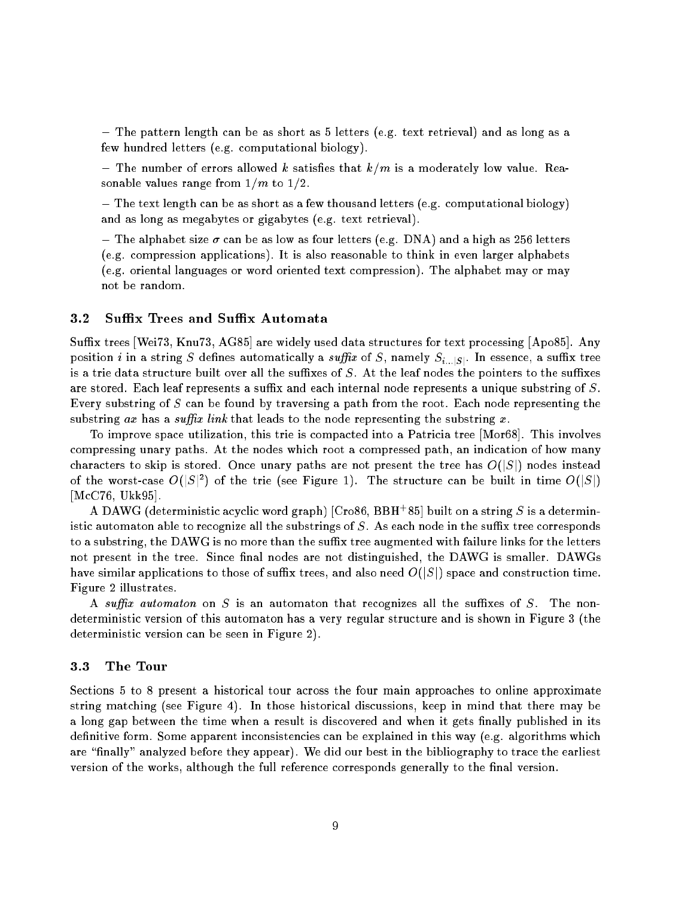– The pattern length can be as short as 5 letters (e.g. text retrieval) and as long as a few hundred letters (e.g. computational biology).

– The number of errors allowed $k$ satisfies that $k/m$ is a moderately low value. Reasonable values range from $1/m$ to $1/2$.

– The text length can be as short as a few thousand letters (e.g. computational biology) and as long as megabytes or gigabytes (e.g. text retrieval).

– The alphabet size $\sigma$ can be as low as four letters (e.g. DNA) and a high as 256 letters (e.g. compression applications). It is also reasonable to think in even larger alphabets (e.g. oriental languages or word oriented text compression). The alphabet may or may not be random.

### 3.2 Suffix Trees and Suffix Automata

Suffix trees [Wei73, Knu73, AG85] are widely used data structures for text processing [Apo85]. Any position $i$ in a string $S$ defines automatically a *suffix* of $S$, namely $S_{i \ldots |S|}$. In essence, a suffix tree is a trie data structure built over all the suffixes of $S$. At the leaf nodes the pointers to the suffixes are stored. Each leaf represents a suffix and each internal node represents a unique substring of $S$. Every substring of $S$ can be found by traversing a path from the root. Each node representing the substring $ax$ has a *suffix link* that leads to the node representing the substring $x$.

To improve space utilization, this trie is compacted into a Patricia tree [Mor68]. This involves compressing unary paths. At the nodes which root a compressed path, an indication of how many characters to skip is stored. Once unary paths are not present the tree has $O(|S|)$ nodes instead of the worst-case $O(|S|^2)$ of the trie (see Figure 1). The structure can be built in time $O(|S|)$ [McC76, Ukk95].

A DAWG (deterministic acyclic word graph) [Cro86, BBH+85] built on a string $S$ is a deterministic automaton able to recognize all the substrings of $S$. As each node in the suffix tree corresponds to a substring, the DAWG is no more than the suffix tree augmented with failure links for the letters not present in the tree. Since final nodes are not distinguished, the DAWG is smaller. DAWGs have similar applications to those of suffix trees, and also need $O(|S|)$ space and construction time. Figure 2 illustrates.

A *suffix automaton* on $S$ is an automaton that recognizes all the suffixes of $S$. The nondeterministic version of this automaton has a very regular structure and is shown in Figure 3 (the deterministic version can be seen in Figure 2).

### 3.3 The Tour

Sections 5 to 8 present a historical tour across the four main approaches to online approximate string matching (see Figure 4). In those historical discussions, keep in mind that there may be a long gap between the time when a result is discovered and when it gets finally published in its definitive form. Some apparent inconsistencies can be explained in this way (e.g. algorithms which are "finally" analyzed before they appear). We did our best in the bibliography to trace the earliest version of the works, although the full reference corresponds generally to the final version.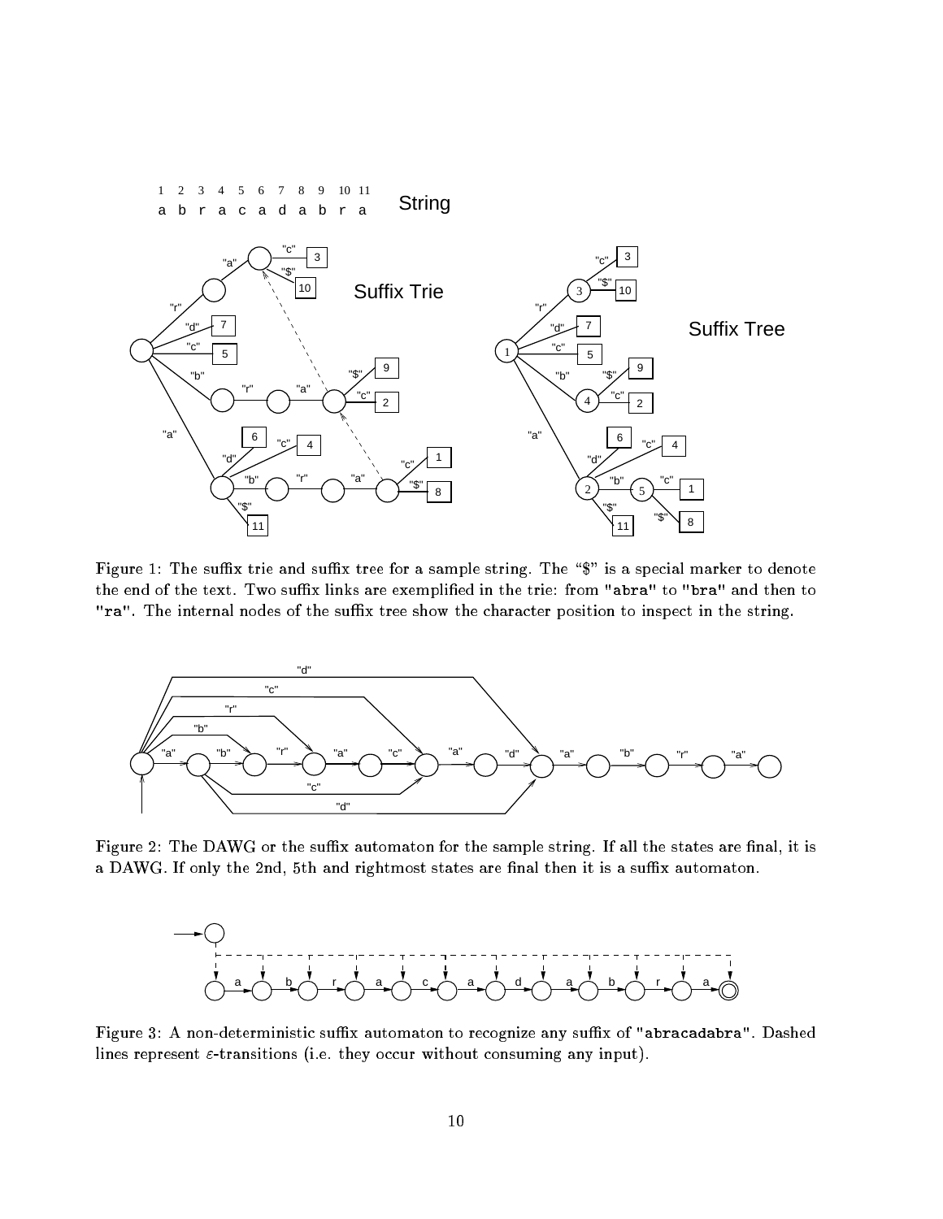Figure 1: The suffix trie and suffix tree for a sample string. The "$" is a special marker to denote the end of the text. Two suffix links are exemplified in the trie: from "abra" to "bra" and then to "ra". The internal nodes of the suffix tree show the character position to inspect in the string.

Figure 2: The DAWG or the suffix automaton for the sample string. If all the states are final, it is a DAWG. If only the 2nd, 5th and rightmost states are final then it is a suffix automaton.

Figure 3: A non-deterministic suffix automaton to recognize any suffix of "abracadabra". Dashed lines represent $\varepsilon$-transitions (i.e. they occur without consuming any input).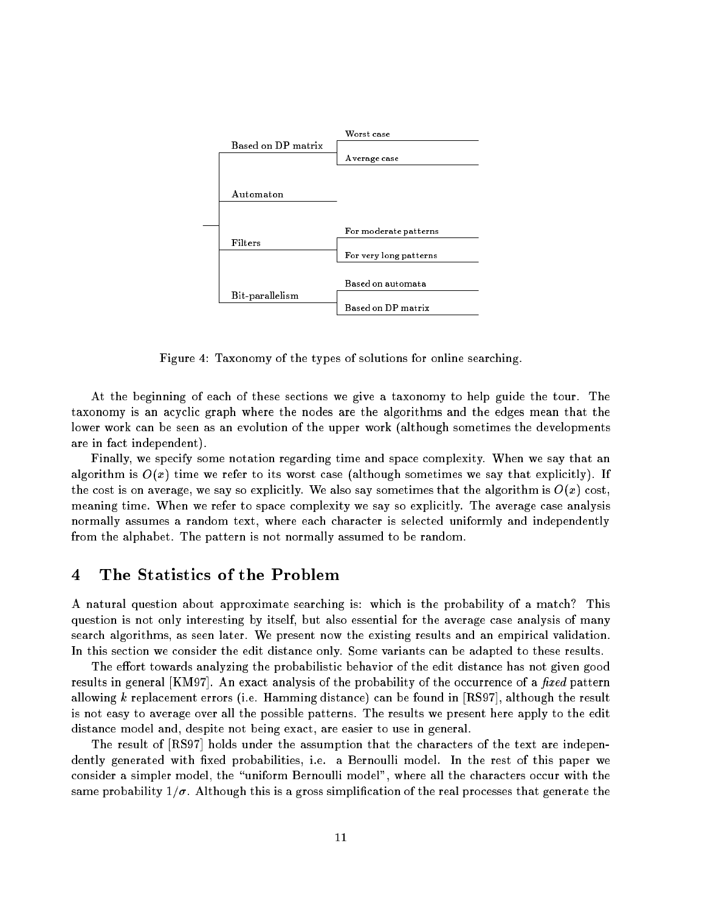- Based on DP matrix
  - Worst case
  - Average case
- Automaton
- Filters
  - For moderate patterns
  - For very long patterns
- Bit-parallelism
  - Based on automata
  - Based on DP matrix

Figure 4: Taxonomy of the types of solutions for online searching.

At the beginning of each of these sections we give a taxonomy to help guide the tour. The taxonomy is an acyclic graph where the nodes are the algorithms and the edges mean that the lower work can be seen as an evolution of the upper work (although sometimes the developments are in fact independent).

Finally, we specify some notation regarding time and space complexity. When we say that an algorithm is $O(x)$ time we refer to its worst case (although sometimes we say that explicitly). If the cost is on average, we say so explicitly. We also say sometimes that the algorithm is $O(x)$ cost, meaning time. When we refer to space complexity we say so explicitly. The average case analysis normally assumes a random text, where each character is selected uniformly and independently from the alphabet. The pattern is not normally assumed to be random.

# 4 The Statistics of the Problem

A natural question about approximate searching is: which is the probability of a match? This question is not only interesting by itself, but also essential for the average case analysis of many search algorithms, as seen later. We present now the existing results and an empirical validation. In this section we consider the edit distance only. Some variants can be adapted to these results.

The effort towards analyzing the probabilistic behavior of the edit distance has not given good results in general [KM97]. An exact analysis of the probability of the occurrence of a *fixed* pattern allowing $k$ replacement errors (i.e. Hamming distance) can be found in [RS97], although the result is not easy to average over all the possible patterns. The results we present here apply to the edit distance model and, despite not being exact, are easier to use in general.

The result of [RS97] holds under the assumption that the characters of the text are independently generated with fixed probabilities, i.e. a Bernoulli model. In the rest of this paper we consider a simpler model, the "uniform Bernoulli model", where all the characters occur with the same probability $1/\sigma$. Although this is a gross simplification of the real processes that generate the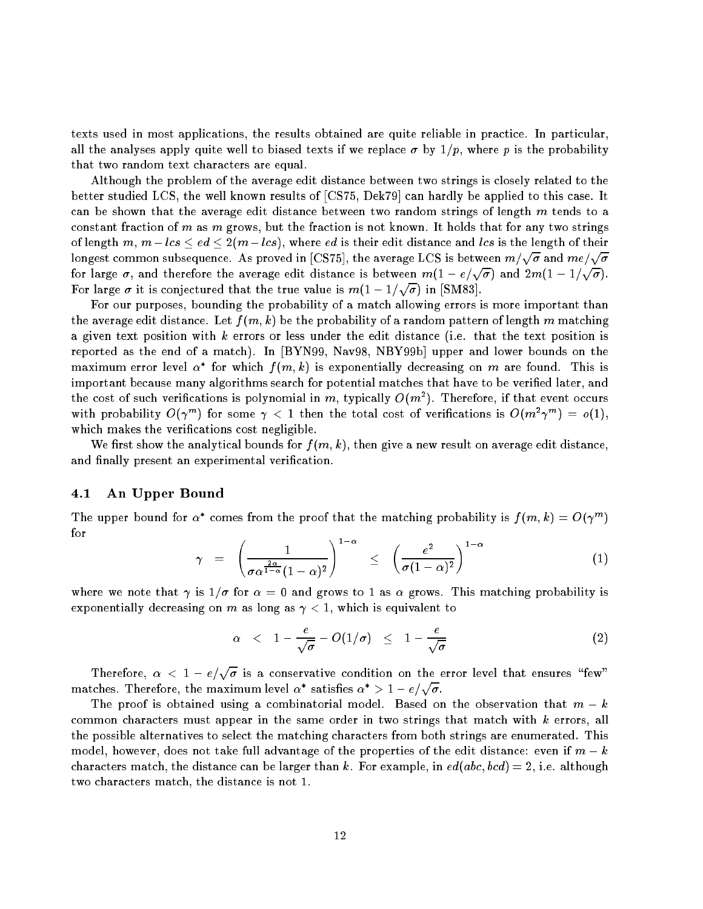texts used in most applications, the results obtained are quite reliable in practice. In particular, all the analyses apply quite well to biased texts if we replace $\sigma$ by $1/p$, where $p$ is the probability that two random text characters are equal.

Although the problem of the average edit distance between two strings is closely related to the better studied LCS, the well known results of [CS75, Dek79] can hardly be applied to this case. It can be shown that the average edit distance between two random strings of length $m$ tends to a constant fraction of $m$ as $m$ grows, but the fraction is not known. It holds that for any two strings of length $m$, $m - lcs \leq ed \leq 2(m - lcs)$, where $ed$ is their edit distance and $lcs$ is the length of their longest common subsequence. As proved in [CS75], the average LCS is between $m/\sqrt{\sigma}$ and $me/\sqrt{\sigma}$ for large $\sigma$, and therefore the average edit distance is between $m(1 - e/\sqrt{\sigma})$ and $2m(1 - 1/\sqrt{\sigma})$. For large $\sigma$ it is conjectured that the true value is $m(1 - 1/\sqrt{\sigma})$ in [SM83].

For our purposes, bounding the probability of a match allowing errors is more important than the average edit distance. Let $f(m, k)$ be the probability of a random pattern of length $m$ matching a given text position with $k$ errors or less under the edit distance (i.e. that the text position is reported as the end of a match). In [BYN99, Nav98, NBY99b] upper and lower bounds on the maximum error level $\alpha^*$ for which $f(m, k)$ is exponentially decreasing on $m$ are found. This is important because many algorithms search for potential matches that have to be verified later, and the cost of such verifications is polynomial in $m$, typically $O(m^2)$. Therefore, if that event occurs with probability $O(\gamma^m)$ for some $\gamma < 1$ then the total cost of verifications is $O(m^2 \gamma^m) = o(1)$, which makes the verifications cost negligible.

We first show the analytical bounds for $f(m, k)$, then give a new result on average edit distance, and finally present an experimental verification.

## 4.1 An Upper Bound

The upper bound for $\alpha^*$ comes from the proof that the matching probability is $f(m, k) = O(\gamma^m)$ for

$$\gamma \;=\; \left( \frac{1}{\sigma \alpha^{\frac{2\alpha}{1-\alpha}} (1 - \alpha)^2} \right)^{1-\alpha} \;\leq\; \left( \frac{e^2}{\sigma (1 - \alpha)^2} \right)^{1-\alpha} \tag{1}$$

where we note that $\gamma$ is $1/\sigma$ for $\alpha = 0$ and grows to 1 as $\alpha$ grows. This matching probability is exponentially decreasing on $m$ as long as $\gamma < 1$, which is equivalent to

$$\alpha \;<\; 1 - \frac{e}{\sqrt{\sigma}} - O(1/\sigma) \;\leq\; 1 - \frac{e}{\sqrt{\sigma}} \tag{2}$$

Therefore, $\alpha < 1 - e/\sqrt{\sigma}$ is a conservative condition on the error level that ensures "few" matches. Therefore, the maximum level $\alpha^*$ satisfies $\alpha^* > 1 - e/\sqrt{\sigma}$.

The proof is obtained using a combinatorial model. Based on the observation that $m - k$ common characters must appear in the same order in two strings that match with $k$ errors, all the possible alternatives to select the matching characters from both strings are enumerated. This model, however, does not take full advantage of the properties of the edit distance: even if $m - k$ characters match, the distance can be larger than $k$. For example, in $ed(abc, bcd) = 2$, i.e. although two characters match, the distance is not 1.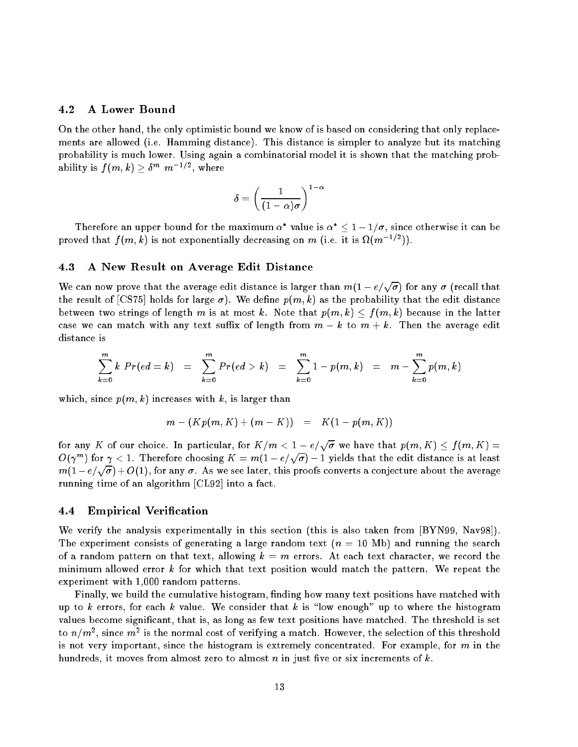### 4.2 A Lower Bound

On the other hand, the only optimistic bound we know of is based on considering that only replacements are allowed (i.e. Hamming distance). This distance is simpler to analyze but its matching probability is much lower. Using again a combinatorial model it is shown that the matching probability is $f(m,k) \geq \delta^m \; m^{-1/2}$, where

$$\delta = \left( \frac{1}{(1-\alpha)\sigma} \right)^{1-\alpha}$$

Therefore an upper bound for the maximum $\alpha^*$ value is $\alpha^* \leq 1 - 1/\sigma$, since otherwise it can be proved that $f(m,k)$ is not exponentially decreasing on $m$ (i.e. it is $\Omega(m^{-1/2})$).

### 4.3 A New Result on Average Edit Distance

We can now prove that the average edit distance is larger than $m(1 - e/\sqrt{\sigma})$ for any $\sigma$ (recall that the result of [CS75] holds for large $\sigma$). We define $p(m,k)$ as the probability that the edit distance between two strings of length $m$ is at most $k$. Note that $p(m,k) \leq f(m,k)$ because in the latter case we can match with any text suffix of length from $m-k$ to $m+k$. Then the average edit distance is

$$\sum_{k=0}^{m} k \; Pr(ed = k) \;\; = \;\; \sum_{k=0}^{m} Pr(ed > k) \;\; = \;\; \sum_{k=0}^{m} 1 - p(m,k) \;\; = \;\; m - \sum_{k=0}^{m} p(m,k)$$

which, since $p(m,k)$ increases with $k$, is larger than

$$m - (Kp(m,K) + (m-K)) \;\; = \;\; K(1 - p(m,K))$$

for any $K$ of our choice. In particular, for $K/m < 1 - e/\sqrt{\sigma}$ we have that $p(m,K) \leq f(m,K) = O(\gamma^m)$ for $\gamma < 1$. Therefore choosing $K = m(1 - e/\sqrt{\sigma}) - 1$ yields that the edit distance is at least $m(1 - e/\sqrt{\sigma}) + O(1)$, for any $\sigma$. As we see later, this proofs converts a conjecture about the average running time of an algorithm [CL92] into a fact.

### 4.4 Empirical Verification

We verify the analysis experimentally in this section (this is also taken from [BYN99, Nav98]). The experiment consists of generating a large random text ($n$ = 10 Mb) and running the search of a random pattern on that text, allowing $k = m$ errors. At each text character, we record the minimum allowed error $k$ for which that text position would match the pattern. We repeat the experiment with 1,000 random patterns.

Finally, we build the cumulative histogram, finding how many text positions have matched with up to $k$ errors, for each $k$ value. We consider that $k$ is "low enough" up to where the histogram values become significant, that is, as long as few text positions have matched. The threshold is set to $n/m^2$, since $m^2$ is the normal cost of verifying a match. However, the selection of this threshold is not very important, since the histogram is extremely concentrated. For example, for $m$ in the hundreds, it moves from almost zero to almost $n$ in just five or six increments of $k$.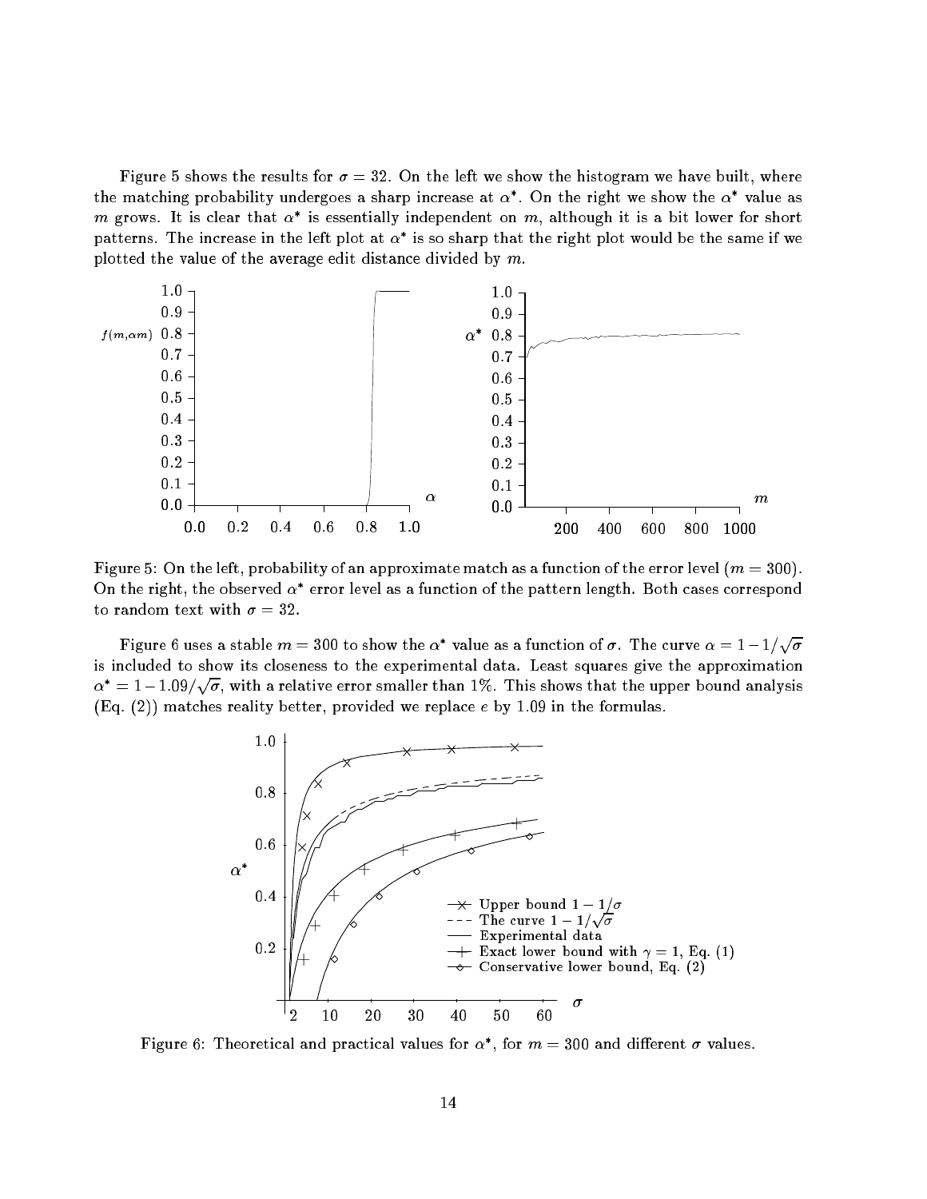Figure 5 shows the results for $\sigma = 32$. On the left we show the histogram we have built, where the matching probability undergoes a sharp increase at $\alpha^*$. On the right we show the $\alpha^*$ value as $m$ grows. It is clear that $\alpha^*$ is essentially independent on $m$, although it is a bit lower for short patterns. The increase in the left plot at $\alpha^*$ is so sharp that the right plot would be the same if we plotted the value of the average edit distance divided by $m$.

Figure 5: On the left, probability of an approximate match as a function of the error level ($m = 300$). On the right, the observed $\alpha^*$ error level as a function of the pattern length. Both cases correspond to random text with $\sigma = 32$.

Figure 6 uses a stable $m = 300$ to show the $\alpha^*$ value as a function of $\sigma$. The curve $\alpha = 1 - 1/\sqrt{\sigma}$ is included to show its closeness to the experimental data. Least squares give the approximation $\alpha^* = 1 - 1.09/\sqrt{\sigma}$, with a relative error smaller than 1%. This shows that the upper bound analysis (Eq. (2)) matches reality better, provided we replace $e$ by 1.09 in the formulas.

Figure 6: Theoretical and practical values for $\alpha^*$, for $m = 300$ and different $\sigma$ values.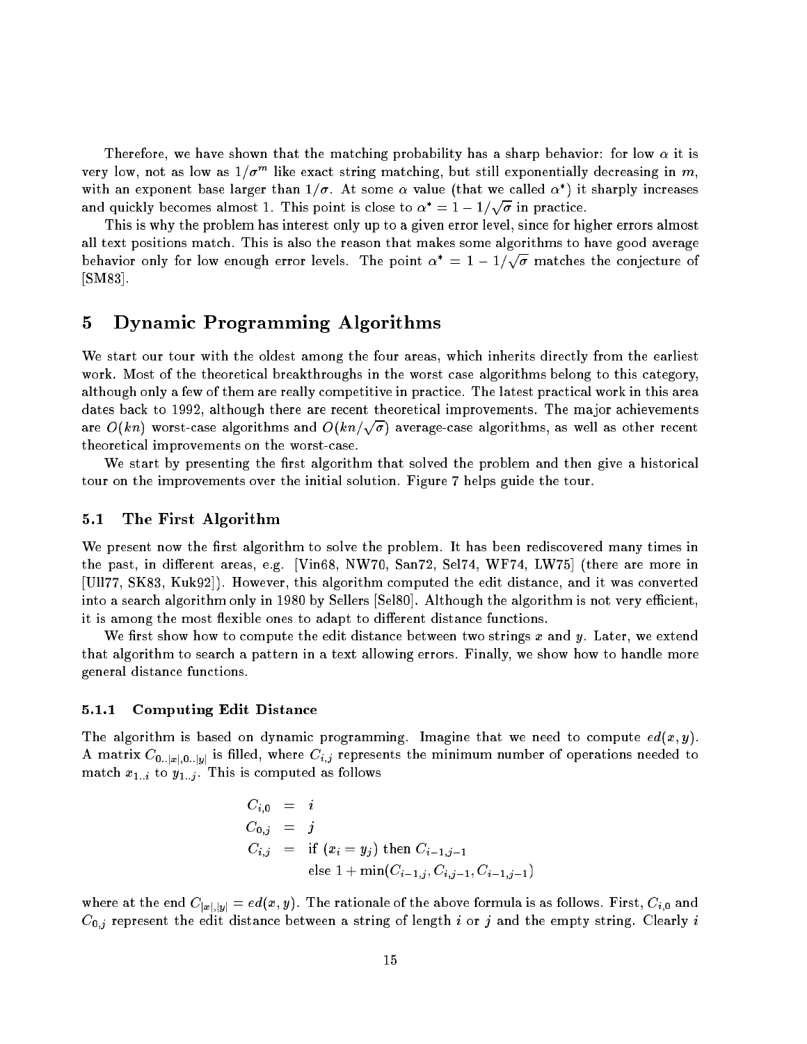Therefore, we have shown that the matching probability has a sharp behavior: for low $\alpha$ it is very low, not as low as $1/\sigma^m$ like exact string matching, but still exponentially decreasing in $m$, with an exponent base larger than $1/\sigma$. At some $\alpha$ value (that we called $\alpha^*$) it sharply increases and quickly becomes almost 1. This point is close to $\alpha^* = 1 - 1/\sqrt{\sigma}$ in practice.

This is why the problem has interest only up to a given error level, since for higher errors almost all text positions match. This is also the reason that makes some algorithms to have good average behavior only for low enough error levels. The point $\alpha^* = 1 - 1/\sqrt{\sigma}$ matches the conjecture of [SM83].

# 5 Dynamic Programming Algorithms

We start our tour with the oldest among the four areas, which inherits directly from the earliest work. Most of the theoretical breakthroughs in the worst case algorithms belong to this category, although only a few of them are really competitive in practice. The latest practical work in this area dates back to 1992, although there are recent theoretical improvements. The major achievements are $O(kn)$ worst-case algorithms and $O(kn/\sqrt{\sigma})$ average-case algorithms, as well as other recent theoretical improvements on the worst-case.

We start by presenting the first algorithm that solved the problem and then give a historical tour on the improvements over the initial solution. Figure 7 helps guide the tour.

## 5.1 The First Algorithm

We present now the first algorithm to solve the problem. It has been rediscovered many times in the past, in different areas, e.g. [Vin68, NW70, San72, Sel74, WF74, LW75] (there are more in [Ull77, SK83, Kuk92]). However, this algorithm computed the edit distance, and it was converted into a search algorithm only in 1980 by Sellers [Sel80]. Although the algorithm is not very efficient, it is among the most flexible ones to adapt to different distance functions.

We first show how to compute the edit distance between two strings $x$ and $y$. Later, we extend that algorithm to search a pattern in a text allowing errors. Finally, we show how to handle more general distance functions.

### 5.1.1 Computing Edit Distance

The algorithm is based on dynamic programming. Imagine that we need to compute $ed(x, y)$. A matrix $C_{0..|x|,0..|y|}$ is filled, where $C_{i,j}$ represents the minimum number of operations needed to match $x_{1..i}$ to $y_{1..j}$. This is computed as follows

$$
\begin{aligned}
C_{i,0} &= i \\
C_{0,j} &= j \\
C_{i,j} &= \text{if } (x_i = y_j) \text{ then } C_{i-1,j-1} \\
&\quad\;\; \text{else } 1 + \min(C_{i-1,j}, C_{i,j-1}, C_{i-1,j-1})
\end{aligned}
$$

where at the end $C_{|x|,|y|} = ed(x, y)$. The rationale of the above formula is as follows. First, $C_{i,0}$ and $C_{0,j}$ represent the edit distance between a string of length $i$ or $j$ and the empty string. Clearly $i$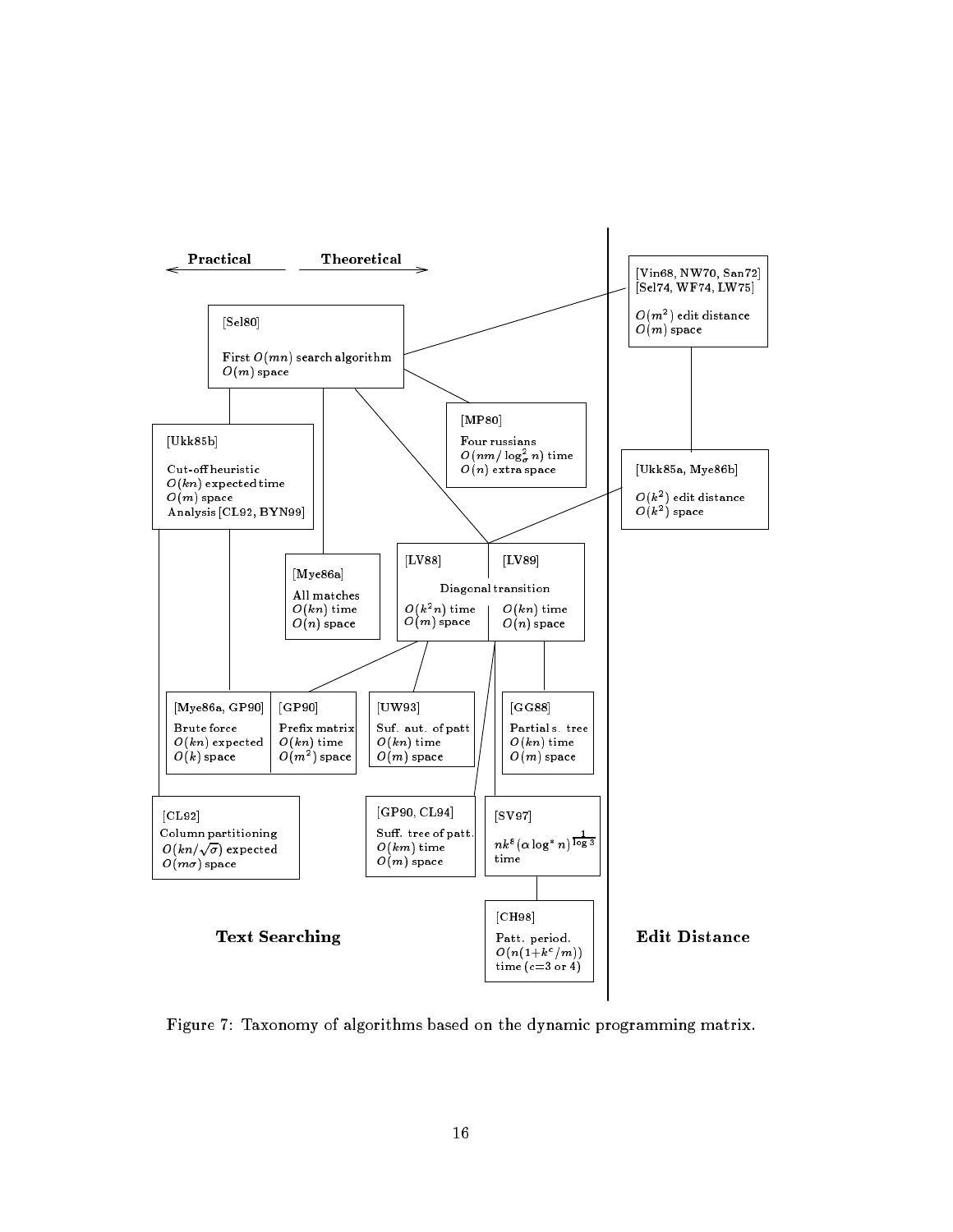**Practical** ← → **Theoretical**

[Sel80]
First $O(mn)$ search algorithm
$O(m)$ space

[Vin68, NW70, San72]
[Sel74, WF74, LW75]
$O(m^2)$ edit distance
$O(m)$ space

[MP80]
Four russians
$O(nm/\log_\sigma^2 n)$ time
$O(n)$ extra space

[Ukk85b]
Cut-off heuristic
$O(kn)$ expected time
$O(m)$ space
Analysis [CL92, BYN99]

[Ukk85a, Mye86b]
$O(k^2)$ edit distance
$O(k^2)$ space

[Mye86a]
All matches
$O(kn)$ time
$O(n)$ space

[LV88] | [LV89]
Diagonal transition
$O(k^2 n)$ time, $O(m)$ space | $O(kn)$ time, $O(n)$ space

[Mye86a, GP90]
Brute force
$O(kn)$ expected
$O(k)$ space

[GP90]
Prefix matrix
$O(kn)$ time
$O(m^2)$ space

[UW93]
Suf. aut. of patt
$O(kn)$ time
$O(m)$ space

[GG88]
Partial s. tree
$O(kn)$ time
$O(m)$ space

[CL92]
Column partitioning
$O(kn/\sqrt{\sigma})$ expected
$O(m\sigma)$ space

[GP90, CL94]
Suff. tree of patt.
$O(km)$ time
$O(m)$ space

[SV97]
$nk^8(\alpha \log^* n)^{\frac{1}{\log 3}}$ time

[CH98]
Patt. period.
$O(n(1+k^c/m))$ time ($c$=3 or 4)

**Text Searching** | **Edit Distance**

Figure 7: Taxonomy of algorithms based on the dynamic programming matrix.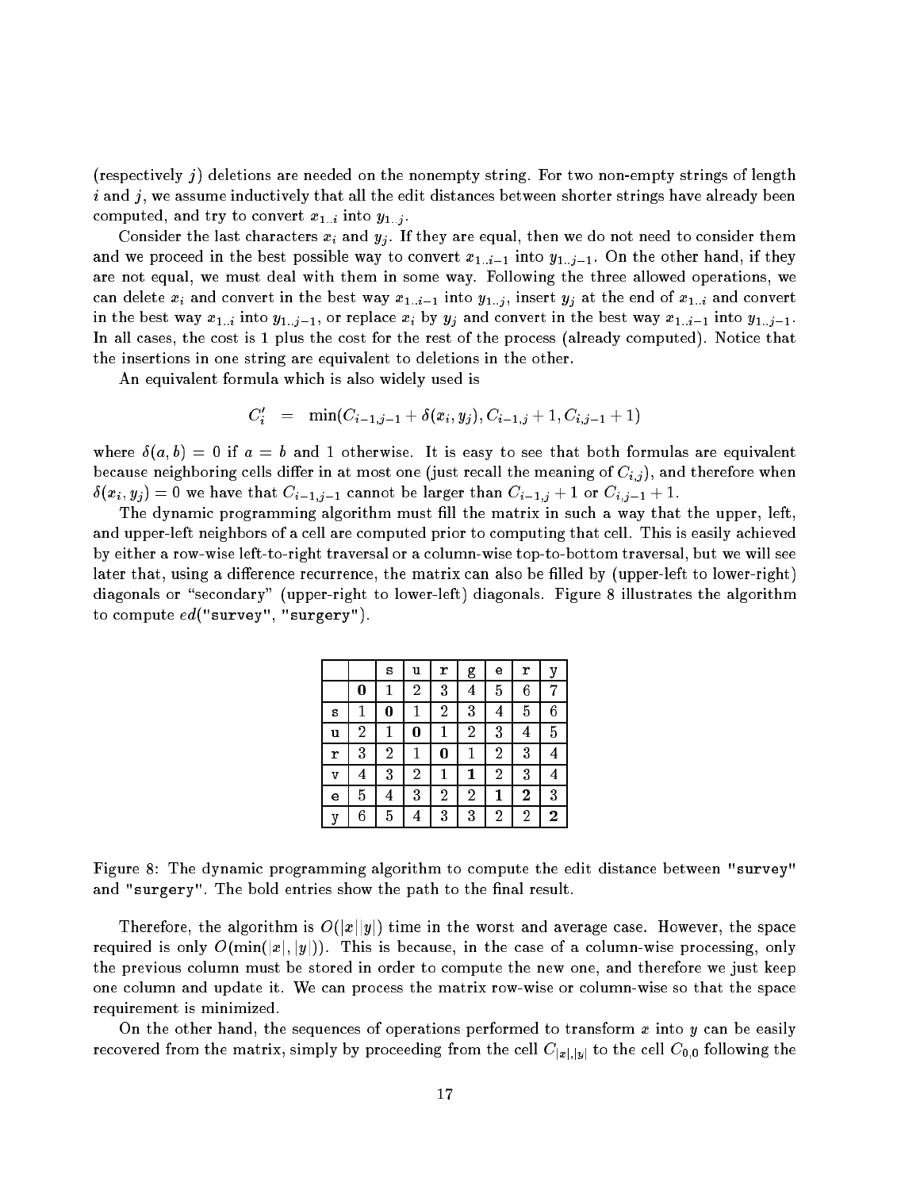(respectively $j$) deletions are needed on the nonempty string. For two non-empty strings of length $i$ and $j$, we assume inductively that all the edit distances between shorter strings have already been computed, and try to convert $x_{1..i}$ into $y_{1..j}$.

Consider the last characters $x_i$ and $y_j$. If they are equal, then we do not need to consider them and we proceed in the best possible way to convert $x_{1..i-1}$ into $y_{1..j-1}$. On the other hand, if they are not equal, we must deal with them in some way. Following the three allowed operations, we can delete $x_i$ and convert in the best way $x_{1..i-1}$ into $y_{1..j}$, insert $y_j$ at the end of $x_{1..i}$ and convert in the best way $x_{1..i}$ into $y_{1..j-1}$, or replace $x_i$ by $y_j$ and convert in the best way $x_{1..i-1}$ into $y_{1..j-1}$. In all cases, the cost is 1 plus the cost for the rest of the process (already computed). Notice that the insertions in one string are equivalent to deletions in the other.

An equivalent formula which is also widely used is

$$C'_i \quad = \quad \min(C_{i-1,j-1} + \delta(x_i, y_j), C_{i-1,j} + 1, C_{i,j-1} + 1)$$

where $\delta(a,b) = 0$ if $a = b$ and 1 otherwise. It is easy to see that both formulas are equivalent because neighboring cells differ in at most one (just recall the meaning of $C_{i,j}$), and therefore when $\delta(x_i, y_j) = 0$ we have that $C_{i-1,j-1}$ cannot be larger than $C_{i-1,j} + 1$ or $C_{i,j-1} + 1$.

The dynamic programming algorithm must fill the matrix in such a way that the upper, left, and upper-left neighbors of a cell are computed prior to computing that cell. This is easily achieved by either a row-wise left-to-right traversal or a column-wise top-to-bottom traversal, but we will see later that, using a difference recurrence, the matrix can also be filled by (upper-left to lower-right) diagonals or "secondary" (upper-right to lower-left) diagonals. Figure 8 illustrates the algorithm to compute $ed($"survey", "surgery"$)$.

| | | s | u | r | g | e | r | y |
|---|---|---|---|---|---|---|---|---|
| | **0** | 1 | 2 | 3 | 4 | 5 | 6 | 7 |
| s | 1 | **0** | 1 | 2 | 3 | 4 | 5 | 6 |
| u | 2 | 1 | **0** | 1 | 2 | 3 | 4 | 5 |
| r | 3 | 2 | 1 | **0** | 1 | 2 | 3 | 4 |
| v | 4 | 3 | 2 | 1 | **1** | 2 | 3 | 4 |
| e | 5 | 4 | 3 | 2 | 2 | **1** | **2** | 3 |
| y | 6 | 5 | 4 | 3 | 3 | 2 | 2 | **2** |

Figure 8: The dynamic programming algorithm to compute the edit distance between "survey" and "surgery". The bold entries show the path to the final result.

Therefore, the algorithm is $O(|x||y|)$ time in the worst and average case. However, the space required is only $O(\min(|x|, |y|))$. This is because, in the case of a column-wise processing, only the previous column must be stored in order to compute the new one, and therefore we just keep one column and update it. We can process the matrix row-wise or column-wise so that the space requirement is minimized.

On the other hand, the sequences of operations performed to transform $x$ into $y$ can be easily recovered from the matrix, simply by proceeding from the cell $C_{|x|,|y|}$ to the cell $C_{0,0}$ following the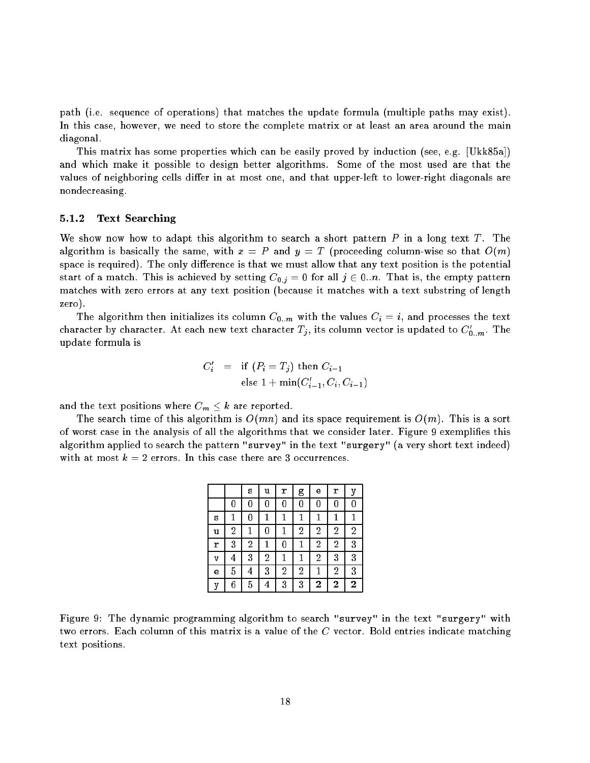path (i.e. sequence of operations) that matches the update formula (multiple paths may exist). In this case, however, we need to store the complete matrix or at least an area around the main diagonal.

This matrix has some properties which can be easily proved by induction (see, e.g. [Ukk85a]) and which make it possible to design better algorithms. Some of the most used are that the values of neighboring cells differ in at most one, and that upper-left to lower-right diagonals are nondecreasing.

### 5.1.2 Text Searching

We show now how to adapt this algorithm to search a short pattern $P$ in a long text $T$. The algorithm is basically the same, with $x = P$ and $y = T$ (proceeding column-wise so that $O(m)$ space is required). The only difference is that we must allow that any text position is the potential start of a match. This is achieved by setting $C_{0,j} = 0$ for all $j \in 0..n$. That is, the empty pattern matches with zero errors at any text position (because it matches with a text substring of length zero).

The algorithm then initializes its column $C_{0..m}$ with the values $C_i = i$, and processes the text character by character. At each new text character $T_j$, its column vector is updated to $C'_{0..m}$. The update formula is

$$
\begin{aligned}
C'_i \;\; = \;\; & \text{if } (P_i = T_j) \text{ then } C_{i-1} \\
& \text{else } 1 + \min(C'_{i-1}, C_i, C_{i-1})
\end{aligned}
$$

and the text positions where $C_m \leq k$ are reported.

The search time of this algorithm is $O(mn)$ and its space requirement is $O(m)$. This is a sort of worst case in the analysis of all the algorithms that we consider later. Figure 9 exemplifies this algorithm applied to search the pattern `"survey"` in the text `"surgery"` (a very short text indeed) with at most $k = 2$ errors. In this case there are 3 occurrences.

| | | s | u | r | g | e | r | y |
|---|---|---|---|---|---|---|---|---|
| | 0 | 0 | 0 | 0 | 0 | 0 | 0 | 0 |
| s | 1 | 0 | 1 | 1 | 1 | 1 | 1 | 1 |
| u | 2 | 1 | 0 | 1 | 2 | 2 | 2 | 2 |
| r | 3 | 2 | 1 | 0 | 1 | 2 | 2 | 3 |
| v | 4 | 3 | 2 | 1 | 1 | 2 | 3 | 3 |
| e | 5 | 4 | 3 | 2 | 2 | 1 | 2 | 3 |
| y | 6 | 5 | 4 | 3 | 3 | **2** | **2** | **2** |

Figure 9: The dynamic programming algorithm to search `"survey"` in the text `"surgery"` with two errors. Each column of this matrix is a value of the $C$ vector. Bold entries indicate matching text positions.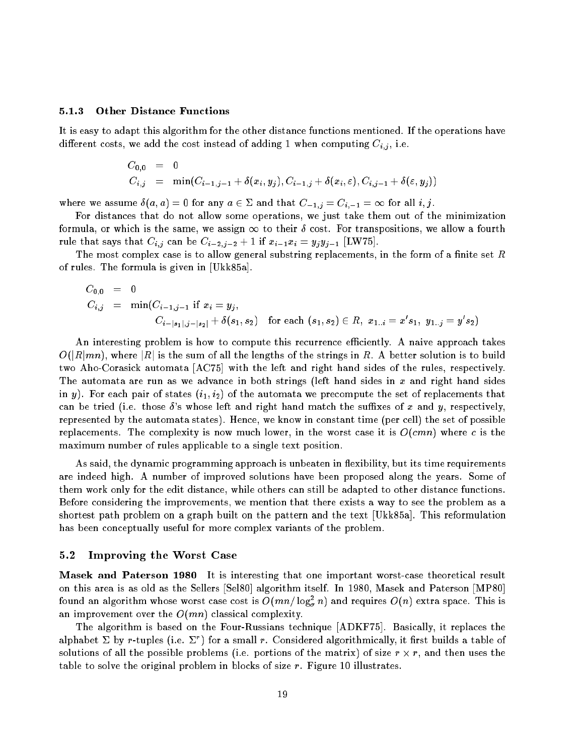### 5.1.3 Other Distance Functions

It is easy to adapt this algorithm for the other distance functions mentioned. If the operations have different costs, we add the cost instead of adding 1 when computing $C_{i,j}$, i.e.

$$
\begin{aligned}
C_{0,0} &= 0 \\
C_{i,j} &= \min(C_{i-1,j-1} + \delta(x_i, y_j), C_{i-1,j} + \delta(x_i, \varepsilon), C_{i,j-1} + \delta(\varepsilon, y_j))
\end{aligned}
$$

where we assume $\delta(a,a) = 0$ for any $a \in \Sigma$ and that $C_{-1,j} = C_{i,-1} = \infty$ for all $i, j$.

For distances that do not allow some operations, we just take them out of the minimization formula, or which is the same, we assign $\infty$ to their $\delta$ cost. For transpositions, we allow a fourth rule that says that $C_{i,j}$ can be $C_{i-2,j-2} + 1$ if $x_{i-1}x_i = y_j y_{j-1}$ [LW75].

The most complex case is to allow general substring replacements, in the form of a finite set $R$ of rules. The formula is given in [Ukk85a].

$$
\begin{aligned}
C_{0,0} &= 0 \\
C_{i,j} &= \min(C_{i-1,j-1} \text{ if } x_i = y_j, \\
&\qquad C_{i-|s_1|,j-|s_2|} + \delta(s_1, s_2) \quad \text{for each } (s_1, s_2) \in R,\ x_{1..i} = x' s_1,\ y_{1..j} = y' s_2)
\end{aligned}
$$

An interesting problem is how to compute this recurrence efficiently. A naive approach takes $O(|R|mn)$, where $|R|$ is the sum of all the lengths of the strings in $R$. A better solution is to build two Aho-Corasick automata [AC75] with the left and right hand sides of the rules, respectively. The automata are run as we advance in both strings (left hand sides in $x$ and right hand sides in $y$). For each pair of states $(i_1, i_2)$ of the automata we precompute the set of replacements that can be tried (i.e. those $\delta$'s whose left and right hand match the suffixes of $x$ and $y$, respectively, represented by the automata states). Hence, we know in constant time (per cell) the set of possible replacements. The complexity is now much lower, in the worst case it is $O(cmn)$ where $c$ is the maximum number of rules applicable to a single text position.

As said, the dynamic programming approach is unbeaten in flexibility, but its time requirements are indeed high. A number of improved solutions have been proposed along the years. Some of them work only for the edit distance, while others can still be adapted to other distance functions. Before considering the improvements, we mention that there exists a way to see the problem as a shortest path problem on a graph built on the pattern and the text [Ukk85a]. This reformulation has been conceptually useful for more complex variants of the problem.

## 5.2 Improving the Worst Case

**Masek and Paterson 1980** It is interesting that one important worst-case theoretical result on this area is as old as the Sellers [Sel80] algorithm itself. In 1980, Masek and Paterson [MP80] found an algorithm whose worst case cost is $O(mn/\log_\sigma^2 n)$ and requires $O(n)$ extra space. This is an improvement over the $O(mn)$ classical complexity.

The algorithm is based on the Four-Russians technique [ADKF75]. Basically, it replaces the alphabet $\Sigma$ by $r$-tuples (i.e. $\Sigma^r$) for a small $r$. Considered algorithmically, it first builds a table of solutions of all the possible problems (i.e. portions of the matrix) of size $r \times r$, and then uses the table to solve the original problem in blocks of size $r$. Figure 10 illustrates.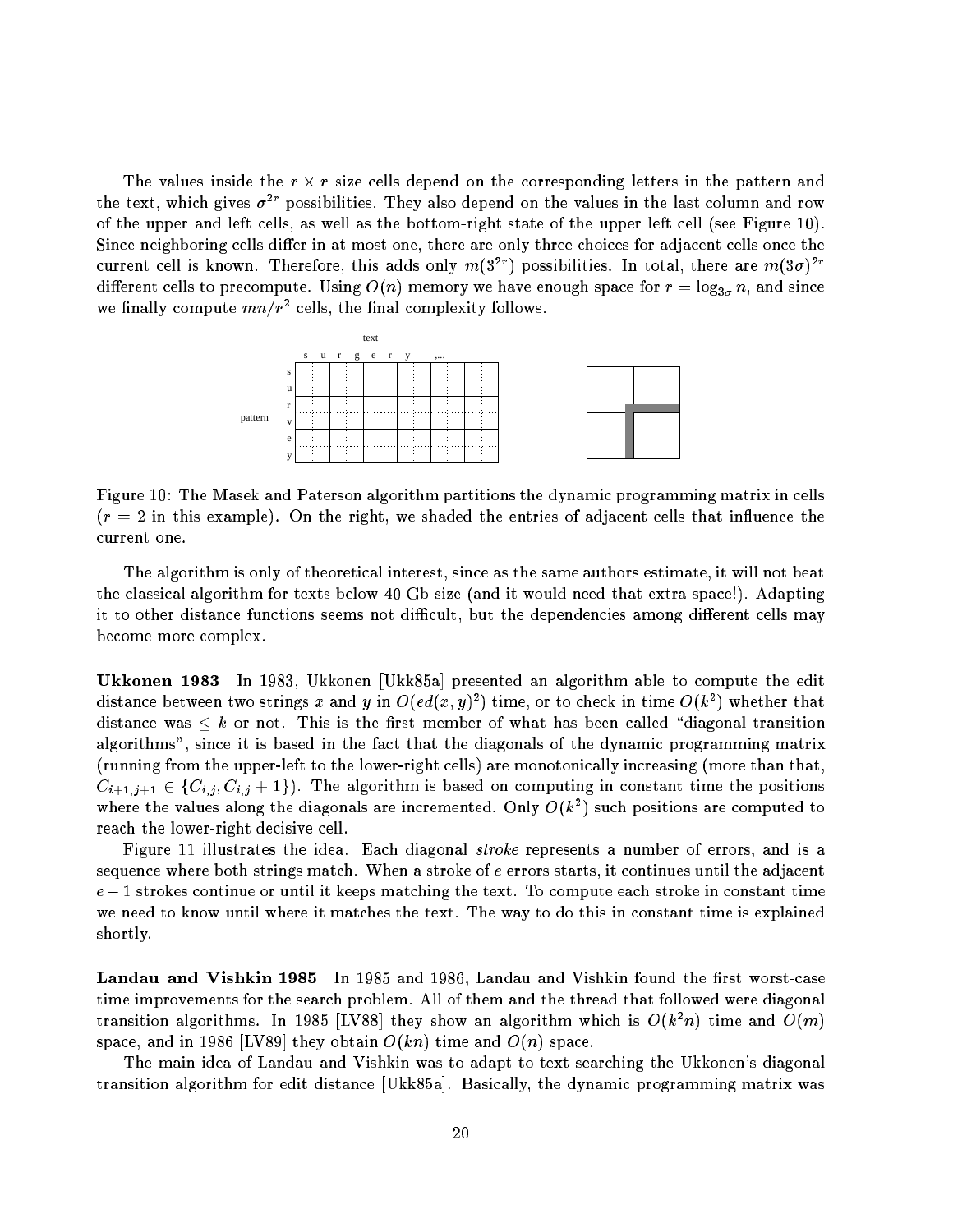The values inside the $r \times r$ size cells depend on the corresponding letters in the pattern and the text, which gives $\sigma^{2r}$ possibilities. They also depend on the values in the last column and row of the upper and left cells, as well as the bottom-right state of the upper left cell (see Figure 10). Since neighboring cells differ in at most one, there are only three choices for adjacent cells once the current cell is known. Therefore, this adds only $m(3^{2r})$ possibilities. In total, there are $m(3\sigma)^{2r}$ different cells to precompute. Using $O(n)$ memory we have enough space for $r = \log_{3\sigma} n$, and since we finally compute $mn/r^2$ cells, the final complexity follows.

Figure 10: The Masek and Paterson algorithm partitions the dynamic programming matrix in cells ($r = 2$ in this example). On the right, we shaded the entries of adjacent cells that influence the current one.

The algorithm is only of theoretical interest, since as the same authors estimate, it will not beat the classical algorithm for texts below 40 Gb size (and it would need that extra space!). Adapting it to other distance functions seems not difficult, but the dependencies among different cells may become more complex.

**Ukkonen 1983** In 1983, Ukkonen [Ukk85a] presented an algorithm able to compute the edit distance between two strings $x$ and $y$ in $O(ed(x, y)^2)$ time, or to check in time $O(k^2)$ whether that distance was $\leq k$ or not. This is the first member of what has been called "diagonal transition algorithms", since it is based in the fact that the diagonals of the dynamic programming matrix (running from the upper-left to the lower-right cells) are monotonically increasing (more than that, $C_{i+1,j+1} \in \{C_{i,j}, C_{i,j} + 1\}$). The algorithm is based on computing in constant time the positions where the values along the diagonals are incremented. Only $O(k^2)$ such positions are computed to reach the lower-right decisive cell.

Figure 11 illustrates the idea. Each diagonal *stroke* represents a number of errors, and is a sequence where both strings match. When a stroke of $e$ errors starts, it continues until the adjacent $e - 1$ strokes continue or until it keeps matching the text. To compute each stroke in constant time we need to know until where it matches the text. The way to do this in constant time is explained shortly.

**Landau and Vishkin 1985** In 1985 and 1986, Landau and Vishkin found the first worst-case time improvements for the search problem. All of them and the thread that followed were diagonal transition algorithms. In 1985 [LV88] they show an algorithm which is $O(k^2 n)$ time and $O(m)$ space, and in 1986 [LV89] they obtain $O(kn)$ time and $O(n)$ space.

The main idea of Landau and Vishkin was to adapt to text searching the Ukkonen's diagonal transition algorithm for edit distance [Ukk85a]. Basically, the dynamic programming matrix was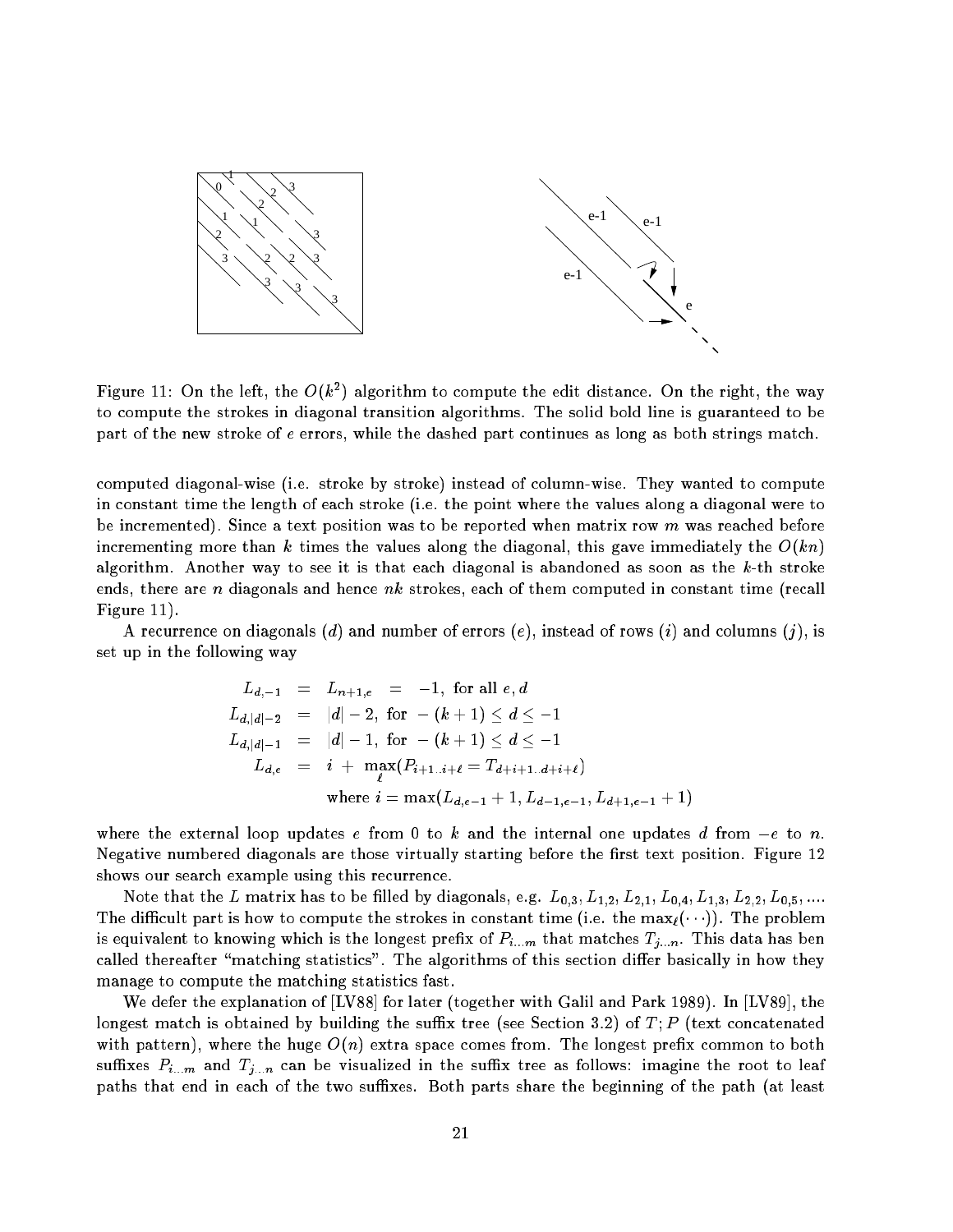Figure 11: On the left, the $O(k^2)$ algorithm to compute the edit distance. On the right, the way to compute the strokes in diagonal transition algorithms. The solid bold line is guaranteed to be part of the new stroke of $e$ errors, while the dashed part continues as long as both strings match.

computed diagonal-wise (i.e. stroke by stroke) instead of column-wise. They wanted to compute in constant time the length of each stroke (i.e. the point where the values along a diagonal were to be incremented). Since a text position was to be reported when matrix row $m$ was reached before incrementing more than $k$ times the values along the diagonal, this gave immediately the $O(kn)$ algorithm. Another way to see it is that each diagonal is abandoned as soon as the $k$-th stroke ends, there are $n$ diagonals and hence $nk$ strokes, each of them computed in constant time (recall Figure 11).

A recurrence on diagonals ($d$) and number of errors ($e$), instead of rows ($i$) and columns ($j$), is set up in the following way

$$
\begin{aligned}
L_{d,-1} &= L_{n+1,e} = -1, \text{ for all } e, d \\
L_{d,|d|-2} &= |d| - 2, \text{ for } -(k+1) \leq d \leq -1 \\
L_{d,|d|-1} &= |d| - 1, \text{ for } -(k+1) \leq d \leq -1 \\
L_{d,e} &= i + \max_{\ell}(P_{i+1..i+\ell} = T_{d+i+1..d+i+\ell}) \\
&\quad \text{where } i = \max(L_{d,e-1} + 1, L_{d-1,e-1}, L_{d+1,e-1} + 1)
\end{aligned}
$$

where the external loop updates $e$ from 0 to $k$ and the internal one updates $d$ from $-e$ to $n$. Negative numbered diagonals are those virtually starting before the first text position. Figure 12 shows our search example using this recurrence.

Note that the $L$ matrix has to be filled by diagonals, e.g. $L_{0,3}, L_{1,2}, L_{2,1}, L_{0,4}, L_{1,3}, L_{2,2}, L_{0,5}, \ldots$. The difficult part is how to compute the strokes in constant time (i.e. the $\max_{\ell}(\cdots)$). The problem is equivalent to knowing which is the longest prefix of $P_{i...m}$ that matches $T_{j...n}$. This data has ben called thereafter "matching statistics". The algorithms of this section differ basically in how they manage to compute the matching statistics fast.

We defer the explanation of [LV88] for later (together with Galil and Park 1989). In [LV89], the longest match is obtained by building the suffix tree (see Section 3.2) of $T;P$ (text concatenated with pattern), where the huge $O(n)$ extra space comes from. The longest prefix common to both suffixes $P_{i...m}$ and $T_{j...n}$ can be visualized in the suffix tree as follows: imagine the root to leaf paths that end in each of the two suffixes. Both parts share the beginning of the path (at least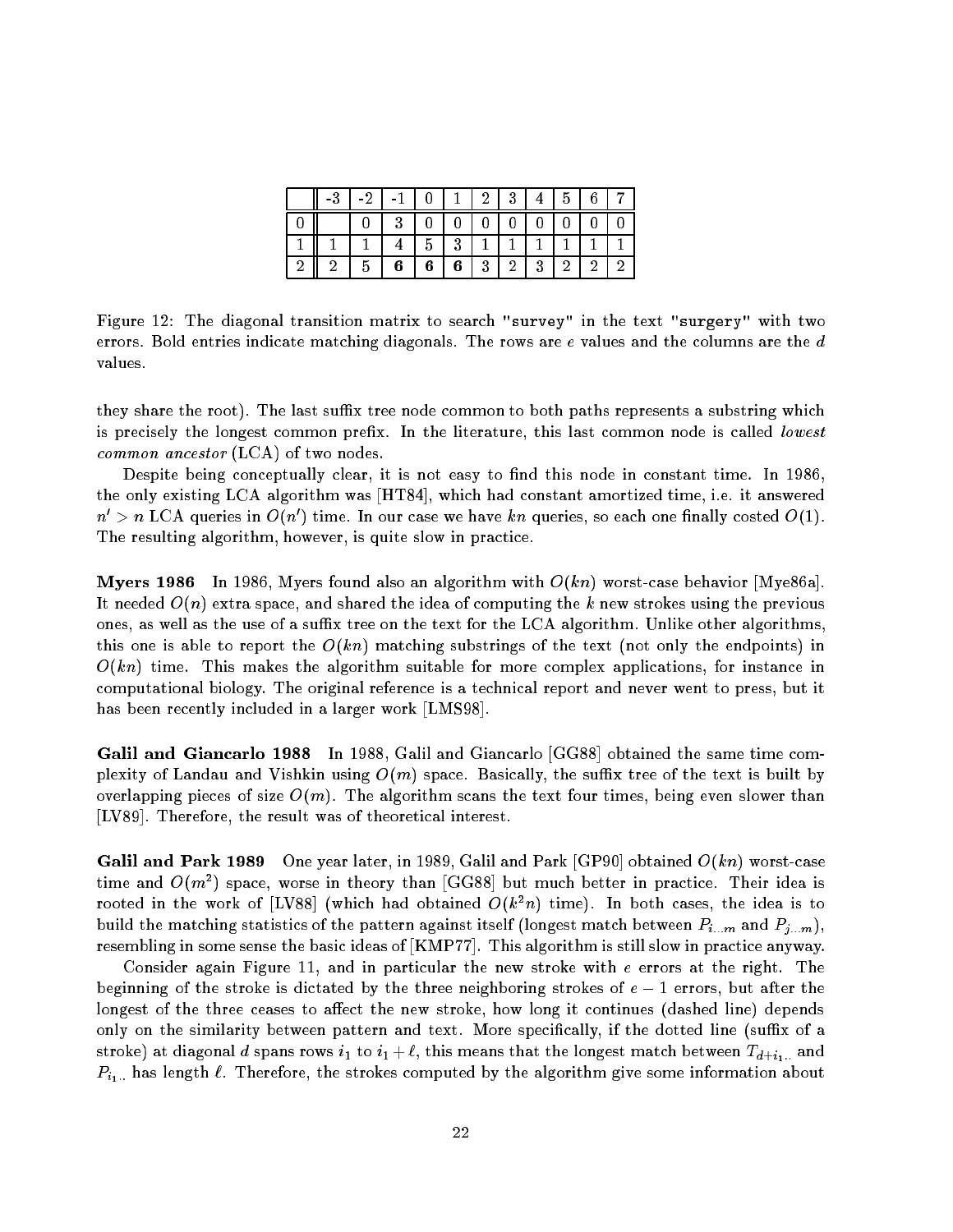|   | -3 | -2 | -1 | 0 | 1 | 2 | 3 | 4 | 5 | 6 | 7 |
|---|---|---|---|---|---|---|---|---|---|---|---|
| 0 |   | 0 | 3 | 0 | 0 | 0 | 0 | 0 | 0 | 0 | 0 |
| 1 | 1 | 1 | 4 | 5 | 3 | 1 | 1 | 1 | 1 | 1 | 1 |
| 2 | 2 | 5 | **6** | **6** | **6** | 3 | 2 | 3 | 2 | 2 | 2 |

Figure 12: The diagonal transition matrix to search `"survey"` in the text `"surgery"` with two errors. Bold entries indicate matching diagonals. The rows are $e$ values and the columns are the $d$ values.

they share the root). The last suffix tree node common to both paths represents a substring which is precisely the longest common prefix. In the literature, this last common node is called *lowest common ancestor* (LCA) of two nodes.

Despite being conceptually clear, it is not easy to find this node in constant time. In 1986, the only existing LCA algorithm was [HT84], which had constant amortized time, i.e. it answered $n' > n$ LCA queries in $O(n')$ time. In our case we have $kn$ queries, so each one finally costed $O(1)$. The resulting algorithm, however, is quite slow in practice.

**Myers 1986** In 1986, Myers found also an algorithm with $O(kn)$ worst-case behavior [Mye86a]. It needed $O(n)$ extra space, and shared the idea of computing the $k$ new strokes using the previous ones, as well as the use of a suffix tree on the text for the LCA algorithm. Unlike other algorithms, this one is able to report the $O(kn)$ matching substrings of the text (not only the endpoints) in $O(kn)$ time. This makes the algorithm suitable for more complex applications, for instance in computational biology. The original reference is a technical report and never went to press, but it has been recently included in a larger work [LMS98].

**Galil and Giancarlo 1988** In 1988, Galil and Giancarlo [GG88] obtained the same time complexity of Landau and Vishkin using $O(m)$ space. Basically, the suffix tree of the text is built by overlapping pieces of size $O(m)$. The algorithm scans the text four times, being even slower than [LV89]. Therefore, the result was of theoretical interest.

**Galil and Park 1989** One year later, in 1989, Galil and Park [GP90] obtained $O(kn)$ worst-case time and $O(m^2)$ space, worse in theory than [GG88] but much better in practice. Their idea is rooted in the work of [LV88] (which had obtained $O(k^2 n)$ time). In both cases, the idea is to build the matching statistics of the pattern against itself (longest match between $P_{i...m}$ and $P_{j...m}$), resembling in some sense the basic ideas of [KMP77]. This algorithm is still slow in practice anyway.

Consider again Figure 11, and in particular the new stroke with $e$ errors at the right. The beginning of the stroke is dictated by the three neighboring strokes of $e-1$ errors, but after the longest of the three ceases to affect the new stroke, how long it continues (dashed line) depends only on the similarity between pattern and text. More specifically, if the dotted line (suffix of a stroke) at diagonal $d$ spans rows $i_1$ to $i_1 + \ell$, this means that the longest match between $T_{d+i_1..}$ and $P_{i_1..}$ has length $\ell$. Therefore, the strokes computed by the algorithm give some information about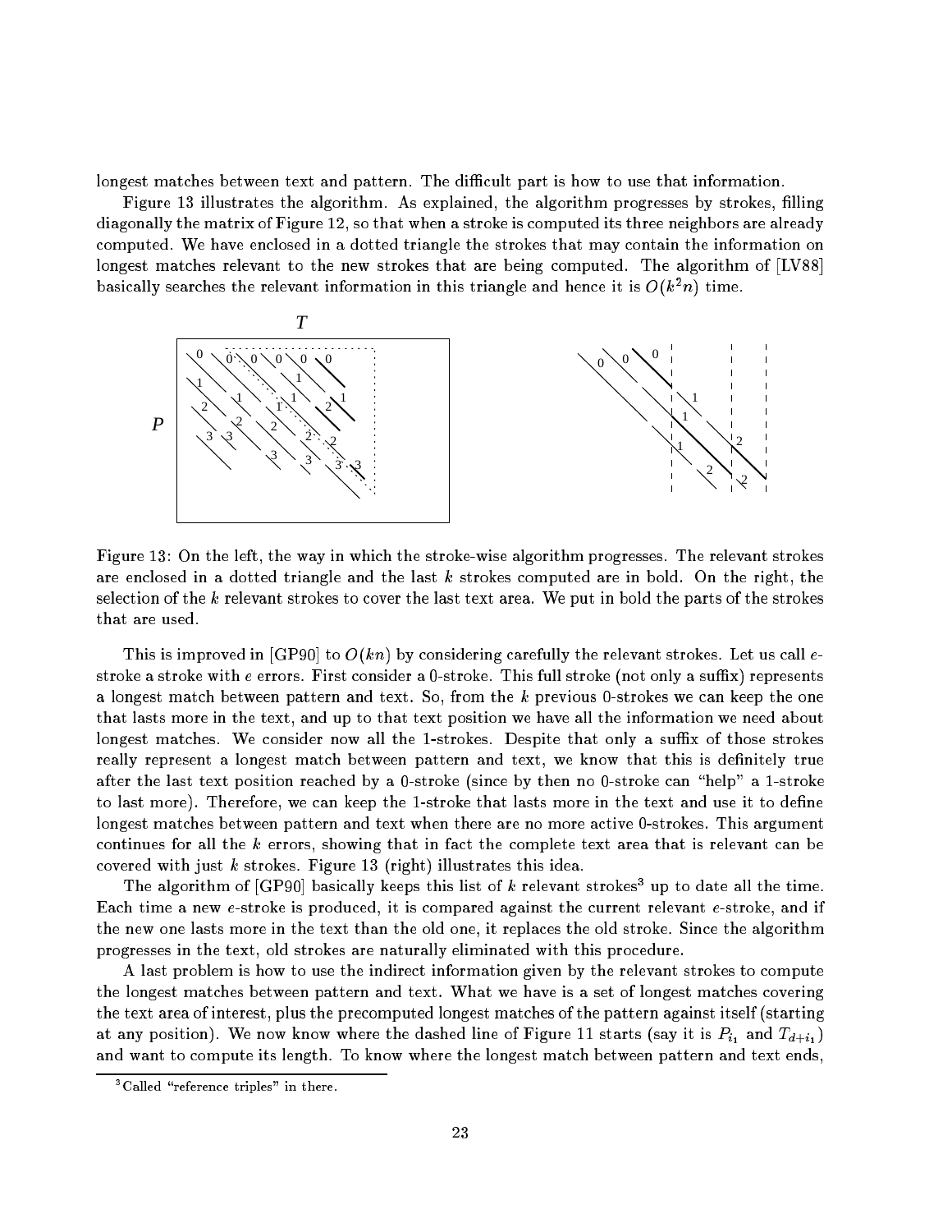longest matches between text and pattern. The difficult part is how to use that information.

Figure 13 illustrates the algorithm. As explained, the algorithm progresses by strokes, filling diagonally the matrix of Figure 12, so that when a stroke is computed its three neighbors are already computed. We have enclosed in a dotted triangle the strokes that may contain the information on longest matches relevant to the new strokes that are being computed. The algorithm of [LV88] basically searches the relevant information in this triangle and hence it is $O(k^2 n)$ time.

Figure 13: On the left, the way in which the stroke-wise algorithm progresses. The relevant strokes are enclosed in a dotted triangle and the last $k$ strokes computed are in bold. On the right, the selection of the $k$ relevant strokes to cover the last text area. We put in bold the parts of the strokes that are used.

This is improved in [GP90] to $O(kn)$ by considering carefully the relevant strokes. Let us call $e$-stroke a stroke with $e$ errors. First consider a 0-stroke. This full stroke (not only a suffix) represents a longest match between pattern and text. So, from the $k$ previous 0-strokes we can keep the one that lasts more in the text, and up to that text position we have all the information we need about longest matches. We consider now all the 1-strokes. Despite that only a suffix of those strokes really represent a longest match between pattern and text, we know that this is definitely true after the last text position reached by a 0-stroke (since by then no 0-stroke can "help" a 1-stroke to last more). Therefore, we can keep the 1-stroke that lasts more in the text and use it to define longest matches between pattern and text when there are no more active 0-strokes. This argument continues for all the $k$ errors, showing that in fact the complete text area that is relevant can be covered with just $k$ strokes. Figure 13 (right) illustrates this idea.

The algorithm of [GP90] basically keeps this list of $k$ relevant strokes[3] up to date all the time. Each time a new $e$-stroke is produced, it is compared against the current relevant $e$-stroke, and if the new one lasts more in the text than the old one, it replaces the old stroke. Since the algorithm progresses in the text, old strokes are naturally eliminated with this procedure.

A last problem is how to use the indirect information given by the relevant strokes to compute the longest matches between pattern and text. What we have is a set of longest matches covering the text area of interest, plus the precomputed longest matches of the pattern against itself (starting at any position). We now know where the dashed line of Figure 11 starts (say it is $P_{i_1}$ and $T_{d+i_1}$) and want to compute its length. To know where the longest match between pattern and text ends,

[3] Called "reference triples" in there.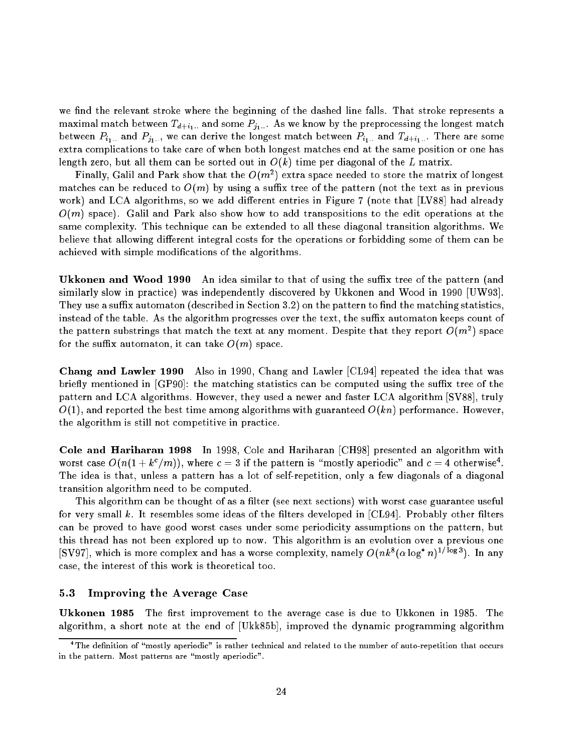we find the relevant stroke where the beginning of the dashed line falls. That stroke represents a maximal match between $T_{d+i_1..}$ and some $P_{j_1..}$. As we know by the preprocessing the longest match between $P_{i_1..}$ and $P_{j_1..}$, we can derive the longest match between $P_{i_1..}$ and $T_{d+i_1..}$. There are some extra complications to take care of when both longest matches end at the same position or one has length zero, but all them can be sorted out in $O(k)$ time per diagonal of the $L$ matrix.

Finally, Galil and Park show that the $O(m^2)$ extra space needed to store the matrix of longest matches can be reduced to $O(m)$ by using a suffix tree of the pattern (not the text as in previous work) and LCA algorithms, so we add different entries in Figure 7 (note that [LV88] had already $O(m)$ space). Galil and Park also show how to add transpositions to the edit operations at the same complexity. This technique can be extended to all these diagonal transition algorithms. We believe that allowing different integral costs for the operations or forbidding some of them can be achieved with simple modifications of the algorithms.

**Ukkonen and Wood 1990** An idea similar to that of using the suffix tree of the pattern (and similarly slow in practice) was independently discovered by Ukkonen and Wood in 1990 [UW93]. They use a suffix automaton (described in Section 3.2) on the pattern to find the matching statistics, instead of the table. As the algorithm progresses over the text, the suffix automaton keeps count of the pattern substrings that match the text at any moment. Despite that they report $O(m^2)$ space for the suffix automaton, it can take $O(m)$ space.

**Chang and Lawler 1990** Also in 1990, Chang and Lawler [CL94] repeated the idea that was briefly mentioned in [GP90]: the matching statistics can be computed using the suffix tree of the pattern and LCA algorithms. However, they used a newer and faster LCA algorithm [SV88], truly $O(1)$, and reported the best time among algorithms with guaranteed $O(kn)$ performance. However, the algorithm is still not competitive in practice.

**Cole and Hariharan 1998** In 1998, Cole and Hariharan [CH98] presented an algorithm with worst case $O(n(1 + k^c/m))$, where $c = 3$ if the pattern is "mostly aperiodic" and $c = 4$ otherwise[4]. The idea is that, unless a pattern has a lot of self-repetition, only a few diagonals of a diagonal transition algorithm need to be computed.

This algorithm can be thought of as a filter (see next sections) with worst case guarantee useful for very small $k$. It resembles some ideas of the filters developed in [CL94]. Probably other filters can be proved to have good worst cases under some periodicity assumptions on the pattern, but this thread has not been explored up to now. This algorithm is an evolution over a previous one [SV97], which is more complex and has a worse complexity, namely $O(nk^8(\alpha \log^* n)^{1/\log 3})$. In any case, the interest of this work is theoretical too.

### 5.3 Improving the Average Case

**Ukkonen 1985** The first improvement to the average case is due to Ukkonen in 1985. The algorithm, a short note at the end of [Ukk85b], improved the dynamic programming algorithm

[4] The definition of "mostly aperiodic" is rather technical and related to the number of auto-repetition that occurs in the pattern. Most patterns are "mostly aperiodic".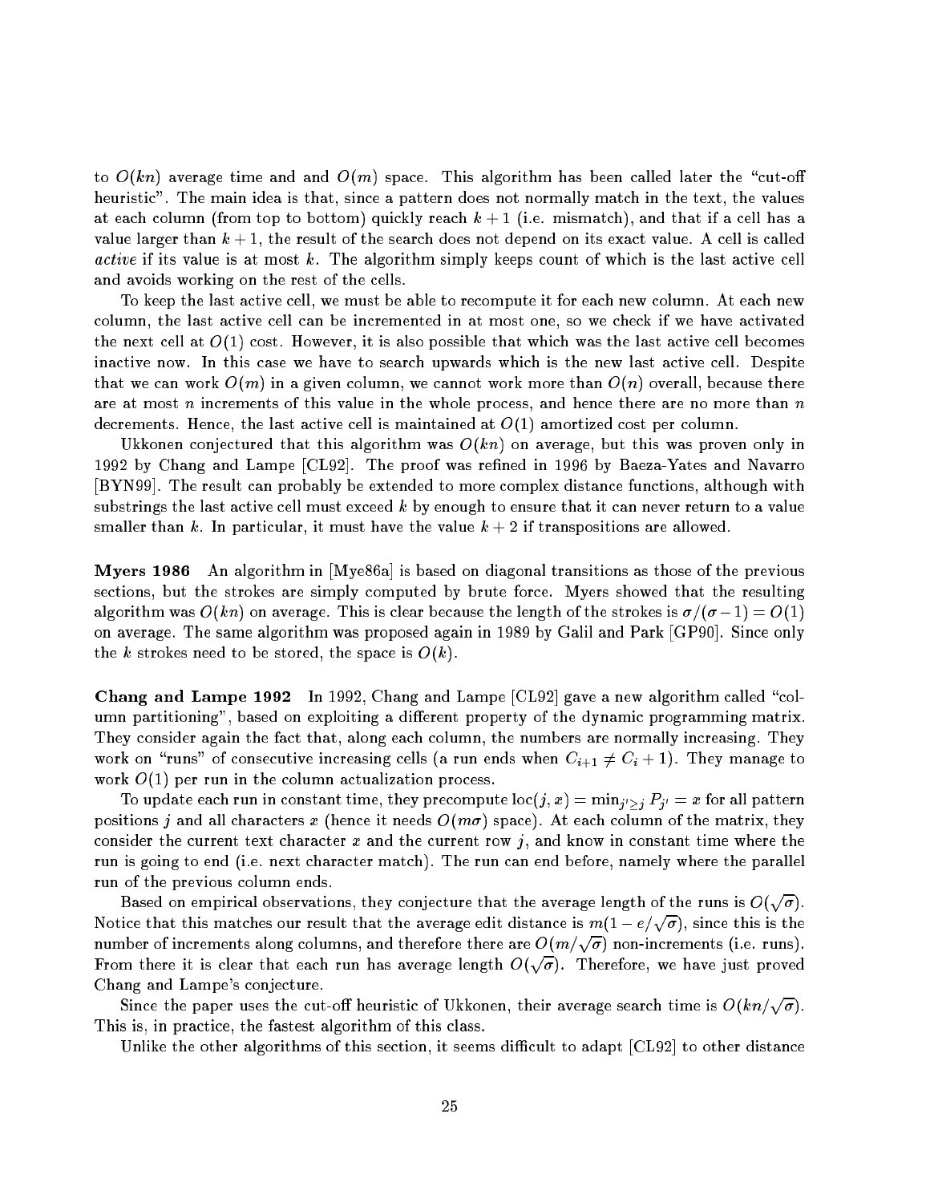to $O(kn)$ average time and and $O(m)$ space. This algorithm has been called later the "cut-off heuristic". The main idea is that, since a pattern does not normally match in the text, the values at each column (from top to bottom) quickly reach $k+1$ (i.e. mismatch), and that if a cell has a value larger than $k+1$, the result of the search does not depend on its exact value. A cell is called *active* if its value is at most $k$. The algorithm simply keeps count of which is the last active cell and avoids working on the rest of the cells.

To keep the last active cell, we must be able to recompute it for each new column. At each new column, the last active cell can be incremented in at most one, so we check if we have activated the next cell at $O(1)$ cost. However, it is also possible that which was the last active cell becomes inactive now. In this case we have to search upwards which is the new last active cell. Despite that we can work $O(m)$ in a given column, we cannot work more than $O(n)$ overall, because there are at most $n$ increments of this value in the whole process, and hence there are no more than $n$ decrements. Hence, the last active cell is maintained at $O(1)$ amortized cost per column.

Ukkonen conjectured that this algorithm was $O(kn)$ on average, but this was proven only in 1992 by Chang and Lampe [CL92]. The proof was refined in 1996 by Baeza-Yates and Navarro [BYN99]. The result can probably be extended to more complex distance functions, although with substrings the last active cell must exceed $k$ by enough to ensure that it can never return to a value smaller than $k$. In particular, it must have the value $k+2$ if transpositions are allowed.

**Myers 1986** An algorithm in [Mye86a] is based on diagonal transitions as those of the previous sections, but the strokes are simply computed by brute force. Myers showed that the resulting algorithm was $O(kn)$ on average. This is clear because the length of the strokes is $\sigma/(\sigma-1) = O(1)$ on average. The same algorithm was proposed again in 1989 by Galil and Park [GP90]. Since only the $k$ strokes need to be stored, the space is $O(k)$.

**Chang and Lampe 1992** In 1992, Chang and Lampe [CL92] gave a new algorithm called "column partitioning", based on exploiting a different property of the dynamic programming matrix. They consider again the fact that, along each column, the numbers are normally increasing. They work on "runs" of consecutive increasing cells (a run ends when $C_{i+1} \neq C_i + 1$). They manage to work $O(1)$ per run in the column actualization process.

To update each run in constant time, they precompute $\text{loc}(j,x) = \min_{j' \geq j} P_{j'} = x$ for all pattern positions $j$ and all characters $x$ (hence it needs $O(m\sigma)$ space). At each column of the matrix, they consider the current text character $x$ and the current row $j$, and know in constant time where the run is going to end (i.e. next character match). The run can end before, namely where the parallel run of the previous column ends.

Based on empirical observations, they conjecture that the average length of the runs is $O(\sqrt{\sigma})$. Notice that this matches our result that the average edit distance is $m(1 - e/\sqrt{\sigma})$, since this is the number of increments along columns, and therefore there are $O(m/\sqrt{\sigma})$ non-increments (i.e. runs). From there it is clear that each run has average length $O(\sqrt{\sigma})$. Therefore, we have just proved Chang and Lampe's conjecture.

Since the paper uses the cut-off heuristic of Ukkonen, their average search time is $O(kn/\sqrt{\sigma})$. This is, in practice, the fastest algorithm of this class.

Unlike the other algorithms of this section, it seems difficult to adapt [CL92] to other distance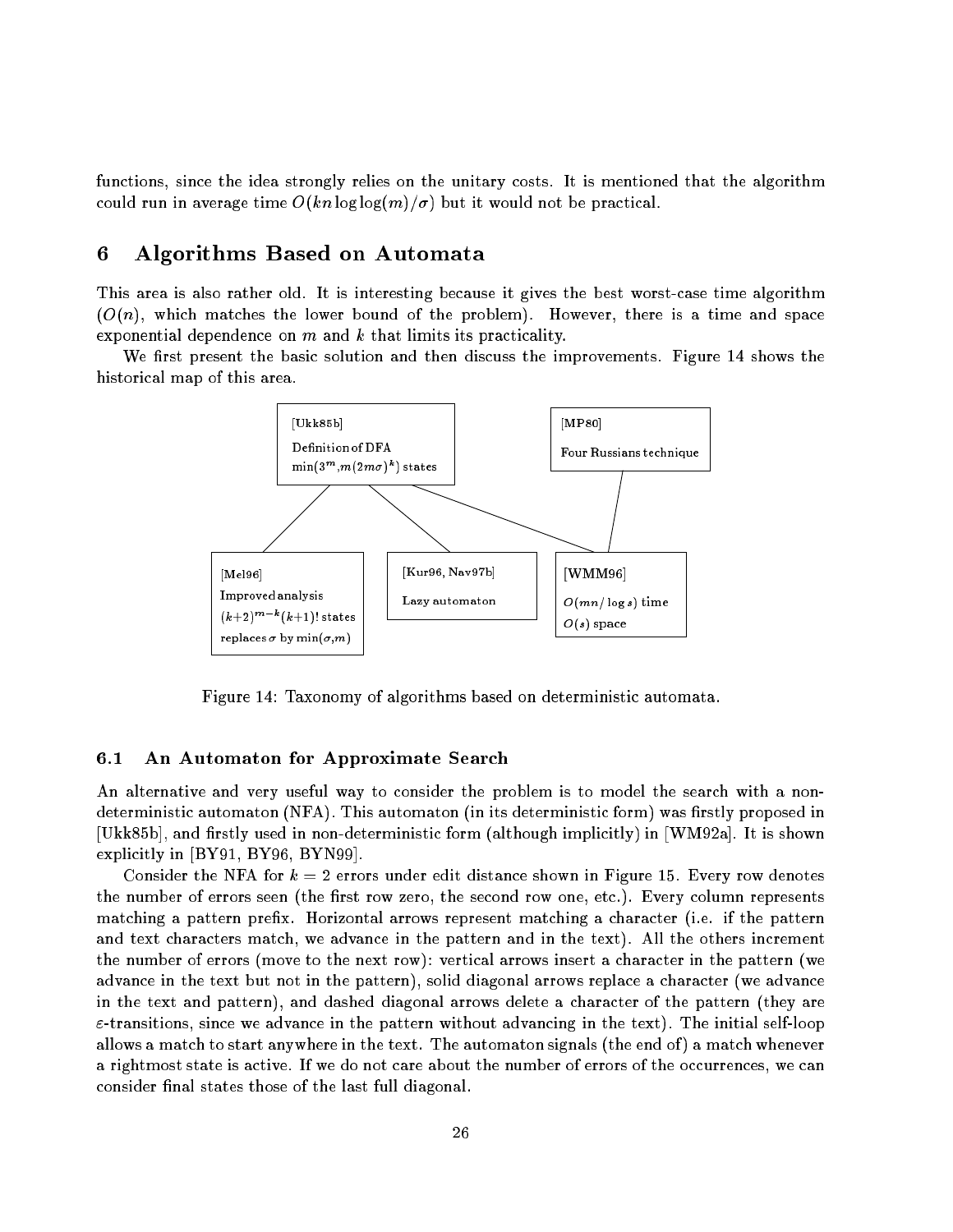functions, since the idea strongly relies on the unitary costs. It is mentioned that the algorithm could run in average time $O(kn \log\log(m)/\sigma)$ but it would not be practical.

# 6 Algorithms Based on Automata

This area is also rather old. It is interesting because it gives the best worst-case time algorithm ($O(n)$, which matches the lower bound of the problem). However, there is a time and space exponential dependence on $m$ and $k$ that limits its practicality.

We first present the basic solution and then discuss the improvements. Figure 14 shows the historical map of this area.

Figure 14: Taxonomy of algorithms based on deterministic automata.

## 6.1 An Automaton for Approximate Search

An alternative and very useful way to consider the problem is to model the search with a non-deterministic automaton (NFA). This automaton (in its deterministic form) was firstly proposed in [Ukk85b], and firstly used in non-deterministic form (although implicitly) in [WM92a]. It is shown explicitly in [BY91, BY96, BYN99].

Consider the NFA for $k = 2$ errors under edit distance shown in Figure 15. Every row denotes the number of errors seen (the first row zero, the second row one, etc.). Every column represents matching a pattern prefix. Horizontal arrows represent matching a character (i.e. if the pattern and text characters match, we advance in the pattern and in the text). All the others increment the number of errors (move to the next row): vertical arrows insert a character in the pattern (we advance in the text but not in the pattern), solid diagonal arrows replace a character (we advance in the text and pattern), and dashed diagonal arrows delete a character of the pattern (they are $\varepsilon$-transitions, since we advance in the pattern without advancing in the text). The initial self-loop allows a match to start anywhere in the text. The automaton signals (the end of) a match whenever a rightmost state is active. If we do not care about the number of errors of the occurrences, we can consider final states those of the last full diagonal.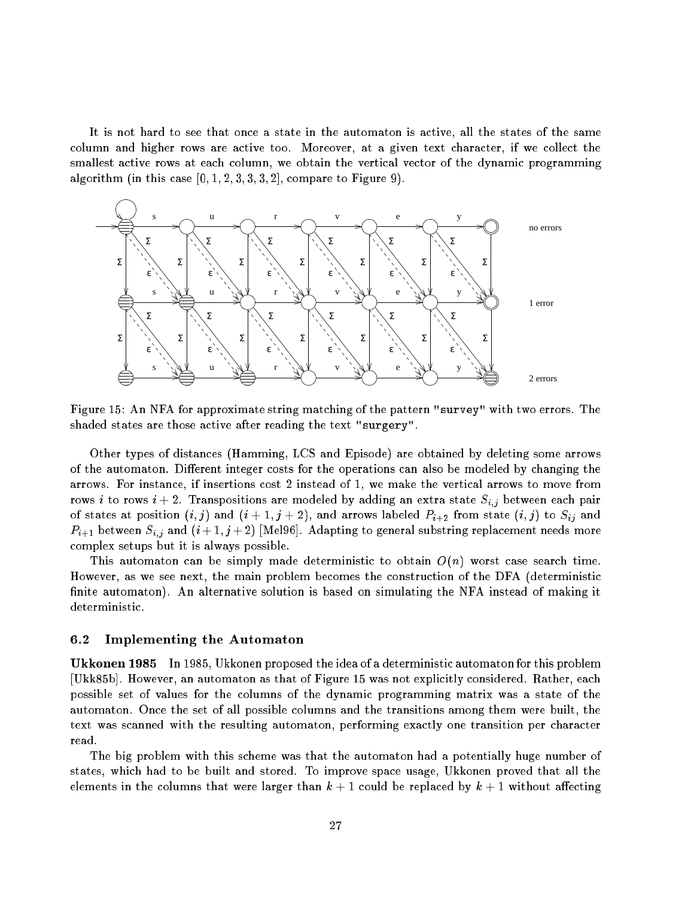It is not hard to see that once a state in the automaton is active, all the states of the same column and higher rows are active too. Moreover, at a given text character, if we collect the smallest active rows at each column, we obtain the vertical vector of the dynamic programming algorithm (in this case $[0, 1, 2, 3, 3, 3, 2]$, compare to Figure 9).

Figure 15: An NFA for approximate string matching of the pattern "survey" with two errors. The shaded states are those active after reading the text "surgery".

Other types of distances (Hamming, LCS and Episode) are obtained by deleting some arrows of the automaton. Different integer costs for the operations can also be modeled by changing the arrows. For instance, if insertions cost 2 instead of 1, we make the vertical arrows to move from rows $i$ to rows $i+2$. Transpositions are modeled by adding an extra state $S_{i,j}$ between each pair of states at position $(i, j)$ and $(i+1, j+2)$, and arrows labeled $P_{i+2}$ from state $(i, j)$ to $S_{ij}$ and $P_{i+1}$ between $S_{i,j}$ and $(i+1, j+2)$ [Mel96]. Adapting to general substring replacement needs more complex setups but it is always possible.

This automaton can be simply made deterministic to obtain $O(n)$ worst case search time. However, as we see next, the main problem becomes the construction of the DFA (deterministic finite automaton). An alternative solution is based on simulating the NFA instead of making it deterministic.

### 6.2 Implementing the Automaton

**Ukkonen 1985** In 1985, Ukkonen proposed the idea of a deterministic automaton for this problem [Ukk85b]. However, an automaton as that of Figure 15 was not explicitly considered. Rather, each possible set of values for the columns of the dynamic programming matrix was a state of the automaton. Once the set of all possible columns and the transitions among them were built, the text was scanned with the resulting automaton, performing exactly one transition per character read.

The big problem with this scheme was that the automaton had a potentially huge number of states, which had to be built and stored. To improve space usage, Ukkonen proved that all the elements in the columns that were larger than $k+1$ could be replaced by $k+1$ without affecting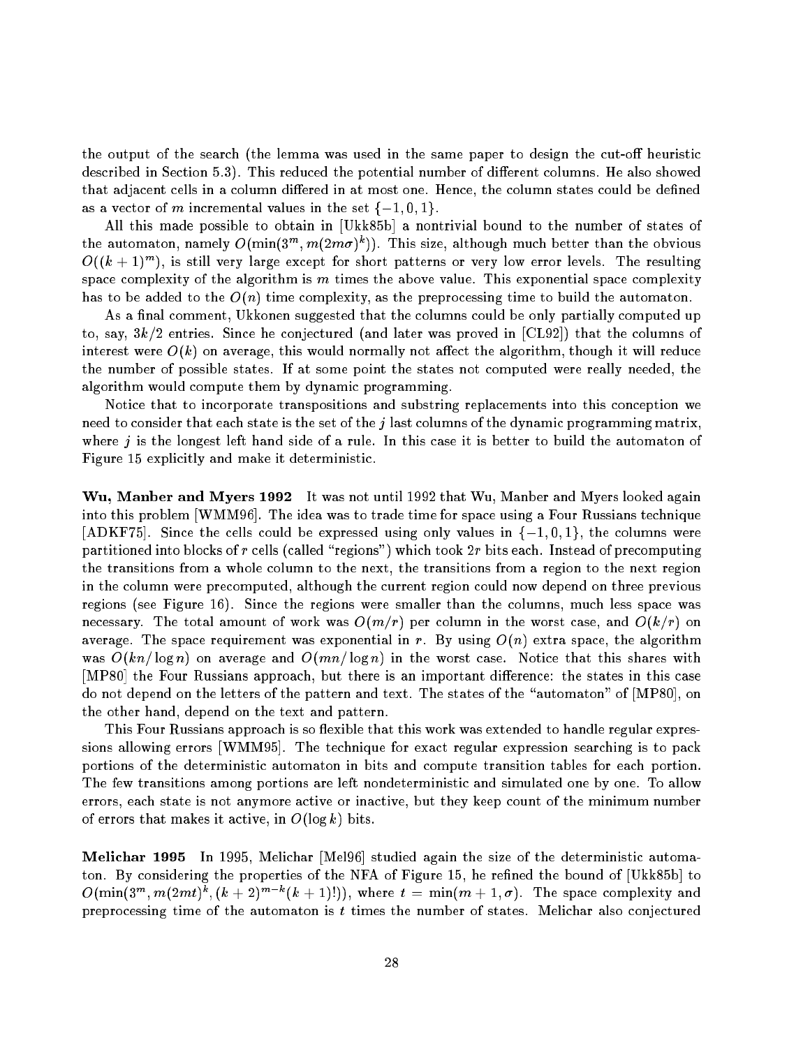the output of the search (the lemma was used in the same paper to design the cut-off heuristic described in Section 5.3). This reduced the potential number of different columns. He also showed that adjacent cells in a column differed in at most one. Hence, the column states could be defined as a vector of $m$ incremental values in the set $\{-1, 0, 1\}$.

All this made possible to obtain in [Ukk85b] a nontrivial bound to the number of states of the automaton, namely $O(\min(3^m, m(2m\sigma)^k))$. This size, although much better than the obvious $O((k+1)^m)$, is still very large except for short patterns or very low error levels. The resulting space complexity of the algorithm is $m$ times the above value. This exponential space complexity has to be added to the $O(n)$ time complexity, as the preprocessing time to build the automaton.

As a final comment, Ukkonen suggested that the columns could be only partially computed up to, say, $3k/2$ entries. Since he conjectured (and later was proved in [CL92]) that the columns of interest were $O(k)$ on average, this would normally not affect the algorithm, though it will reduce the number of possible states. If at some point the states not computed were really needed, the algorithm would compute them by dynamic programming.

Notice that to incorporate transpositions and substring replacements into this conception we need to consider that each state is the set of the $j$ last columns of the dynamic programming matrix, where $j$ is the longest left hand side of a rule. In this case it is better to build the automaton of Figure 15 explicitly and make it deterministic.

**Wu, Manber and Myers 1992** It was not until 1992 that Wu, Manber and Myers looked again into this problem [WMM96]. The idea was to trade time for space using a Four Russians technique [ADKF75]. Since the cells could be expressed using only values in $\{-1, 0, 1\}$, the columns were partitioned into blocks of $r$ cells (called "regions") which took $2r$ bits each. Instead of precomputing the transitions from a whole column to the next, the transitions from a region to the next region in the column were precomputed, although the current region could now depend on three previous regions (see Figure 16). Since the regions were smaller than the columns, much less space was necessary. The total amount of work was $O(m/r)$ per column in the worst case, and $O(k/r)$ on average. The space requirement was exponential in $r$. By using $O(n)$ extra space, the algorithm was $O(kn/\log n)$ on average and $O(mn/\log n)$ in the worst case. Notice that this shares with [MP80] the Four Russians approach, but there is an important difference: the states in this case do not depend on the letters of the pattern and text. The states of the "automaton" of [MP80], on the other hand, depend on the text and pattern.

This Four Russians approach is so flexible that this work was extended to handle regular expressions allowing errors [WMM95]. The technique for exact regular expression searching is to pack portions of the deterministic automaton in bits and compute transition tables for each portion. The few transitions among portions are left nondeterministic and simulated one by one. To allow errors, each state is not anymore active or inactive, but they keep count of the minimum number of errors that makes it active, in $O(\log k)$ bits.

**Melichar 1995** In 1995, Melichar [Mel96] studied again the size of the deterministic automaton. By considering the properties of the NFA of Figure 15, he refined the bound of [Ukk85b] to $O(\min(3^m, m(2mt)^k, (k+2)^{m-k}(k+1)!))$, where $t = \min(m+1, \sigma)$. The space complexity and preprocessing time of the automaton is $t$ times the number of states. Melichar also conjectured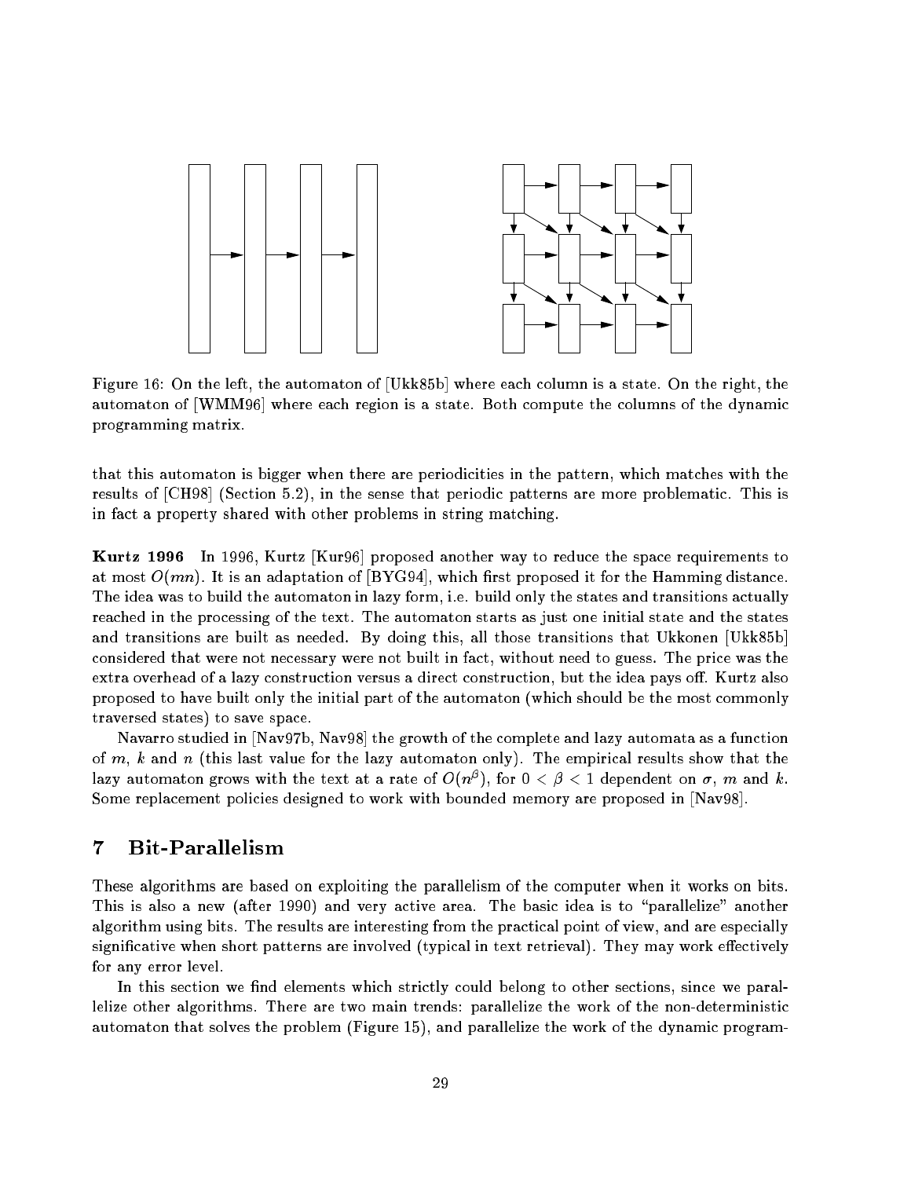Figure 16: On the left, the automaton of [Ukk85b] where each column is a state. On the right, the automaton of [WMM96] where each region is a state. Both compute the columns of the dynamic programming matrix.

that this automaton is bigger when there are periodicities in the pattern, which matches with the results of [CH98] (Section 5.2), in the sense that periodic patterns are more problematic. This is in fact a property shared with other problems in string matching.

**Kurtz 1996** In 1996, Kurtz [Kur96] proposed another way to reduce the space requirements to at most $O(mn)$. It is an adaptation of [BYG94], which first proposed it for the Hamming distance. The idea was to build the automaton in lazy form, i.e. build only the states and transitions actually reached in the processing of the text. The automaton starts as just one initial state and the states and transitions are built as needed. By doing this, all those transitions that Ukkonen [Ukk85b] considered that were not necessary were not built in fact, without need to guess. The price was the extra overhead of a lazy construction versus a direct construction, but the idea pays off. Kurtz also proposed to have built only the initial part of the automaton (which should be the most commonly traversed states) to save space.

Navarro studied in [Nav97b, Nav98] the growth of the complete and lazy automata as a function of $m$, $k$ and $n$ (this last value for the lazy automaton only). The empirical results show that the lazy automaton grows with the text at a rate of $O(n^\beta)$, for $0 < \beta < 1$ dependent on $\sigma$, $m$ and $k$. Some replacement policies designed to work with bounded memory are proposed in [Nav98].

# 7 Bit-Parallelism

These algorithms are based on exploiting the parallelism of the computer when it works on bits. This is also a new (after 1990) and very active area. The basic idea is to "parallelize" another algorithm using bits. The results are interesting from the practical point of view, and are especially significative when short patterns are involved (typical in text retrieval). They may work effectively for any error level.

In this section we find elements which strictly could belong to other sections, since we parallelize other algorithms. There are two main trends: parallelize the work of the non-deterministic automaton that solves the problem (Figure 15), and parallelize the work of the dynamic program-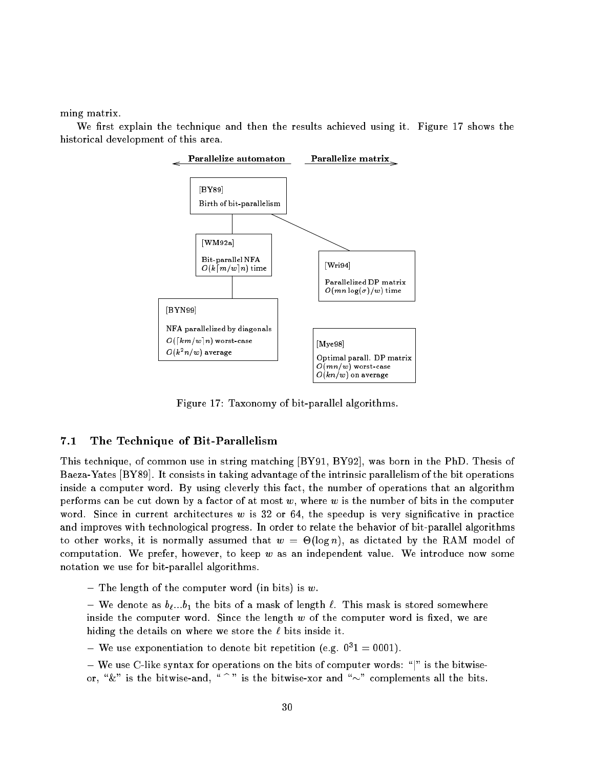ming matrix.

We first explain the technique and then the results achieved using it. Figure 17 shows the historical development of this area.

**Parallelize automaton** ← → **Parallelize matrix**

[BY89] Birth of bit-parallelism

[WM92a] Bit-parallel NFA $O(k\lceil m/w\rceil n)$ time

[Wri94] Parallelized DP matrix $O(mn\log(\sigma)/w)$ time

[BYN99] NFA parallelized by diagonals $O(\lceil km/w\rceil n)$ worst-case $O(k^2n/w)$ average

[Mye98] Optimal parall. DP matrix $O(mn/w)$ worst-case $O(kn/w)$ on average

Figure 17: Taxonomy of bit-parallel algorithms.

### 7.1 The Technique of Bit-Parallelism

This technique, of common use in string matching [BY91, BY92], was born in the PhD. Thesis of Baeza-Yates [BY89]. It consists in taking advantage of the intrinsic parallelism of the bit operations inside a computer word. By using cleverly this fact, the number of operations that an algorithm performs can be cut down by a factor of at most $w$, where $w$ is the number of bits in the computer word. Since in current architectures $w$ is 32 or 64, the speedup is very significative in practice and improves with technological progress. In order to relate the behavior of bit-parallel algorithms to other works, it is normally assumed that $w = \Theta(\log n)$, as dictated by the RAM model of computation. We prefer, however, to keep $w$ as an independent value. We introduce now some notation we use for bit-parallel algorithms.

– The length of the computer word (in bits) is $w$.

– We denote as $b_\ell ... b_1$ the bits of a mask of length $\ell$. This mask is stored somewhere inside the computer word. Since the length $w$ of the computer word is fixed, we are hiding the details on where we store the $\ell$ bits inside it.

– We use exponentiation to denote bit repetition (e.g. $0^3 1 = 0001$).

– We use C-like syntax for operations on the bits of computer words: "|" is the bitwise-or, "&" is the bitwise-and, "^" is the bitwise-xor and "∼" complements all the bits.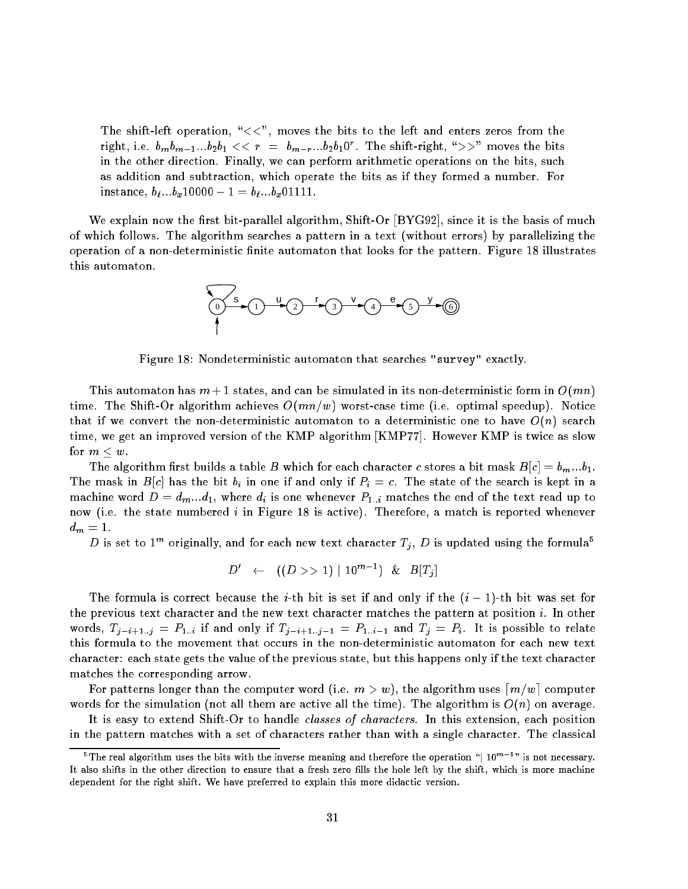The shift-left operation, "<<", moves the bits to the left and enters zeros from the right, i.e. $b_m b_{m-1}...b_2 b_1 << r = b_{m-r}...b_2 b_1 0^r$. The shift-right, ">>" moves the bits in the other direction. Finally, we can perform arithmetic operations on the bits, such as addition and subtraction, which operate the bits as if they formed a number. For instance, $b_\ell...b_x 10000 - 1 = b_\ell...b_x 01111$.

We explain now the first bit-parallel algorithm, Shift-Or [BYG92], since it is the basis of much of which follows. The algorithm searches a pattern in a text (without errors) by parallelizing the operation of a non-deterministic finite automaton that looks for the pattern. Figure 18 illustrates this automaton.

Figure 18: Nondeterministic automaton that searches "survey" exactly.

This automaton has $m+1$ states, and can be simulated in its non-deterministic form in $O(mn)$ time. The Shift-Or algorithm achieves $O(mn/w)$ worst-case time (i.e. optimal speedup). Notice that if we convert the non-deterministic automaton to a deterministic one to have $O(n)$ search time, we get an improved version of the KMP algorithm [KMP77]. However KMP is twice as slow for $m \leq w$.

The algorithm first builds a table $B$ which for each character $c$ stores a bit mask $B[c] = b_m...b_1$. The mask in $B[c]$ has the bit $b_i$ in one if and only if $P_i = c$. The state of the search is kept in a machine word $D = d_m...d_1$, where $d_i$ is one whenever $P_{1..i}$ matches the end of the text read up to now (i.e. the state numbered $i$ in Figure 18 is active). Therefore, a match is reported whenever $d_m = 1$.

$D$ is set to $1^m$ originally, and for each new text character $T_j$, $D$ is updated using the formula[5]

$$D' \leftarrow ((D >> 1) \mid 10^{m-1}) \ \& \ B[T_j]$$

The formula is correct because the $i$-th bit is set if and only if the $(i-1)$-th bit was set for the previous text character and the new text character matches the pattern at position $i$. In other words, $T_{j-i+1..j} = P_{1..i}$ if and only if $T_{j-i+1..j-1} = P_{1..i-1}$ and $T_j = P_i$. It is possible to relate this formula to the movement that occurs in the non-deterministic automaton for each new text character: each state gets the value of the previous state, but this happens only if the text character matches the corresponding arrow.

For patterns longer than the computer word (i.e. $m > w$), the algorithm uses $\lceil m/w \rceil$ computer words for the simulation (not all them are active all the time). The algorithm is $O(n)$ on average.

It is easy to extend Shift-Or to handle *classes of characters*. In this extension, each position in the pattern matches with a set of characters rather than with a single character. The classical

[5] The real algorithm uses the bits with the inverse meaning and therefore the operation "$\mid 10^{m-1}$" is not necessary. It also shifts in the other direction to ensure that a fresh zero fills the hole left by the shift, which is more machine dependent for the right shift. We have preferred to explain this more didactic version.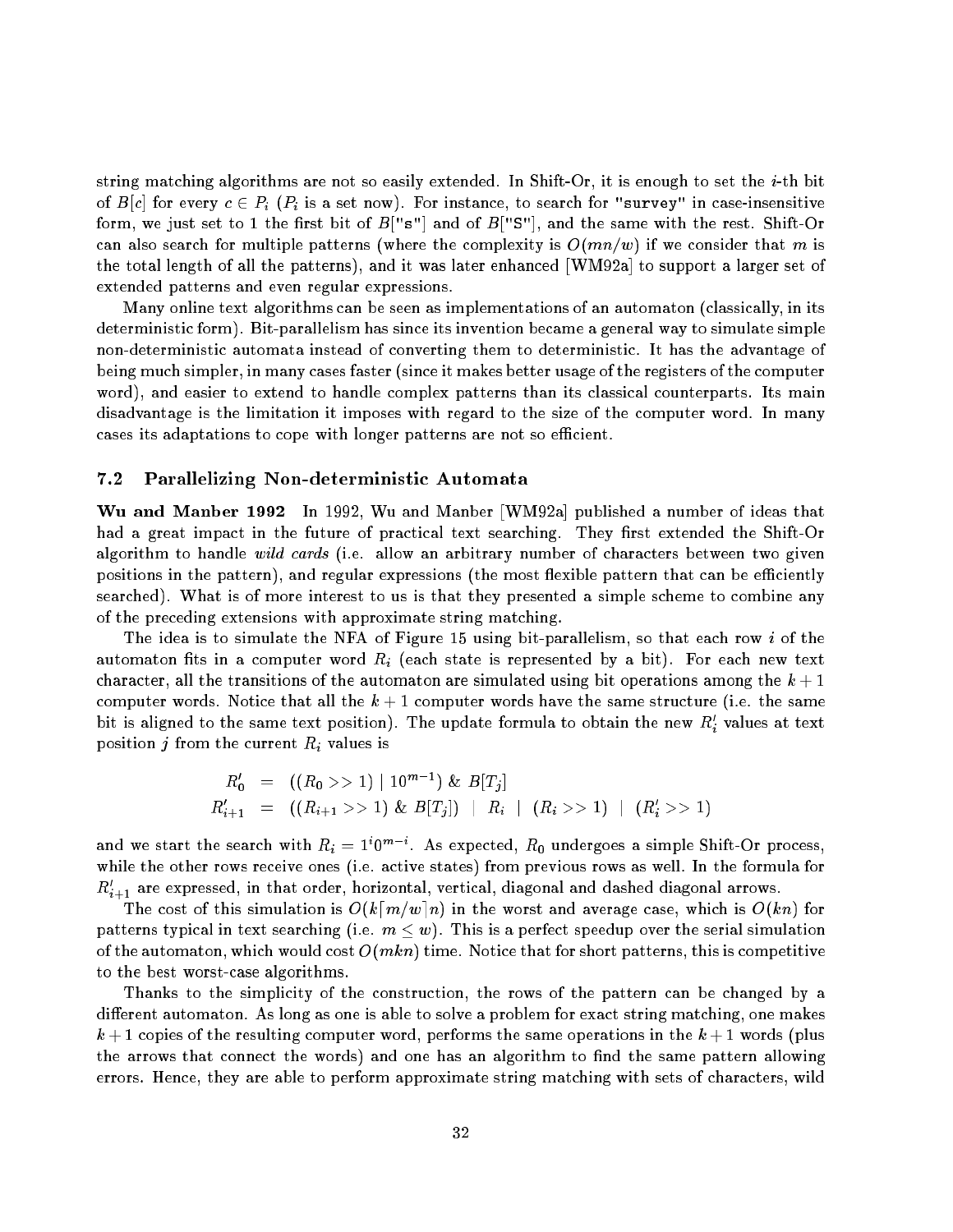string matching algorithms are not so easily extended. In Shift-Or, it is enough to set the $i$-th bit of $B[c]$ for every $c \in P_i$ ($P_i$ is a set now). For instance, to search for `"survey"` in case-insensitive form, we just set to 1 the first bit of $B$[`"s"`] and of $B$[`"S"`], and the same with the rest. Shift-Or can also search for multiple patterns (where the complexity is $O(mn/w)$ if we consider that $m$ is the total length of all the patterns), and it was later enhanced [WM92a] to support a larger set of extended patterns and even regular expressions.

Many online text algorithms can be seen as implementations of an automaton (classically, in its deterministic form). Bit-parallelism has since its invention became a general way to simulate simple non-deterministic automata instead of converting them to deterministic. It has the advantage of being much simpler, in many cases faster (since it makes better usage of the registers of the computer word), and easier to extend to handle complex patterns than its classical counterparts. Its main disadvantage is the limitation it imposes with regard to the size of the computer word. In many cases its adaptations to cope with longer patterns are not so efficient.

### 7.2 Parallelizing Non-deterministic Automata

**Wu and Manber 1992** In 1992, Wu and Manber [WM92a] published a number of ideas that had a great impact in the future of practical text searching. They first extended the Shift-Or algorithm to handle *wild cards* (i.e. allow an arbitrary number of characters between two given positions in the pattern), and regular expressions (the most flexible pattern that can be efficiently searched). What is of more interest to us is that they presented a simple scheme to combine any of the preceding extensions with approximate string matching.

The idea is to simulate the NFA of Figure 15 using bit-parallelism, so that each row $i$ of the automaton fits in a computer word $R_i$ (each state is represented by a bit). For each new text character, all the transitions of the automaton are simulated using bit operations among the $k+1$ computer words. Notice that all the $k+1$ computer words have the same structure (i.e. the same bit is aligned to the same text position). The update formula to obtain the new $R'_i$ values at text position $j$ from the current $R_i$ values is

$$
\begin{aligned}
R'_0 &= ((R_0 >> 1) \mid 10^{m-1}) \ \& \ B[T_j] \\
R'_{i+1} &= ((R_{i+1} >> 1) \ \& \ B[T_j]) \ \mid \ R_i \ \mid \ (R_i >> 1) \ \mid \ (R'_i >> 1)
\end{aligned}
$$

and we start the search with $R_i = 1^i 0^{m-i}$. As expected, $R_0$ undergoes a simple Shift-Or process, while the other rows receive ones (i.e. active states) from previous rows as well. In the formula for $R'_{i+1}$ are expressed, in that order, horizontal, vertical, diagonal and dashed diagonal arrows.

The cost of this simulation is $O(k\lceil m/w \rceil n)$ in the worst and average case, which is $O(kn)$ for patterns typical in text searching (i.e. $m \leq w$). This is a perfect speedup over the serial simulation of the automaton, which would cost $O(mkn)$ time. Notice that for short patterns, this is competitive to the best worst-case algorithms.

Thanks to the simplicity of the construction, the rows of the pattern can be changed by a different automaton. As long as one is able to solve a problem for exact string matching, one makes $k+1$ copies of the resulting computer word, performs the same operations in the $k+1$ words (plus the arrows that connect the words) and one has an algorithm to find the same pattern allowing errors. Hence, they are able to perform approximate string matching with sets of characters, wild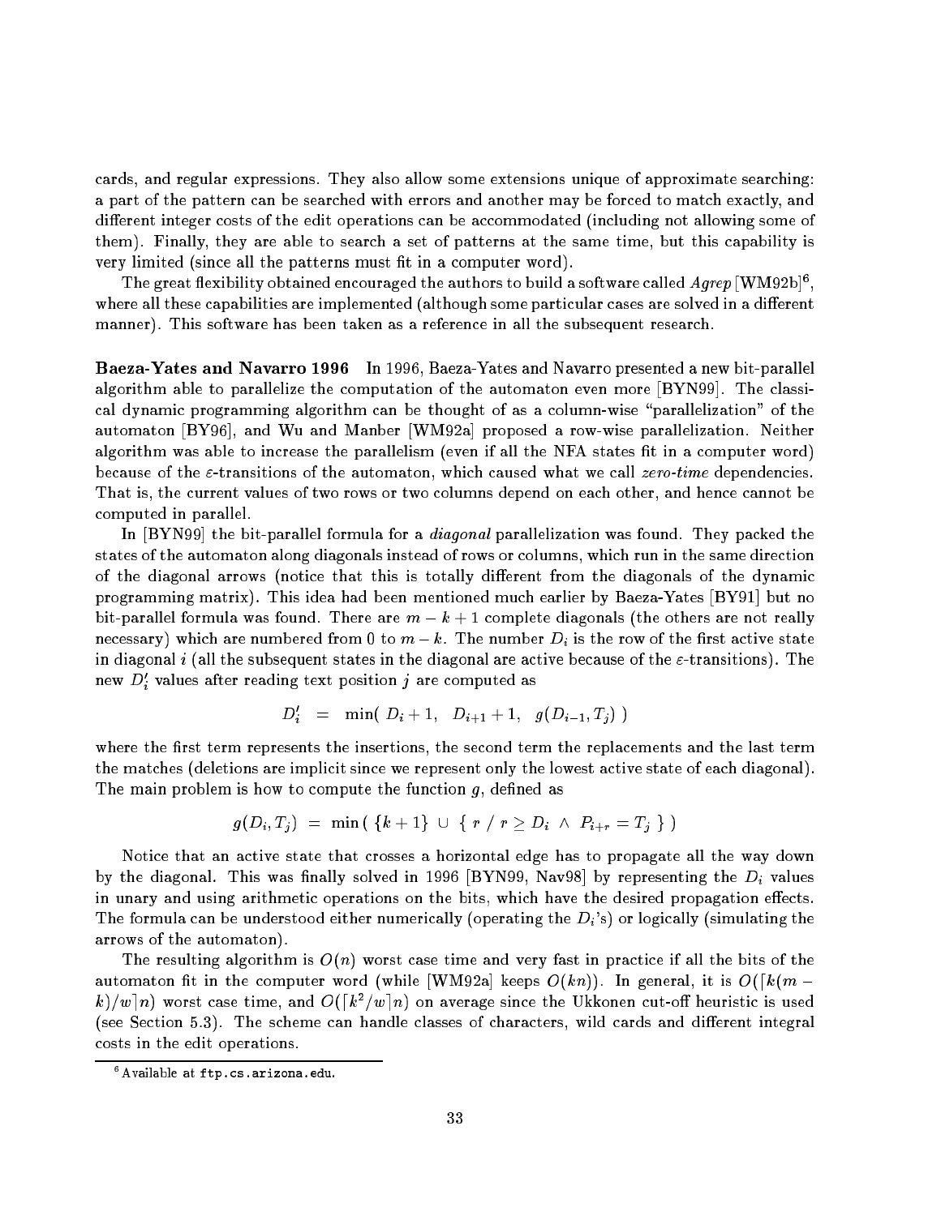cards, and regular expressions. They also allow some extensions unique of approximate searching: a part of the pattern can be searched with errors and another may be forced to match exactly, and different integer costs of the edit operations can be accommodated (including not allowing some of them). Finally, they are able to search a set of patterns at the same time, but this capability is very limited (since all the patterns must fit in a computer word).

The great flexibility obtained encouraged the authors to build a software called *Agrep* [WM92b][6], where all these capabilities are implemented (although some particular cases are solved in a different manner). This software has been taken as a reference in all the subsequent research.

**Baeza-Yates and Navarro 1996** In 1996, Baeza-Yates and Navarro presented a new bit-parallel algorithm able to parallelize the computation of the automaton even more [BYN99]. The classical dynamic programming algorithm can be thought of as a column-wise "parallelization" of the automaton [BY96], and Wu and Manber [WM92a] proposed a row-wise parallelization. Neither algorithm was able to increase the parallelism (even if all the NFA states fit in a computer word) because of the $\varepsilon$-transitions of the automaton, which caused what we call *zero-time* dependencies. That is, the current values of two rows or two columns depend on each other, and hence cannot be computed in parallel.

In [BYN99] the bit-parallel formula for a *diagonal* parallelization was found. They packed the states of the automaton along diagonals instead of rows or columns, which run in the same direction of the diagonal arrows (notice that this is totally different from the diagonals of the dynamic programming matrix). This idea had been mentioned much earlier by Baeza-Yates [BY91] but no bit-parallel formula was found. There are $m - k + 1$ complete diagonals (the others are not really necessary) which are numbered from 0 to $m - k$. The number $D_i$ is the row of the first active state in diagonal $i$ (all the subsequent states in the diagonal are active because of the $\varepsilon$-transitions). The new $D'_i$ values after reading text position $j$ are computed as

$$D'_i \;=\; \min(\; D_i + 1, \;\; D_{i+1} + 1, \;\; g(D_{i-1}, T_j) \;)$$

where the first term represents the insertions, the second term the replacements and the last term the matches (deletions are implicit since we represent only the lowest active state of each diagonal). The main problem is how to compute the function $g$, defined as

$$g(D_i, T_j) \;=\; \min \left( \; \{k+1\} \;\cup\; \{\; r \;/\; r \geq D_i \;\wedge\; P_{i+r} = T_j \;\} \; \right)$$

Notice that an active state that crosses a horizontal edge has to propagate all the way down by the diagonal. This was finally solved in 1996 [BYN99, Nav98] by representing the $D_i$ values in unary and using arithmetic operations on the bits, which have the desired propagation effects. The formula can be understood either numerically (operating the $D_i$'s) or logically (simulating the arrows of the automaton).

The resulting algorithm is $O(n)$ worst case time and very fast in practice if all the bits of the automaton fit in the computer word (while [WM92a] keeps $O(kn)$). In general, it is $O(\lceil k(m - k)/w \rceil n)$ worst case time, and $O(\lceil k^2/w \rceil n)$ on average since the Ukkonen cut-off heuristic is used (see Section 5.3). The scheme can handle classes of characters, wild cards and different integral costs in the edit operations.

[6] Available at `ftp.cs.arizona.edu`.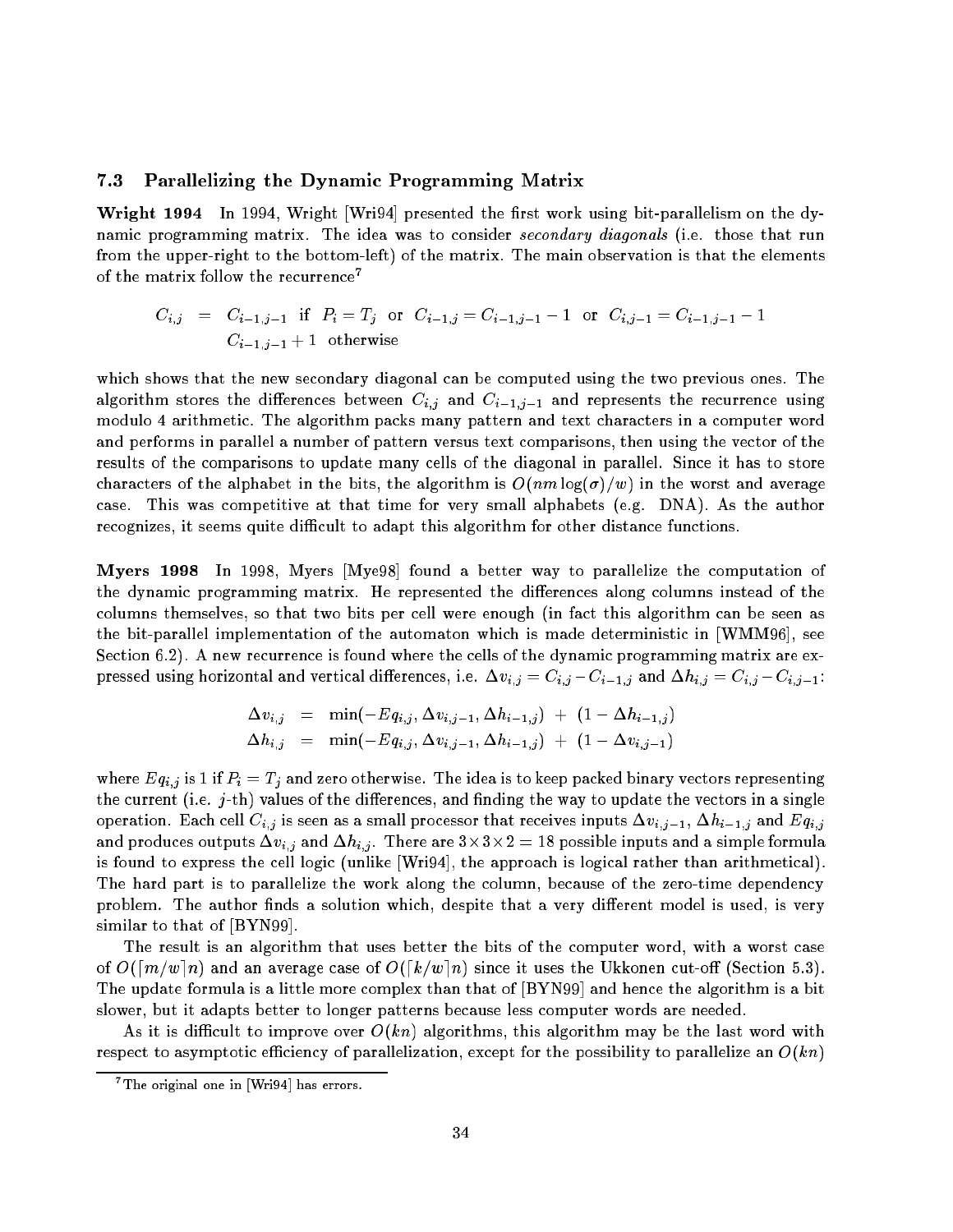### 7.3 Parallelizing the Dynamic Programming Matrix

**Wright 1994** In 1994, Wright [Wri94] presented the first work using bit-parallelism on the dynamic programming matrix. The idea was to consider *secondary diagonals* (i.e. those that run from the upper-right to the bottom-left) of the matrix. The main observation is that the elements of the matrix follow the recurrence[7]

$$
\begin{aligned}
C_{i,j} \;&=\; C_{i-1,j-1} \;\text{ if }\; P_i = T_j \;\text{ or }\; C_{i-1,j} = C_{i-1,j-1} - 1 \;\text{ or }\; C_{i,j-1} = C_{i-1,j-1} - 1 \\
&\phantom{=\;} C_{i-1,j-1} + 1 \;\text{ otherwise}
\end{aligned}
$$

which shows that the new secondary diagonal can be computed using the two previous ones. The algorithm stores the differences between $C_{i,j}$ and $C_{i-1,j-1}$ and represents the recurrence using modulo 4 arithmetic. The algorithm packs many pattern and text characters in a computer word and performs in parallel a number of pattern versus text comparisons, then using the vector of the results of the comparisons to update many cells of the diagonal in parallel. Since it has to store characters of the alphabet in the bits, the algorithm is $O(nm\log(\sigma)/w)$ in the worst and average case. This was competitive at that time for very small alphabets (e.g. DNA). As the author recognizes, it seems quite difficult to adapt this algorithm for other distance functions.

**Myers 1998** In 1998, Myers [Mye98] found a better way to parallelize the computation of the dynamic programming matrix. He represented the differences along columns instead of the columns themselves, so that two bits per cell were enough (in fact this algorithm can be seen as the bit-parallel implementation of the automaton which is made deterministic in [WMM96], see Section 6.2). A new recurrence is found where the cells of the dynamic programming matrix are expressed using horizontal and vertical differences, i.e. $\Delta v_{i,j} = C_{i,j} - C_{i-1,j}$ and $\Delta h_{i,j} = C_{i,j} - C_{i,j-1}$:

$$
\begin{aligned}
\Delta v_{i,j} &= \min(-Eq_{i,j}, \Delta v_{i,j-1}, \Delta h_{i-1,j}) \;+\; (1 - \Delta h_{i-1,j}) \\
\Delta h_{i,j} &= \min(-Eq_{i,j}, \Delta v_{i,j-1}, \Delta h_{i-1,j}) \;+\; (1 - \Delta v_{i,j-1})
\end{aligned}
$$

where $Eq_{i,j}$ is 1 if $P_i = T_j$ and zero otherwise. The idea is to keep packed binary vectors representing the current (i.e. $j$-th) values of the differences, and finding the way to update the vectors in a single operation. Each cell $C_{i,j}$ is seen as a small processor that receives inputs $\Delta v_{i,j-1}$, $\Delta h_{i-1,j}$ and $Eq_{i,j}$ and produces outputs $\Delta v_{i,j}$ and $\Delta h_{i,j}$. There are $3 \times 3 \times 2 = 18$ possible inputs and a simple formula is found to express the cell logic (unlike [Wri94], the approach is logical rather than arithmetical). The hard part is to parallelize the work along the column, because of the zero-time dependency problem. The author finds a solution which, despite that a very different model is used, is very similar to that of [BYN99].

The result is an algorithm that uses better the bits of the computer word, with a worst case of $O(\lceil m/w \rceil n)$ and an average case of $O(\lceil k/w \rceil n)$ since it uses the Ukkonen cut-off (Section 5.3). The update formula is a little more complex than that of [BYN99] and hence the algorithm is a bit slower, but it adapts better to longer patterns because less computer words are needed.

As it is difficult to improve over $O(kn)$ algorithms, this algorithm may be the last word with respect to asymptotic efficiency of parallelization, except for the possibility to parallelize an $O(kn)$

[7] The original one in [Wri94] has errors.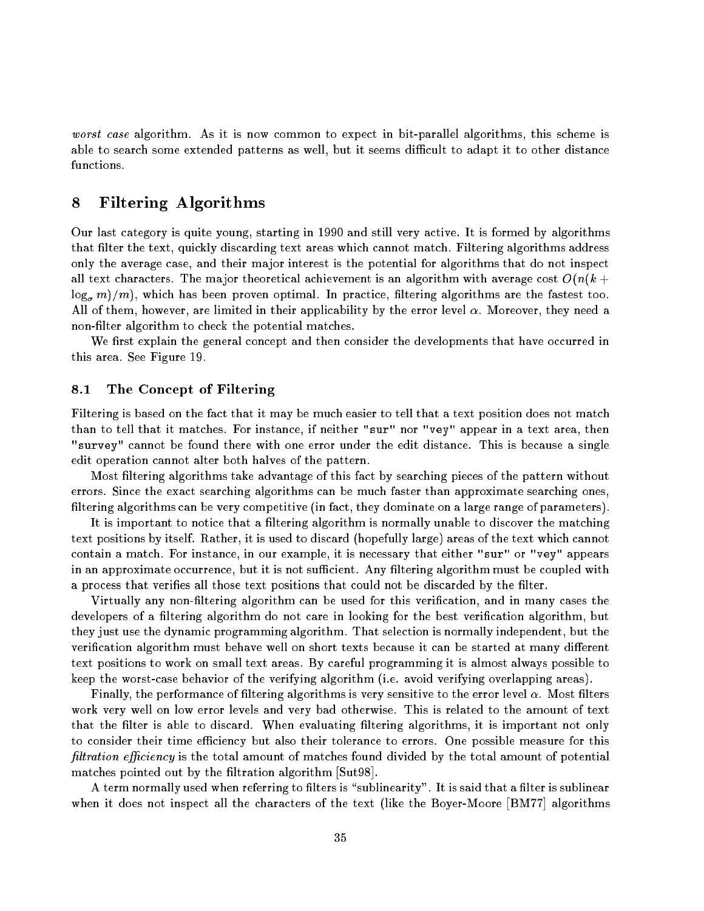*worst case* algorithm. As it is now common to expect in bit-parallel algorithms, this scheme is able to search some extended patterns as well, but it seems difficult to adapt it to other distance functions.

# 8 Filtering Algorithms

Our last category is quite young, starting in 1990 and still very active. It is formed by algorithms that filter the text, quickly discarding text areas which cannot match. Filtering algorithms address only the average case, and their major interest is the potential for algorithms that do not inspect all text characters. The major theoretical achievement is an algorithm with average cost $O(n(k + \log_\sigma m)/m)$, which has been proven optimal. In practice, filtering algorithms are the fastest too. All of them, however, are limited in their applicability by the error level $\alpha$. Moreover, they need a non-filter algorithm to check the potential matches.

We first explain the general concept and then consider the developments that have occurred in this area. See Figure 19.

## 8.1 The Concept of Filtering

Filtering is based on the fact that it may be much easier to tell that a text position does not match than to tell that it matches. For instance, if neither "sur" nor "vey" appear in a text area, then "survey" cannot be found there with one error under the edit distance. This is because a single edit operation cannot alter both halves of the pattern.

Most filtering algorithms take advantage of this fact by searching pieces of the pattern without errors. Since the exact searching algorithms can be much faster than approximate searching ones, filtering algorithms can be very competitive (in fact, they dominate on a large range of parameters).

It is important to notice that a filtering algorithm is normally unable to discover the matching text positions by itself. Rather, it is used to discard (hopefully large) areas of the text which cannot contain a match. For instance, in our example, it is necessary that either "sur" or "vey" appears in an approximate occurrence, but it is not sufficient. Any filtering algorithm must be coupled with a process that verifies all those text positions that could not be discarded by the filter.

Virtually any non-filtering algorithm can be used for this verification, and in many cases the developers of a filtering algorithm do not care in looking for the best verification algorithm, but they just use the dynamic programming algorithm. That selection is normally independent, but the verification algorithm must behave well on short texts because it can be started at many different text positions to work on small text areas. By careful programming it is almost always possible to keep the worst-case behavior of the verifying algorithm (i.e. avoid verifying overlapping areas).

Finally, the performance of filtering algorithms is very sensitive to the error level $\alpha$. Most filters work very well on low error levels and very bad otherwise. This is related to the amount of text that the filter is able to discard. When evaluating filtering algorithms, it is important not only to consider their time efficiency but also their tolerance to errors. One possible measure for this *filtration efficiency* is the total amount of matches found divided by the total amount of potential matches pointed out by the filtration algorithm [Sut98].

A term normally used when referring to filters is "sublinearity". It is said that a filter is sublinear when it does not inspect all the characters of the text (like the Boyer-Moore [BM77] algorithms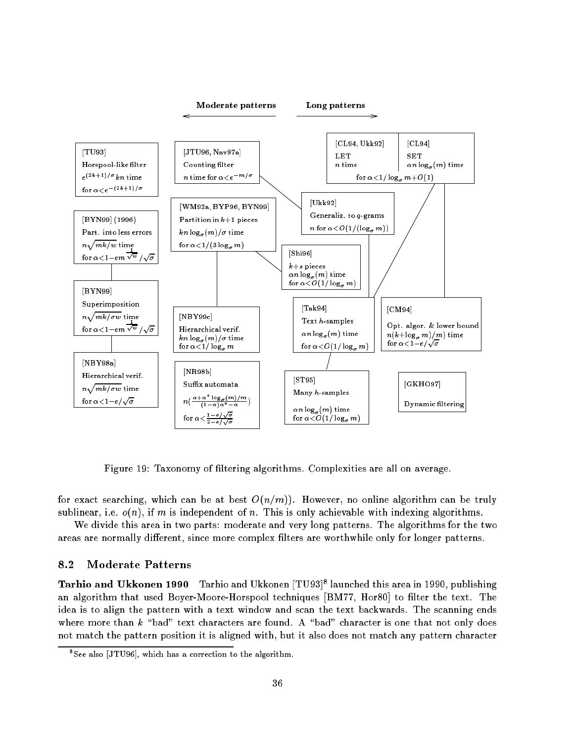Moderate patterns ⟵ ⟶ Long patterns

[TU93]
Horspool-like filter
$e^{(2k+1)/\sigma} kn$ time
for $\alpha < e^{-(2k+1)/\sigma}$

[JTU96, Nav97a]
Counting filter
$n$ time for $\alpha < e^{-m/\sigma}$

[CL94, Ukk92]
LET
$n$ time

[CL94]
SET
$\alpha n \log_\sigma(m)$ time

for $\alpha < 1/\log_\sigma m + O(1)$

[WM92a, BYP96, BYN99]
Partition in $k+1$ pieces
$kn \log_\sigma(m)/\sigma$ time
for $\alpha < 1/(3\log_\sigma m)$

[Ukk92]
Generaliz. to $q$-grams
$n$ for $\alpha < O(1/(\log_\sigma m))$

[BYN99] (1996)
Part. into less errors
$n\sqrt{mk/w}$ time
for $\alpha < 1 - em^{\frac{1}{\sqrt{w}}}/\sqrt{\sigma}$

[Shi96]
$k+s$ pieces
$\alpha n \log_\sigma(m)$ time
for $\alpha < O(1/\log_\sigma m)$

[BYN99]
Superimposition
$n\sqrt{mk/\sigma w}$ time
for $\alpha < 1 - em^{\frac{1}{\sqrt{w}}}/\sqrt{\sigma}$

[NBY99c]
Hierarchical verif.
$kn \log_\sigma(m)/\sigma$ time
for $\alpha < 1/\log_\sigma m$

[Tak94]
Text $h$-samples
$\alpha n \log_\sigma(m)$ time
for $\alpha < O(1/\log_\sigma m)$

[CM94]
Opt. algor. & lower bound
$n(k+\log_\sigma m)/m$ time
for $\alpha < 1 - e/\sqrt{\sigma}$

[NBY98a]
Hierarchical verif.
$n\sqrt{mk/\sigma w}$ time
for $\alpha < 1 - e/\sqrt{\sigma}$

[NR98b]
Suffix automata
$n(\frac{\alpha + \alpha^* \log_\sigma(m)/m}{(1-\alpha)\alpha^* - \alpha})$
for $\alpha < \frac{1-e/\sqrt{\sigma}}{2-e/\sqrt{\sigma}}$

[ST95]
Many $h$-samples
$\alpha n \log_\sigma(m)$ time
for $\alpha < O(1/\log_\sigma m)$

[GKHO97]
Dynamic filtering

Figure 19: Taxonomy of filtering algorithms. Complexities are all on average.

for exact searching, which can be at best $O(n/m)$). However, no online algorithm can be truly sublinear, i.e. $o(n)$, if $m$ is independent of $n$. This is only achievable with indexing algorithms.

We divide this area in two parts: moderate and very long patterns. The algorithms for the two areas are normally different, since more complex filters are worthwhile only for longer patterns.

## 8.2 Moderate Patterns

**Tarhio and Ukkonen 1990** Tarhio and Ukkonen [TU93][8] launched this area in 1990, publishing an algorithm that used Boyer-Moore-Horspool techniques [BM77, Hor80] to filter the text. The idea is to align the pattern with a text window and scan the text backwards. The scanning ends where more than $k$ "bad" text characters are found. A "bad" character is one that not only does not match the pattern position it is aligned with, but it also does not match any pattern character

[8] See also [JTU96], which has a correction to the algorithm.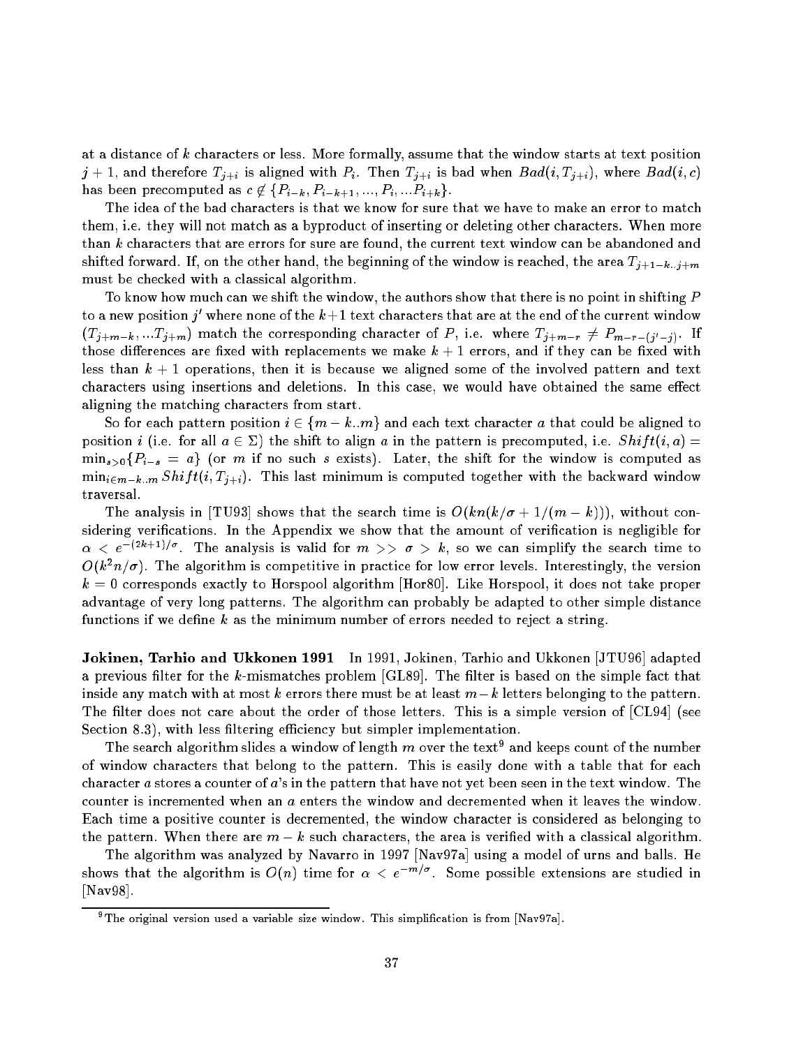at a distance of $k$ characters or less. More formally, assume that the window starts at text position $j+1$, and therefore $T_{j+i}$ is aligned with $P_i$. Then $T_{j+i}$ is bad when $Bad(i, T_{j+i})$, where $Bad(i,c)$ has been precomputed as $c \notin \{P_{i-k}, P_{i-k+1}, ..., P_i, ... P_{i+k}\}$.

The idea of the bad characters is that we know for sure that we have to make an error to match them, i.e. they will not match as a byproduct of inserting or deleting other characters. When more than $k$ characters that are errors for sure are found, the current text window can be abandoned and shifted forward. If, on the other hand, the beginning of the window is reached, the area $T_{j+1-k..j+m}$ must be checked with a classical algorithm.

To know how much can we shift the window, the authors show that there is no point in shifting $P$ to a new position $j'$ where none of the $k+1$ text characters that are at the end of the current window $(T_{j+m-k}, ... T_{j+m})$ match the corresponding character of $P$, i.e. where $T_{j+m-r} \neq P_{m-r-(j'-j)}$. If those differences are fixed with replacements we make $k+1$ errors, and if they can be fixed with less than $k+1$ operations, then it is because we aligned some of the involved pattern and text characters using insertions and deletions. In this case, we would have obtained the same effect aligning the matching characters from start.

So for each pattern position $i \in \{m-k..m\}$ and each text character $a$ that could be aligned to position $i$ (i.e. for all $a \in \Sigma$) the shift to align $a$ in the pattern is precomputed, i.e. $Shift(i,a) = \min_{s>0}\{P_{i-s} = a\}$ (or $m$ if no such $s$ exists). Later, the shift for the window is computed as $\min_{i \in m-k..m} Shift(i, T_{j+i})$. This last minimum is computed together with the backward window traversal.

The analysis in [TU93] shows that the search time is $O(kn(k/\sigma + 1/(m-k)))$, without considering verifications. In the Appendix we show that the amount of verification is negligible for $\alpha < e^{-(2k+1)/\sigma}$. The analysis is valid for $m >> \sigma > k$, so we can simplify the search time to $O(k^2 n/\sigma)$. The algorithm is competitive in practice for low error levels. Interestingly, the version $k=0$ corresponds exactly to Horspool algorithm [Hor80]. Like Horspool, it does not take proper advantage of very long patterns. The algorithm can probably be adapted to other simple distance functions if we define $k$ as the minimum number of errors needed to reject a string.

**Jokinen, Tarhio and Ukkonen 1991** In 1991, Jokinen, Tarhio and Ukkonen [JTU96] adapted a previous filter for the $k$-mismatches problem [GL89]. The filter is based on the simple fact that inside any match with at most $k$ errors there must be at least $m-k$ letters belonging to the pattern. The filter does not care about the order of those letters. This is a simple version of [CL94] (see Section 8.3), with less filtering efficiency but simpler implementation.

The search algorithm slides a window of length $m$ over the text[9] and keeps count of the number of window characters that belong to the pattern. This is easily done with a table that for each character $a$ stores a counter of $a$'s in the pattern that have not yet been seen in the text window. The counter is incremented when an $a$ enters the window and decremented when it leaves the window. Each time a positive counter is decremented, the window character is considered as belonging to the pattern. When there are $m-k$ such characters, the area is verified with a classical algorithm.

The algorithm was analyzed by Navarro in 1997 [Nav97a] using a model of urns and balls. He shows that the algorithm is $O(n)$ time for $\alpha < e^{-m/\sigma}$. Some possible extensions are studied in [Nav98].

[9] The original version used a variable size window. This simplification is from [Nav97a].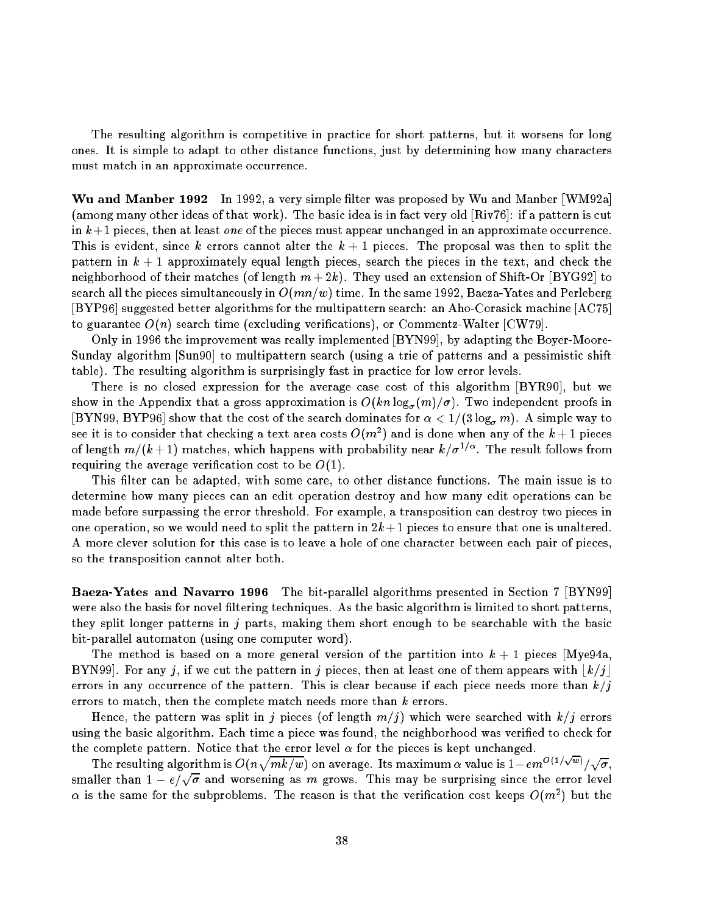The resulting algorithm is competitive in practice for short patterns, but it worsens for long ones. It is simple to adapt to other distance functions, just by determining how many characters must match in an approximate occurrence.

**Wu and Manber 1992** In 1992, a very simple filter was proposed by Wu and Manber [WM92a] (among many other ideas of that work). The basic idea is in fact very old [Riv76]: if a pattern is cut in $k+1$ pieces, then at least *one* of the pieces must appear unchanged in an approximate occurrence. This is evident, since $k$ errors cannot alter the $k+1$ pieces. The proposal was then to split the pattern in $k+1$ approximately equal length pieces, search the pieces in the text, and check the neighborhood of their matches (of length $m+2k$). They used an extension of Shift-Or [BYG92] to search all the pieces simultaneously in $O(mn/w)$ time. In the same 1992, Baeza-Yates and Perleberg [BYP96] suggested better algorithms for the multipattern search: an Aho-Corasick machine [AC75] to guarantee $O(n)$ search time (excluding verifications), or Commentz-Walter [CW79].

Only in 1996 the improvement was really implemented [BYN99], by adapting the Boyer-Moore-Sunday algorithm [Sun90] to multipattern search (using a trie of patterns and a pessimistic shift table). The resulting algorithm is surprisingly fast in practice for low error levels.

There is no closed expression for the average case cost of this algorithm [BYR90], but we show in the Appendix that a gross approximation is $O(kn\log_\sigma(m)/\sigma)$. Two independent proofs in [BYN99, BYP96] show that the cost of the search dominates for $\alpha < 1/(3\log_\sigma m)$. A simple way to see it is to consider that checking a text area costs $O(m^2)$ and is done when any of the $k+1$ pieces of length $m/(k+1)$ matches, which happens with probability near $k/\sigma^{1/\alpha}$. The result follows from requiring the average verification cost to be $O(1)$.

This filter can be adapted, with some care, to other distance functions. The main issue is to determine how many pieces can an edit operation destroy and how many edit operations can be made before surpassing the error threshold. For example, a transposition can destroy two pieces in one operation, so we would need to split the pattern in $2k+1$ pieces to ensure that one is unaltered. A more clever solution for this case is to leave a hole of one character between each pair of pieces, so the transposition cannot alter both.

**Baeza-Yates and Navarro 1996** The bit-parallel algorithms presented in Section 7 [BYN99] were also the basis for novel filtering techniques. As the basic algorithm is limited to short patterns, they split longer patterns in $j$ parts, making them short enough to be searchable with the basic bit-parallel automaton (using one computer word).

The method is based on a more general version of the partition into $k+1$ pieces [Mye94a, BYN99]. For any $j$, if we cut the pattern in $j$ pieces, then at least one of them appears with $\lfloor k/j \rfloor$ errors in any occurrence of the pattern. This is clear because if each piece needs more than $k/j$ errors to match, then the complete match needs more than $k$ errors.

Hence, the pattern was split in $j$ pieces (of length $m/j$) which were searched with $k/j$ errors using the basic algorithm. Each time a piece was found, the neighborhood was verified to check for the complete pattern. Notice that the error level $\alpha$ for the pieces is kept unchanged.

The resulting algorithm is $O(n\sqrt{mk/w})$ on average. Its maximum $\alpha$ value is $1 - em^{O(1/\sqrt{w})}/\sqrt{\sigma}$, smaller than $1 - e/\sqrt{\sigma}$ and worsening as $m$ grows. This may be surprising since the error level $\alpha$ is the same for the subproblems. The reason is that the verification cost keeps $O(m^2)$ but the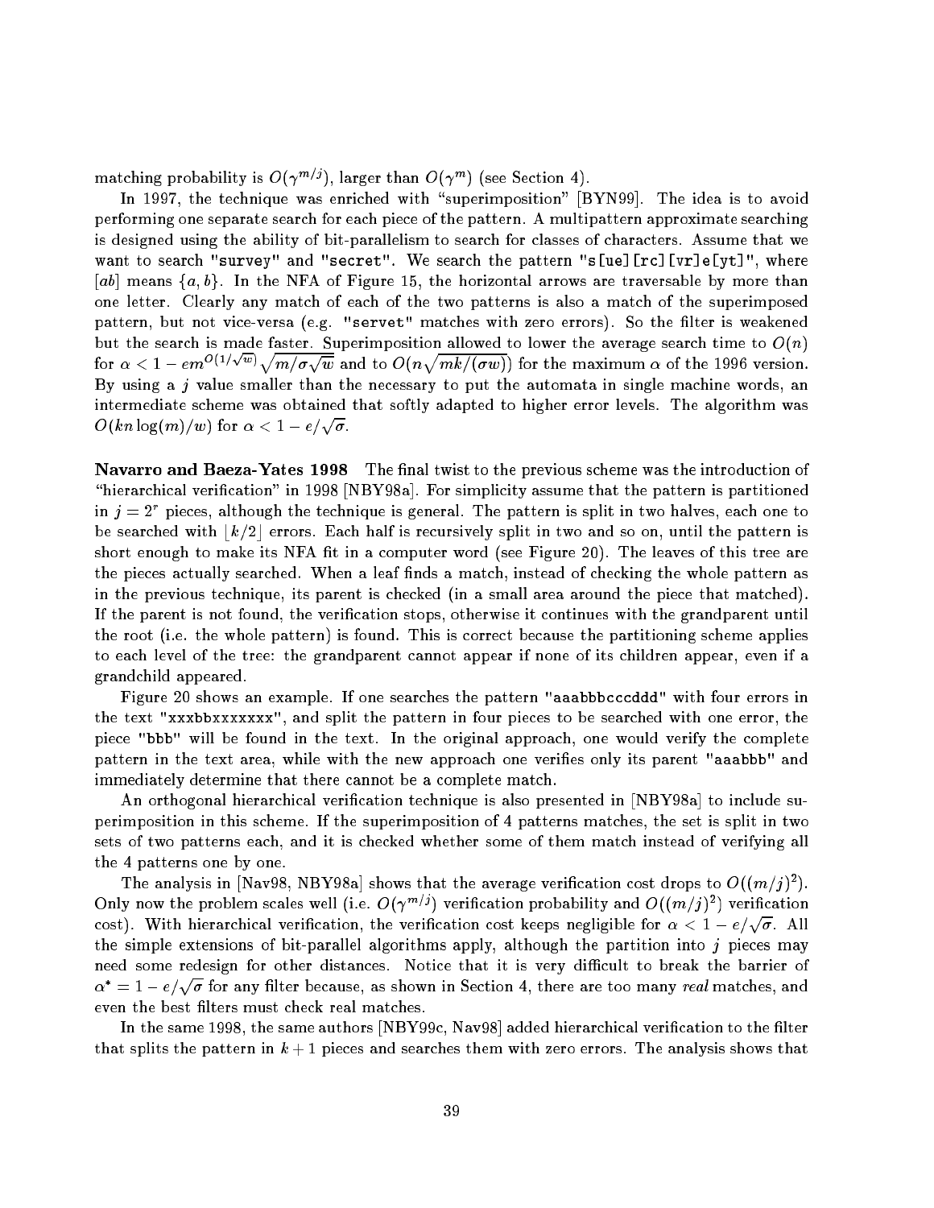matching probability is $O(\gamma^{m/j})$, larger than $O(\gamma^m)$ (see Section 4).

In 1997, the technique was enriched with "superimposition" [BYN99]. The idea is to avoid performing one separate search for each piece of the pattern. A multipattern approximate searching is designed using the ability of bit-parallelism to search for classes of characters. Assume that we want to search "survey" and "secret". We search the pattern "s[ue][rc][vr]e[yt]", where $[ab]$ means $\{a, b\}$. In the NFA of Figure 15, the horizontal arrows are traversable by more than one letter. Clearly any match of each of the two patterns is also a match of the superimposed pattern, but not vice-versa (e.g. "servet" matches with zero errors). So the filter is weakened but the search is made faster. Superimposition allowed to lower the average search time to $O(n)$ for $\alpha < 1 - em^{O(1/\sqrt{w})}\sqrt{m/\sigma\sqrt{w}}$ and to $O(n\sqrt{mk/(\sigma w)})$ for the maximum $\alpha$ of the 1996 version. By using a $j$ value smaller than the necessary to put the automata in single machine words, an intermediate scheme was obtained that softly adapted to higher error levels. The algorithm was $O(kn\log(m)/w)$ for $\alpha < 1 - e/\sqrt{\sigma}$.

**Navarro and Baeza-Yates 1998** The final twist to the previous scheme was the introduction of "hierarchical verification" in 1998 [NBY98a]. For simplicity assume that the pattern is partitioned in $j = 2^r$ pieces, although the technique is general. The pattern is split in two halves, each one to be searched with $\lfloor k/2 \rfloor$ errors. Each half is recursively split in two and so on, until the pattern is short enough to make its NFA fit in a computer word (see Figure 20). The leaves of this tree are the pieces actually searched. When a leaf finds a match, instead of checking the whole pattern as in the previous technique, its parent is checked (in a small area around the piece that matched). If the parent is not found, the verification stops, otherwise it continues with the grandparent until the root (i.e. the whole pattern) is found. This is correct because the partitioning scheme applies to each level of the tree: the grandparent cannot appear if none of its children appear, even if a grandchild appeared.

Figure 20 shows an example. If one searches the pattern "aaabbbcccddd" with four errors in the text "xxxbbxxxxxxx", and split the pattern in four pieces to be searched with one error, the piece "bbb" will be found in the text. In the original approach, one would verify the complete pattern in the text area, while with the new approach one verifies only its parent "aaabbb" and immediately determine that there cannot be a complete match.

An orthogonal hierarchical verification technique is also presented in [NBY98a] to include superimposition in this scheme. If the superimposition of 4 patterns matches, the set is split in two sets of two patterns each, and it is checked whether some of them match instead of verifying all the 4 patterns one by one.

The analysis in [Nav98, NBY98a] shows that the average verification cost drops to $O((m/j)^2)$. Only now the problem scales well (i.e. $O(\gamma^{m/j})$ verification probability and $O((m/j)^2)$ verification cost). With hierarchical verification, the verification cost keeps negligible for $\alpha < 1 - e/\sqrt{\sigma}$. All the simple extensions of bit-parallel algorithms apply, although the partition into $j$ pieces may need some redesign for other distances. Notice that it is very difficult to break the barrier of $\alpha^* = 1 - e/\sqrt{\sigma}$ for any filter because, as shown in Section 4, there are too many *real* matches, and even the best filters must check real matches.

In the same 1998, the same authors [NBY99c, Nav98] added hierarchical verification to the filter that splits the pattern in $k+1$ pieces and searches them with zero errors. The analysis shows that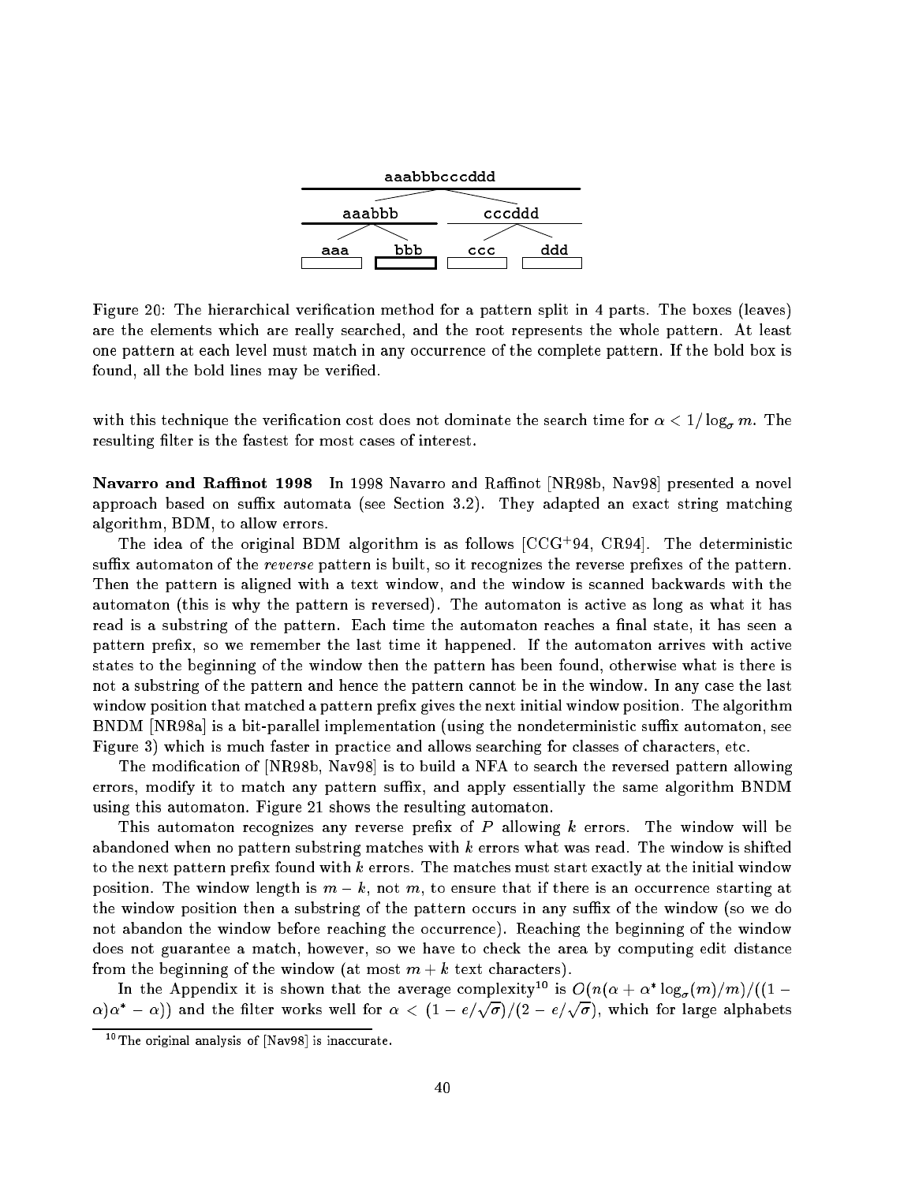aaabbbcccddd

aaabbb    cccddd

aaa    bbb    ccc    ddd

Figure 20: The hierarchical verification method for a pattern split in 4 parts. The boxes (leaves) are the elements which are really searched, and the root represents the whole pattern. At least one pattern at each level must match in any occurrence of the complete pattern. If the bold box is found, all the bold lines may be verified.

with this technique the verification cost does not dominate the search time for $\alpha < 1/\log_\sigma m$. The resulting filter is the fastest for most cases of interest.

**Navarro and Raffinot 1998** In 1998 Navarro and Raffinot [NR98b, Nav98] presented a novel approach based on suffix automata (see Section 3.2). They adapted an exact string matching algorithm, BDM, to allow errors.

The idea of the original BDM algorithm is as follows [CCG+94, CR94]. The deterministic suffix automaton of the *reverse* pattern is built, so it recognizes the reverse prefixes of the pattern. Then the pattern is aligned with a text window, and the window is scanned backwards with the automaton (this is why the pattern is reversed). The automaton is active as long as what it has read is a substring of the pattern. Each time the automaton reaches a final state, it has seen a pattern prefix, so we remember the last time it happened. If the automaton arrives with active states to the beginning of the window then the pattern has been found, otherwise what is there is not a substring of the pattern and hence the pattern cannot be in the window. In any case the last window position that matched a pattern prefix gives the next initial window position. The algorithm BNDM [NR98a] is a bit-parallel implementation (using the nondeterministic suffix automaton, see Figure 3) which is much faster in practice and allows searching for classes of characters, etc.

The modification of [NR98b, Nav98] is to build a NFA to search the reversed pattern allowing errors, modify it to match any pattern suffix, and apply essentially the same algorithm BNDM using this automaton. Figure 21 shows the resulting automaton.

This automaton recognizes any reverse prefix of $P$ allowing $k$ errors. The window will be abandoned when no pattern substring matches with $k$ errors what was read. The window is shifted to the next pattern prefix found with $k$ errors. The matches must start exactly at the initial window position. The window length is $m-k$, not $m$, to ensure that if there is an occurrence starting at the window position then a substring of the pattern occurs in any suffix of the window (so we do not abandon the window before reaching the occurrence). Reaching the beginning of the window does not guarantee a match, however, so we have to check the area by computing edit distance from the beginning of the window (at most $m+k$ text characters).

In the Appendix it is shown that the average complexity[10] is $O(n(\alpha + \alpha^* \log_\sigma(m)/m)/((1-\alpha)\alpha^* - \alpha))$ and the filter works well for $\alpha < (1 - e/\sqrt{\sigma})/(2 - e/\sqrt{\sigma})$, which for large alphabets

[10] The original analysis of [Nav98] is inaccurate.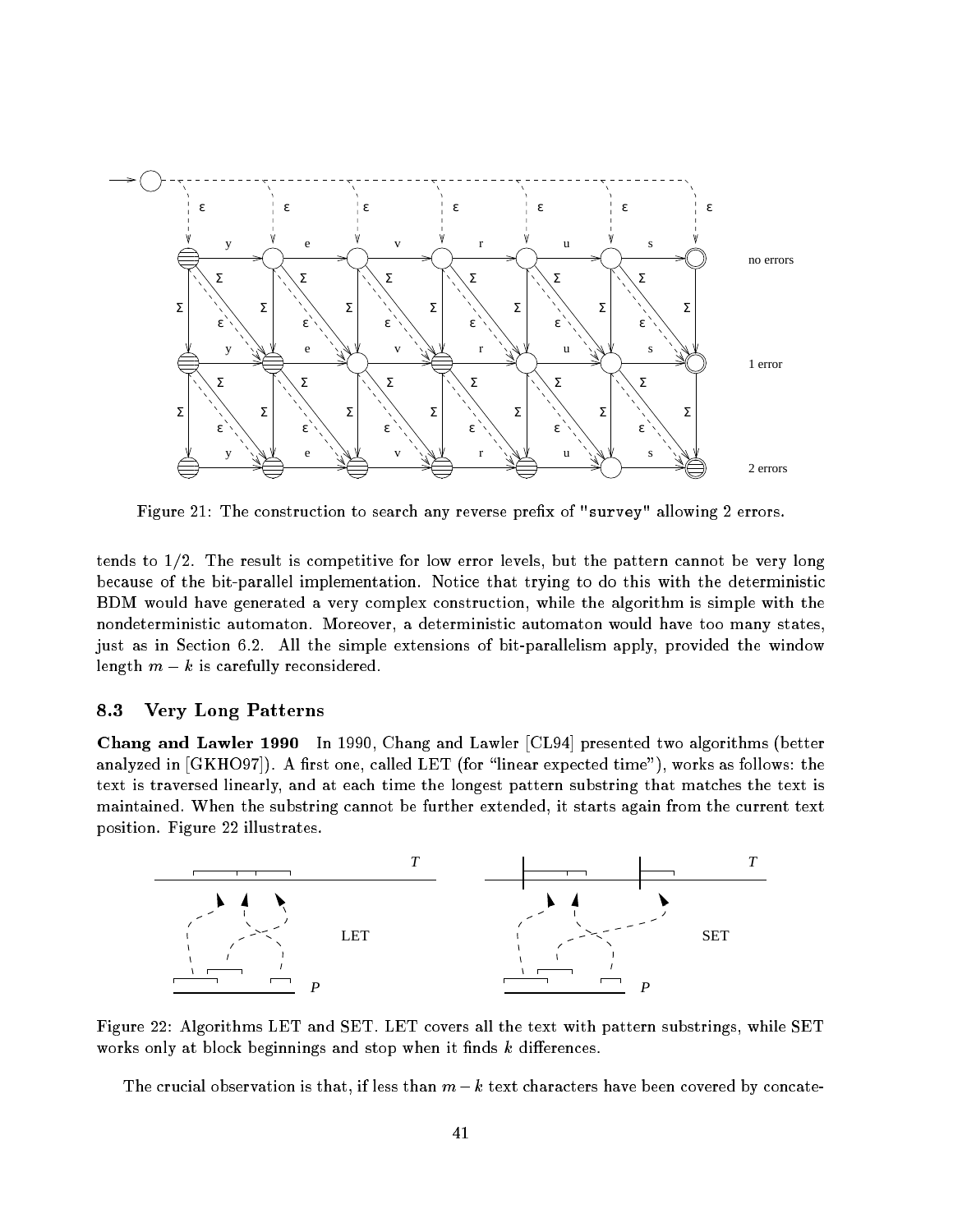Figure 21: The construction to search any reverse prefix of "survey" allowing 2 errors.

tends to 1/2. The result is competitive for low error levels, but the pattern cannot be very long because of the bit-parallel implementation. Notice that trying to do this with the deterministic BDM would have generated a very complex construction, while the algorithm is simple with the nondeterministic automaton. Moreover, a deterministic automaton would have too many states, just as in Section 6.2. All the simple extensions of bit-parallelism apply, provided the window length $m - k$ is carefully reconsidered.

### 8.3 Very Long Patterns

**Chang and Lawler 1990** In 1990, Chang and Lawler [CL94] presented two algorithms (better analyzed in [GKHO97]). A first one, called LET (for "linear expected time"), works as follows: the text is traversed linearly, and at each time the longest pattern substring that matches the text is maintained. When the substring cannot be further extended, it starts again from the current text position. Figure 22 illustrates.

Figure 22: Algorithms LET and SET. LET covers all the text with pattern substrings, while SET works only at block beginnings and stop when it finds $k$ differences.

The crucial observation is that, if less than $m - k$ text characters have been covered by concate-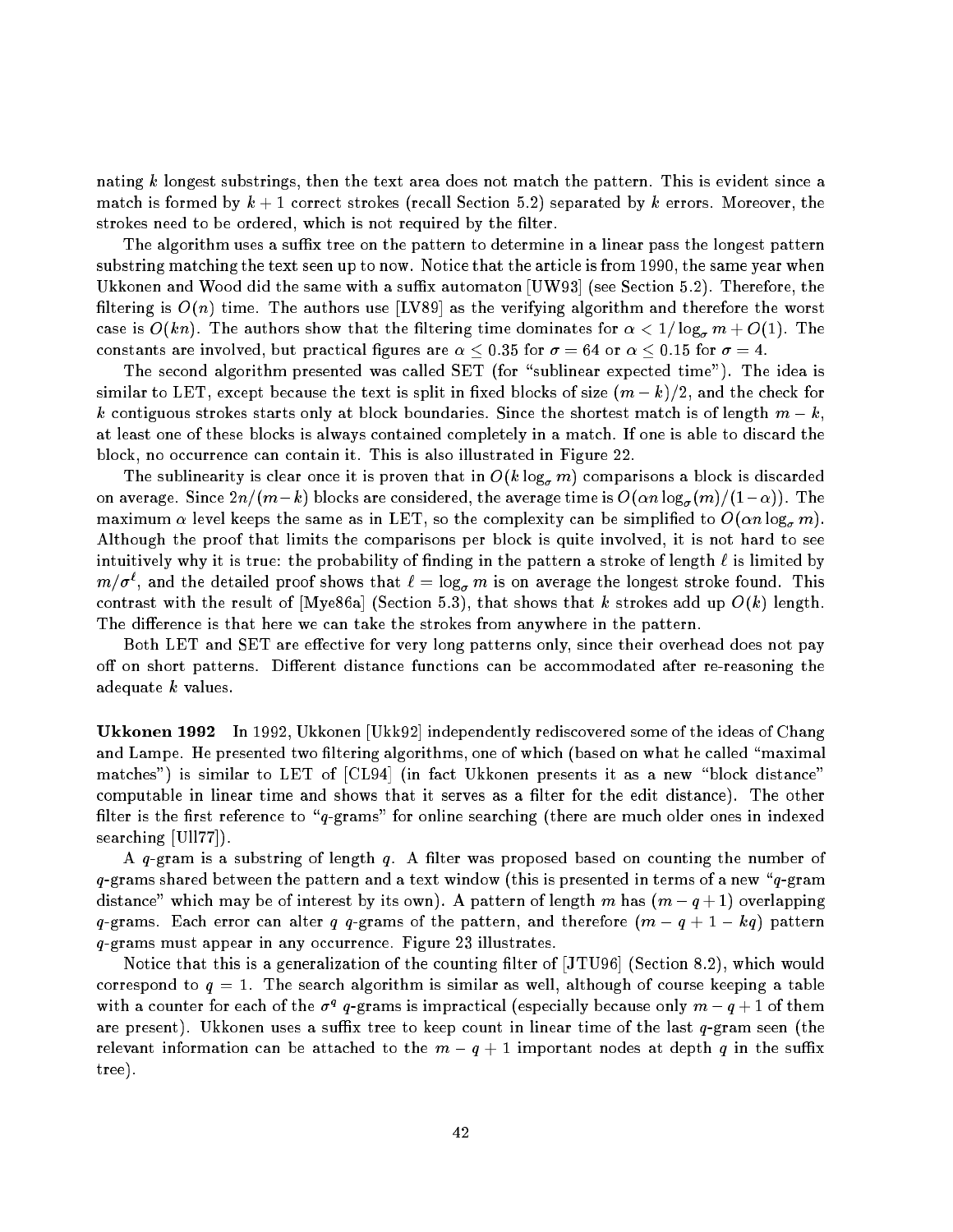nating $k$ longest substrings, then the text area does not match the pattern. This is evident since a match is formed by $k+1$ correct strokes (recall Section 5.2) separated by $k$ errors. Moreover, the strokes need to be ordered, which is not required by the filter.

The algorithm uses a suffix tree on the pattern to determine in a linear pass the longest pattern substring matching the text seen up to now. Notice that the article is from 1990, the same year when Ukkonen and Wood did the same with a suffix automaton [UW93] (see Section 5.2). Therefore, the filtering is $O(n)$ time. The authors use [LV89] as the verifying algorithm and therefore the worst case is $O(kn)$. The authors show that the filtering time dominates for $\alpha < 1/\log_\sigma m + O(1)$. The constants are involved, but practical figures are $\alpha \leq 0.35$ for $\sigma = 64$ or $\alpha \leq 0.15$ for $\sigma = 4$.

The second algorithm presented was called SET (for "sublinear expected time"). The idea is similar to LET, except because the text is split in fixed blocks of size $(m-k)/2$, and the check for $k$ contiguous strokes starts only at block boundaries. Since the shortest match is of length $m-k$, at least one of these blocks is always contained completely in a match. If one is able to discard the block, no occurrence can contain it. This is also illustrated in Figure 22.

The sublinearity is clear once it is proven that in $O(k \log_\sigma m)$ comparisons a block is discarded on average. Since $2n/(m-k)$ blocks are considered, the average time is $O(\alpha n \log_\sigma(m)/(1-\alpha))$. The maximum $\alpha$ level keeps the same as in LET, so the complexity can be simplified to $O(\alpha n \log_\sigma m)$. Although the proof that limits the comparisons per block is quite involved, it is not hard to see intuitively why it is true: the probability of finding in the pattern a stroke of length $\ell$ is limited by $m/\sigma^\ell$, and the detailed proof shows that $\ell = \log_\sigma m$ is on average the longest stroke found. This contrast with the result of [Mye86a] (Section 5.3), that shows that $k$ strokes add up $O(k)$ length. The difference is that here we can take the strokes from anywhere in the pattern.

Both LET and SET are effective for very long patterns only, since their overhead does not pay off on short patterns. Different distance functions can be accommodated after re-reasoning the adequate $k$ values.

**Ukkonen 1992** In 1992, Ukkonen [Ukk92] independently rediscovered some of the ideas of Chang and Lampe. He presented two filtering algorithms, one of which (based on what he called "maximal matches") is similar to LET of [CL94] (in fact Ukkonen presents it as a new "block distance" computable in linear time and shows that it serves as a filter for the edit distance). The other filter is the first reference to "$q$-grams" for online searching (there are much older ones in indexed searching [Ull77]).

A $q$-gram is a substring of length $q$. A filter was proposed based on counting the number of $q$-grams shared between the pattern and a text window (this is presented in terms of a new "$q$-gram distance" which may be of interest by its own). A pattern of length $m$ has $(m-q+1)$ overlapping $q$-grams. Each error can alter $q$ $q$-grams of the pattern, and therefore $(m-q+1-kq)$ pattern $q$-grams must appear in any occurrence. Figure 23 illustrates.

Notice that this is a generalization of the counting filter of [JTU96] (Section 8.2), which would correspond to $q=1$. The search algorithm is similar as well, although of course keeping a table with a counter for each of the $\sigma^q$ $q$-grams is impractical (especially because only $m-q+1$ of them are present). Ukkonen uses a suffix tree to keep count in linear time of the last $q$-gram seen (the relevant information can be attached to the $m-q+1$ important nodes at depth $q$ in the suffix tree).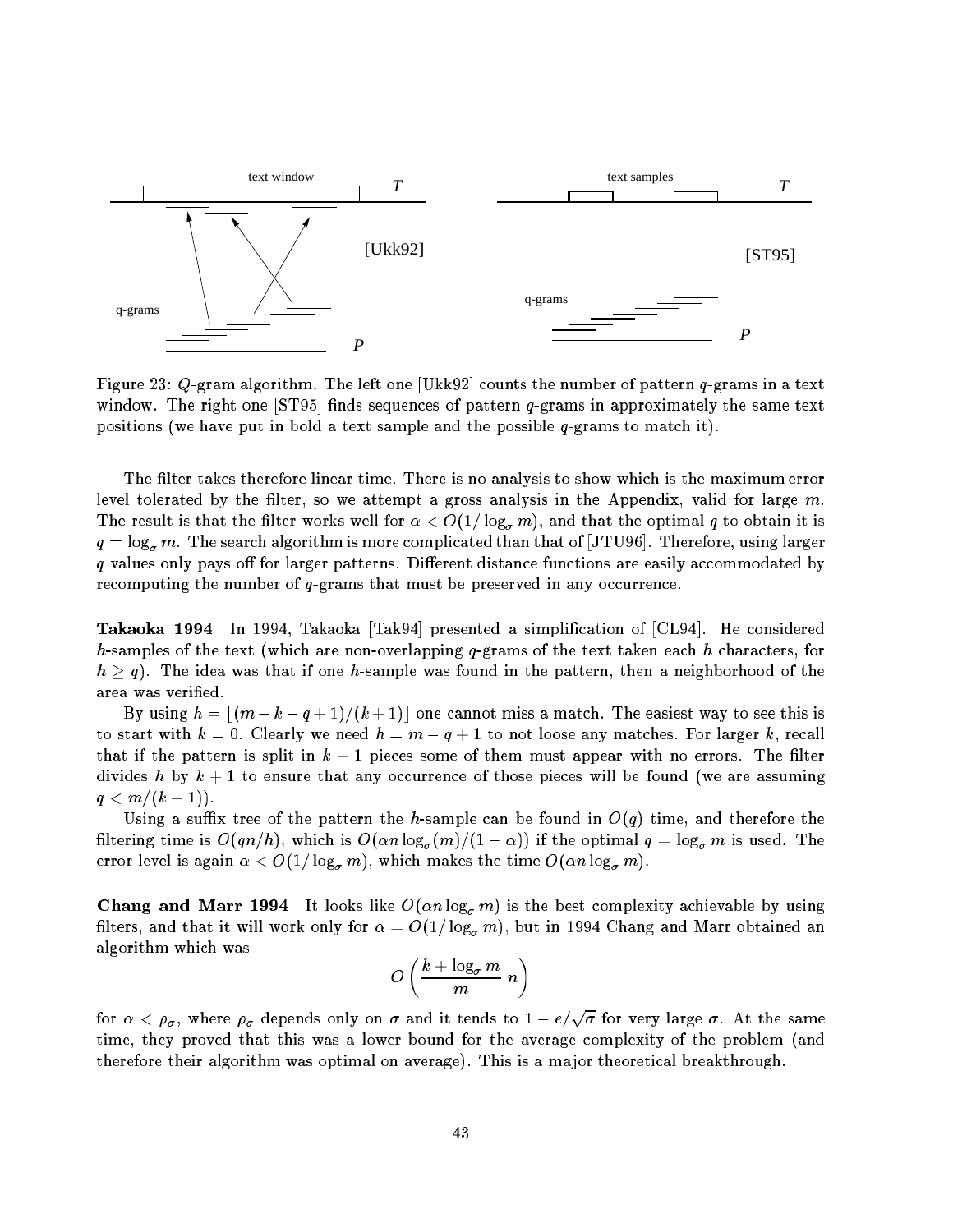Figure 23: $Q$-gram algorithm. The left one [Ukk92] counts the number of pattern $q$-grams in a text window. The right one [ST95] finds sequences of pattern $q$-grams in approximately the same text positions (we have put in bold a text sample and the possible $q$-grams to match it).

The filter takes therefore linear time. There is no analysis to show which is the maximum error level tolerated by the filter, so we attempt a gross analysis in the Appendix, valid for large $m$. The result is that the filter works well for $\alpha < O(1/\log_\sigma m)$, and that the optimal $q$ to obtain it is $q = \log_\sigma m$. The search algorithm is more complicated than that of [JTU96]. Therefore, using larger $q$ values only pays off for larger patterns. Different distance functions are easily accommodated by recomputing the number of $q$-grams that must be preserved in any occurrence.

**Takaoka 1994** In 1994, Takaoka [Tak94] presented a simplification of [CL94]. He considered $h$-samples of the text (which are non-overlapping $q$-grams of the text taken each $h$ characters, for $h \geq q$). The idea was that if one $h$-sample was found in the pattern, then a neighborhood of the area was verified.

By using $h = \lfloor (m-k-q+1)/(k+1) \rfloor$ one cannot miss a match. The easiest way to see this is to start with $k = 0$. Clearly we need $h = m - q + 1$ to not loose any matches. For larger $k$, recall that if the pattern is split in $k+1$ pieces some of them must appear with no errors. The filter divides $h$ by $k+1$ to ensure that any occurrence of those pieces will be found (we are assuming $q < m/(k+1)$).

Using a suffix tree of the pattern the $h$-sample can be found in $O(q)$ time, and therefore the filtering time is $O(qn/h)$, which is $O(\alpha n \log_\sigma(m)/(1-\alpha))$ if the optimal $q = \log_\sigma m$ is used. The error level is again $\alpha < O(1/\log_\sigma m)$, which makes the time $O(\alpha n \log_\sigma m)$.

**Chang and Marr 1994** It looks like $O(\alpha n \log_\sigma m)$ is the best complexity achievable by using filters, and that it will work only for $\alpha = O(1/\log_\sigma m)$, but in 1994 Chang and Marr obtained an algorithm which was

$$O\left(\frac{k + \log_\sigma m}{m}\, n\right)$$

for $\alpha < \rho_\sigma$, where $\rho_\sigma$ depends only on $\sigma$ and it tends to $1 - e/\sqrt{\sigma}$ for very large $\sigma$. At the same time, they proved that this was a lower bound for the average complexity of the problem (and therefore their algorithm was optimal on average). This is a major theoretical breakthrough.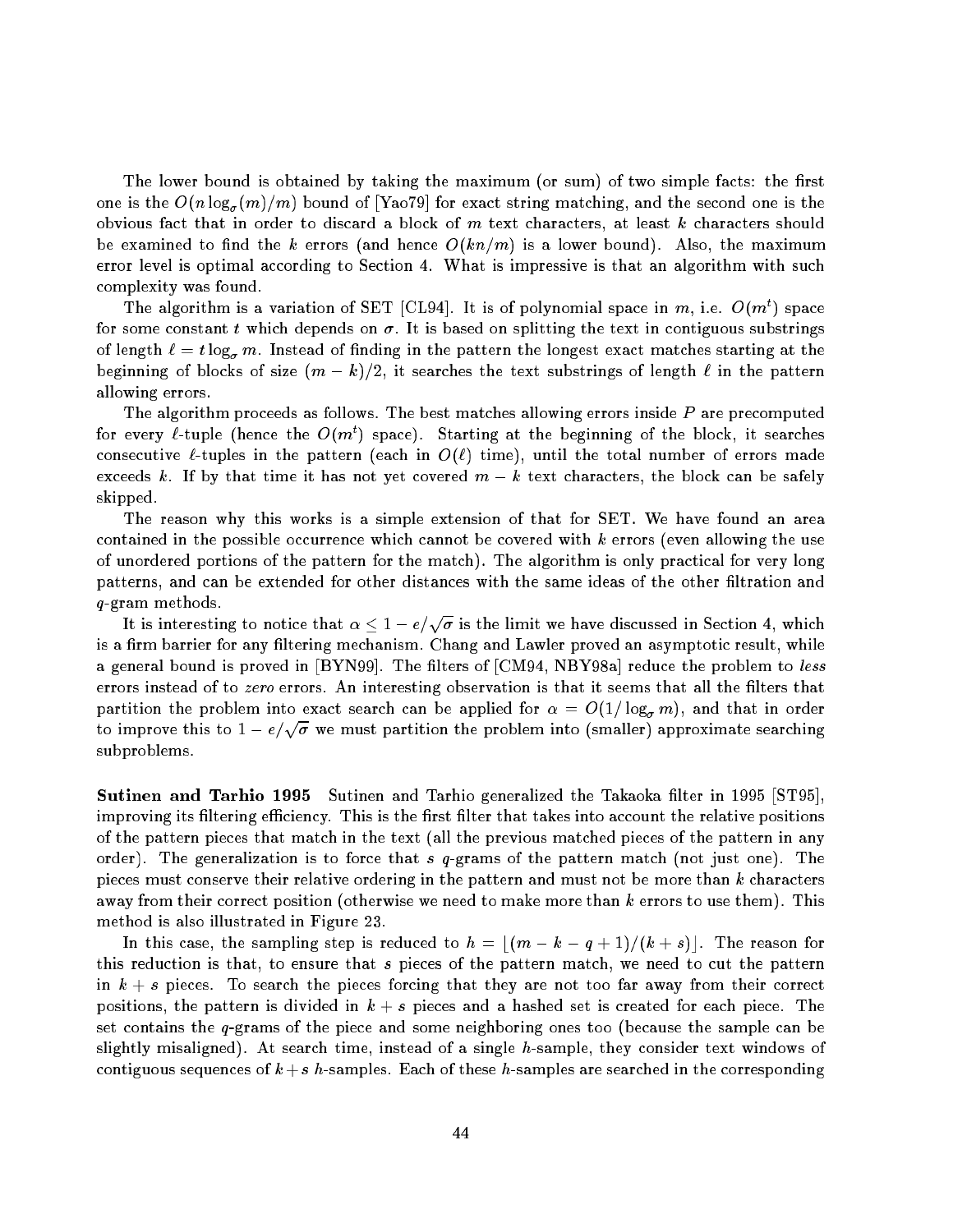The lower bound is obtained by taking the maximum (or sum) of two simple facts: the first one is the $O(n \log_\sigma(m)/m)$ bound of [Yao79] for exact string matching, and the second one is the obvious fact that in order to discard a block of $m$ text characters, at least $k$ characters should be examined to find the $k$ errors (and hence $O(kn/m)$ is a lower bound). Also, the maximum error level is optimal according to Section 4. What is impressive is that an algorithm with such complexity was found.

The algorithm is a variation of SET [CL94]. It is of polynomial space in $m$, i.e. $O(m^t)$ space for some constant $t$ which depends on $\sigma$. It is based on splitting the text in contiguous substrings of length $\ell = t \log_\sigma m$. Instead of finding in the pattern the longest exact matches starting at the beginning of blocks of size $(m-k)/2$, it searches the text substrings of length $\ell$ in the pattern allowing errors.

The algorithm proceeds as follows. The best matches allowing errors inside $P$ are precomputed for every $\ell$-tuple (hence the $O(m^t)$ space). Starting at the beginning of the block, it searches consecutive $\ell$-tuples in the pattern (each in $O(\ell)$ time), until the total number of errors made exceeds $k$. If by that time it has not yet covered $m-k$ text characters, the block can be safely skipped.

The reason why this works is a simple extension of that for SET. We have found an area contained in the possible occurrence which cannot be covered with $k$ errors (even allowing the use of unordered portions of the pattern for the match). The algorithm is only practical for very long patterns, and can be extended for other distances with the same ideas of the other filtration and $q$-gram methods.

It is interesting to notice that $\alpha \leq 1 - e/\sqrt{\sigma}$ is the limit we have discussed in Section 4, which is a firm barrier for any filtering mechanism. Chang and Lawler proved an asymptotic result, while a general bound is proved in [BYN99]. The filters of [CM94, NBY98a] reduce the problem to *less* errors instead of to *zero* errors. An interesting observation is that it seems that all the filters that partition the problem into exact search can be applied for $\alpha = O(1/\log_\sigma m)$, and that in order to improve this to $1 - e/\sqrt{\sigma}$ we must partition the problem into (smaller) approximate searching subproblems.

**Sutinen and Tarhio 1995** Sutinen and Tarhio generalized the Takaoka filter in 1995 [ST95], improving its filtering efficiency. This is the first filter that takes into account the relative positions of the pattern pieces that match in the text (all the previous matched pieces of the pattern in any order). The generalization is to force that $s$ $q$-grams of the pattern match (not just one). The pieces must conserve their relative ordering in the pattern and must not be more than $k$ characters away from their correct position (otherwise we need to make more than $k$ errors to use them). This method is also illustrated in Figure 23.

In this case, the sampling step is reduced to $h = \lfloor (m-k-q+1)/(k+s) \rfloor$. The reason for this reduction is that, to ensure that $s$ pieces of the pattern match, we need to cut the pattern in $k+s$ pieces. To search the pieces forcing that they are not too far away from their correct positions, the pattern is divided in $k+s$ pieces and a hashed set is created for each piece. The set contains the $q$-grams of the piece and some neighboring ones too (because the sample can be slightly misaligned). At search time, instead of a single $h$-sample, they consider text windows of contiguous sequences of $k+s$ $h$-samples. Each of these $h$-samples are searched in the corresponding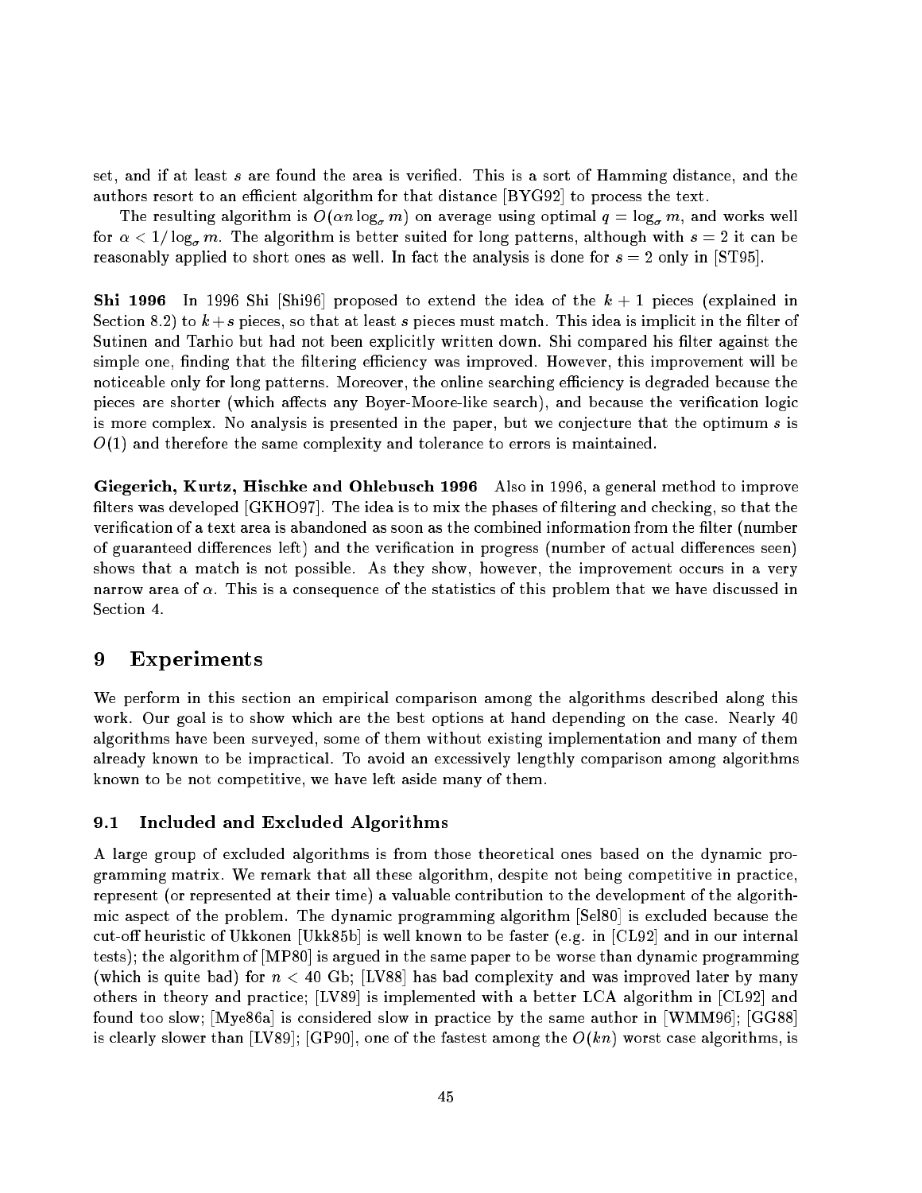set, and if at least $s$ are found the area is verified. This is a sort of Hamming distance, and the authors resort to an efficient algorithm for that distance [BYG92] to process the text.

The resulting algorithm is $O(\alpha n \log_\sigma m)$ on average using optimal $q = \log_\sigma m$, and works well for $\alpha < 1/\log_\sigma m$. The algorithm is better suited for long patterns, although with $s = 2$ it can be reasonably applied to short ones as well. In fact the analysis is done for $s = 2$ only in [ST95].

**Shi 1996** In 1996 Shi [Shi96] proposed to extend the idea of the $k+1$ pieces (explained in Section 8.2) to $k+s$ pieces, so that at least $s$ pieces must match. This idea is implicit in the filter of Sutinen and Tarhio but had not been explicitly written down. Shi compared his filter against the simple one, finding that the filtering efficiency was improved. However, this improvement will be noticeable only for long patterns. Moreover, the online searching efficiency is degraded because the pieces are shorter (which affects any Boyer-Moore-like search), and because the verification logic is more complex. No analysis is presented in the paper, but we conjecture that the optimum $s$ is $O(1)$ and therefore the same complexity and tolerance to errors is maintained.

**Giegerich, Kurtz, Hischke and Ohlebusch 1996** Also in 1996, a general method to improve filters was developed [GKHO97]. The idea is to mix the phases of filtering and checking, so that the verification of a text area is abandoned as soon as the combined information from the filter (number of guaranteed differences left) and the verification in progress (number of actual differences seen) shows that a match is not possible. As they show, however, the improvement occurs in a very narrow area of $\alpha$. This is a consequence of the statistics of this problem that we have discussed in Section 4.

# 9 Experiments

We perform in this section an empirical comparison among the algorithms described along this work. Our goal is to show which are the best options at hand depending on the case. Nearly 40 algorithms have been surveyed, some of them without existing implementation and many of them already known to be impractical. To avoid an excessively lengthly comparison among algorithms known to be not competitive, we have left aside many of them.

## 9.1 Included and Excluded Algorithms

A large group of excluded algorithms is from those theoretical ones based on the dynamic programming matrix. We remark that all these algorithm, despite not being competitive in practice, represent (or represented at their time) a valuable contribution to the development of the algorithmic aspect of the problem. The dynamic programming algorithm [Sel80] is excluded because the cut-off heuristic of Ukkonen [Ukk85b] is well known to be faster (e.g. in [CL92] and in our internal tests); the algorithm of [MP80] is argued in the same paper to be worse than dynamic programming (which is quite bad) for $n < 40$ Gb; [LV88] has bad complexity and was improved later by many others in theory and practice; [LV89] is implemented with a better LCA algorithm in [CL92] and found too slow; [Mye86a] is considered slow in practice by the same author in [WMM96]; [GG88] is clearly slower than [LV89]; [GP90], one of the fastest among the $O(kn)$ worst case algorithms, is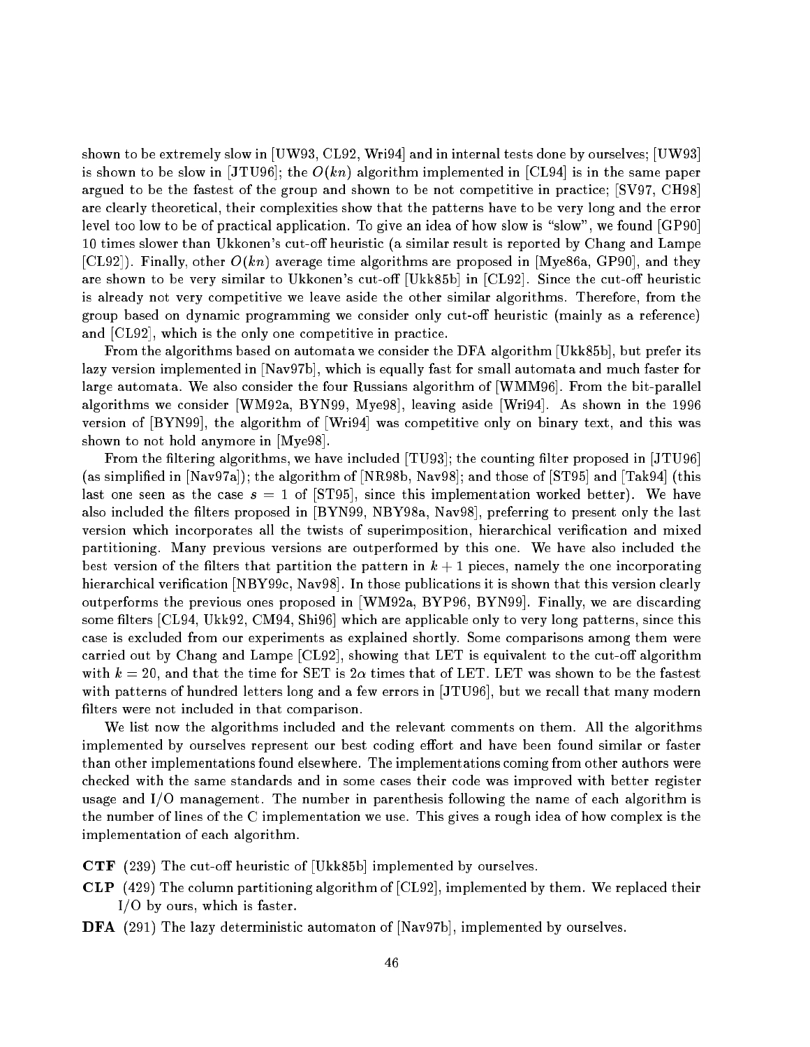shown to be extremely slow in [UW93, CL92, Wri94] and in internal tests done by ourselves; [UW93] is shown to be slow in [JTU96]; the $O(kn)$ algorithm implemented in [CL94] is in the same paper argued to be the fastest of the group and shown to be not competitive in practice; [SV97, CH98] are clearly theoretical, their complexities show that the patterns have to be very long and the error level too low to be of practical application. To give an idea of how slow is "slow", we found [GP90] 10 times slower than Ukkonen's cut-off heuristic (a similar result is reported by Chang and Lampe [CL92]). Finally, other $O(kn)$ average time algorithms are proposed in [Mye86a, GP90], and they are shown to be very similar to Ukkonen's cut-off [Ukk85b] in [CL92]. Since the cut-off heuristic is already not very competitive we leave aside the other similar algorithms. Therefore, from the group based on dynamic programming we consider only cut-off heuristic (mainly as a reference) and [CL92], which is the only one competitive in practice.

From the algorithms based on automata we consider the DFA algorithm [Ukk85b], but prefer its lazy version implemented in [Nav97b], which is equally fast for small automata and much faster for large automata. We also consider the four Russians algorithm of [WMM96]. From the bit-parallel algorithms we consider [WM92a, BYN99, Mye98], leaving aside [Wri94]. As shown in the 1996 version of [BYN99], the algorithm of [Wri94] was competitive only on binary text, and this was shown to not hold anymore in [Mye98].

From the filtering algorithms, we have included [TU93]; the counting filter proposed in [JTU96] (as simplified in [Nav97a]); the algorithm of [NR98b, Nav98]; and those of [ST95] and [Tak94] (this last one seen as the case $s = 1$ of [ST95], since this implementation worked better). We have also included the filters proposed in [BYN99, NBY98a, Nav98], preferring to present only the last version which incorporates all the twists of superimposition, hierarchical verification and mixed partitioning. Many previous versions are outperformed by this one. We have also included the best version of the filters that partition the pattern in $k+1$ pieces, namely the one incorporating hierarchical verification [NBY99c, Nav98]. In those publications it is shown that this version clearly outperforms the previous ones proposed in [WM92a, BYP96, BYN99]. Finally, we are discarding some filters [CL94, Ukk92, CM94, Shi96] which are applicable only to very long patterns, since this case is excluded from our experiments as explained shortly. Some comparisons among them were carried out by Chang and Lampe [CL92], showing that LET is equivalent to the cut-off algorithm with $k = 20$, and that the time for SET is $2\alpha$ times that of LET. LET was shown to be the fastest with patterns of hundred letters long and a few errors in [JTU96], but we recall that many modern filters were not included in that comparison.

We list now the algorithms included and the relevant comments on them. All the algorithms implemented by ourselves represent our best coding effort and have been found similar or faster than other implementations found elsewhere. The implementations coming from other authors were checked with the same standards and in some cases their code was improved with better register usage and I/O management. The number in parenthesis following the name of each algorithm is the number of lines of the C implementation we use. This gives a rough idea of how complex is the implementation of each algorithm.

**CTF** (239) The cut-off heuristic of [Ukk85b] implemented by ourselves.

**CLP** (429) The column partitioning algorithm of [CL92], implemented by them. We replaced their I/O by ours, which is faster.

**DFA** (291) The lazy deterministic automaton of [Nav97b], implemented by ourselves.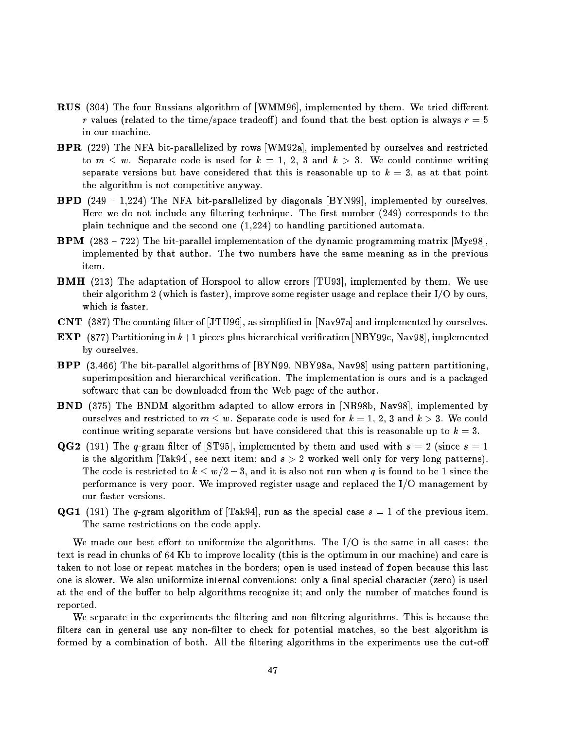- **RUS** (304) The four Russians algorithm of [WMM96], implemented by them. We tried different $r$ values (related to the time/space tradeoff) and found that the best option is always $r = 5$ in our machine.
- **BPR** (229) The NFA bit-parallelized by rows [WM92a], implemented by ourselves and restricted to $m \leq w$. Separate code is used for $k = 1, 2, 3$ and $k > 3$. We could continue writing separate versions but have considered that this is reasonable up to $k = 3$, as at that point the algorithm is not competitive anyway.
- **BPD** (249 – 1,224) The NFA bit-parallelized by diagonals [BYN99], implemented by ourselves. Here we do not include any filtering technique. The first number (249) corresponds to the plain technique and the second one (1,224) to handling partitioned automata.
- **BPM** (283 – 722) The bit-parallel implementation of the dynamic programming matrix [Mye98], implemented by that author. The two numbers have the same meaning as in the previous item.
- **BMH** (213) The adaptation of Horspool to allow errors [TU93], implemented by them. We use their algorithm 2 (which is faster), improve some register usage and replace their I/O by ours, which is faster.
- **CNT** (387) The counting filter of [JTU96], as simplified in [Nav97a] and implemented by ourselves.
- **EXP** (877) Partitioning in $k+1$ pieces plus hierarchical verification [NBY99c, Nav98], implemented by ourselves.
- **BPP** (3,466) The bit-parallel algorithms of [BYN99, NBY98a, Nav98] using pattern partitioning, superimposition and hierarchical verification. The implementation is ours and is a packaged software that can be downloaded from the Web page of the author.
- **BND** (375) The BNDM algorithm adapted to allow errors in [NR98b, Nav98], implemented by ourselves and restricted to $m \leq w$. Separate code is used for $k = 1, 2, 3$ and $k > 3$. We could continue writing separate versions but have considered that this is reasonable up to $k = 3$.
- **QG2** (191) The $q$-gram filter of [ST95], implemented by them and used with $s = 2$ (since $s = 1$ is the algorithm [Tak94], see next item; and $s > 2$ worked well only for very long patterns). The code is restricted to $k \leq w/2 - 3$, and it is also not run when $q$ is found to be 1 since the performance is very poor. We improved register usage and replaced the I/O management by our faster versions.
- **QG1** (191) The $q$-gram algorithm of [Tak94], run as the special case $s = 1$ of the previous item. The same restrictions on the code apply.

We made our best effort to uniformize the algorithms. The I/O is the same in all cases: the text is read in chunks of 64 Kb to improve locality (this is the optimum in our machine) and care is taken to not lose or repeat matches in the borders; `open` is used instead of `fopen` because this last one is slower. We also uniformize internal conventions: only a final special character (zero) is used at the end of the buffer to help algorithms recognize it; and only the number of matches found is reported.

We separate in the experiments the filtering and non-filtering algorithms. This is because the filters can in general use any non-filter to check for potential matches, so the best algorithm is formed by a combination of both. All the filtering algorithms in the experiments use the cut-off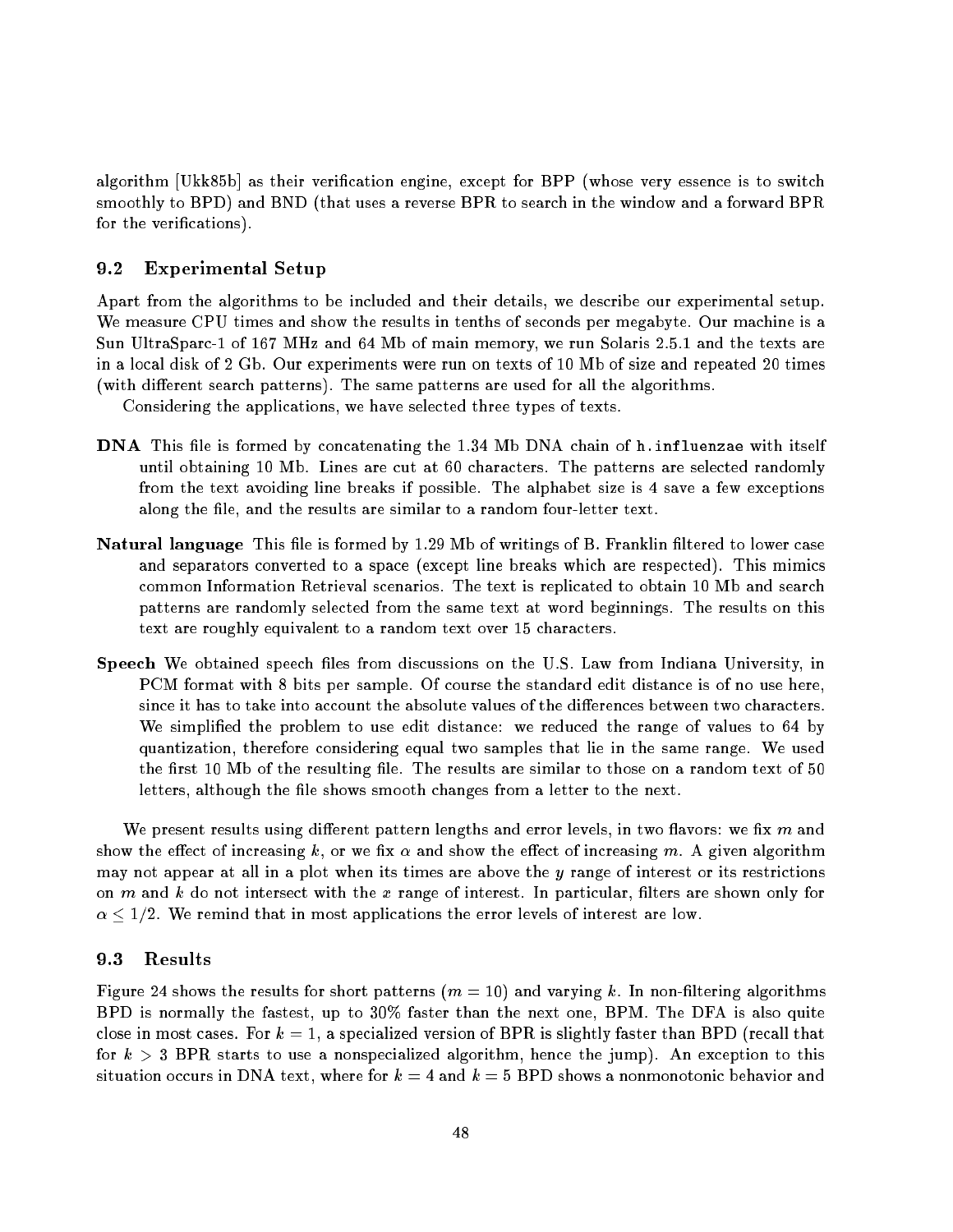algorithm [Ukk85b] as their verification engine, except for BPP (whose very essence is to switch smoothly to BPD) and BND (that uses a reverse BPR to search in the window and a forward BPR for the verifications).

### 9.2 Experimental Setup

Apart from the algorithms to be included and their details, we describe our experimental setup. We measure CPU times and show the results in tenths of seconds per megabyte. Our machine is a Sun UltraSparc-1 of 167 MHz and 64 Mb of main memory, we run Solaris 2.5.1 and the texts are in a local disk of 2 Gb. Our experiments were run on texts of 10 Mb of size and repeated 20 times (with different search patterns). The same patterns are used for all the algorithms.

Considering the applications, we have selected three types of texts.

**DNA** This file is formed by concatenating the 1.34 Mb DNA chain of `h.influenzae` with itself until obtaining 10 Mb. Lines are cut at 60 characters. The patterns are selected randomly from the text avoiding line breaks if possible. The alphabet size is 4 save a few exceptions along the file, and the results are similar to a random four-letter text.

**Natural language** This file is formed by 1.29 Mb of writings of B. Franklin filtered to lower case and separators converted to a space (except line breaks which are respected). This mimics common Information Retrieval scenarios. The text is replicated to obtain 10 Mb and search patterns are randomly selected from the same text at word beginnings. The results on this text are roughly equivalent to a random text over 15 characters.

**Speech** We obtained speech files from discussions on the U.S. Law from Indiana University, in PCM format with 8 bits per sample. Of course the standard edit distance is of no use here, since it has to take into account the absolute values of the differences between two characters. We simplified the problem to use edit distance: we reduced the range of values to 64 by quantization, therefore considering equal two samples that lie in the same range. We used the first 10 Mb of the resulting file. The results are similar to those on a random text of 50 letters, although the file shows smooth changes from a letter to the next.

We present results using different pattern lengths and error levels, in two flavors: we fix $m$ and show the effect of increasing $k$, or we fix $\alpha$ and show the effect of increasing $m$. A given algorithm may not appear at all in a plot when its times are above the $y$ range of interest or its restrictions on $m$ and $k$ do not intersect with the $x$ range of interest. In particular, filters are shown only for $\alpha \leq 1/2$. We remind that in most applications the error levels of interest are low.

### 9.3 Results

Figure 24 shows the results for short patterns ($m = 10$) and varying $k$. In non-filtering algorithms BPD is normally the fastest, up to 30% faster than the next one, BPM. The DFA is also quite close in most cases. For $k = 1$, a specialized version of BPR is slightly faster than BPD (recall that for $k > 3$ BPR starts to use a nonspecialized algorithm, hence the jump). An exception to this situation occurs in DNA text, where for $k = 4$ and $k = 5$ BPD shows a nonmonotonic behavior and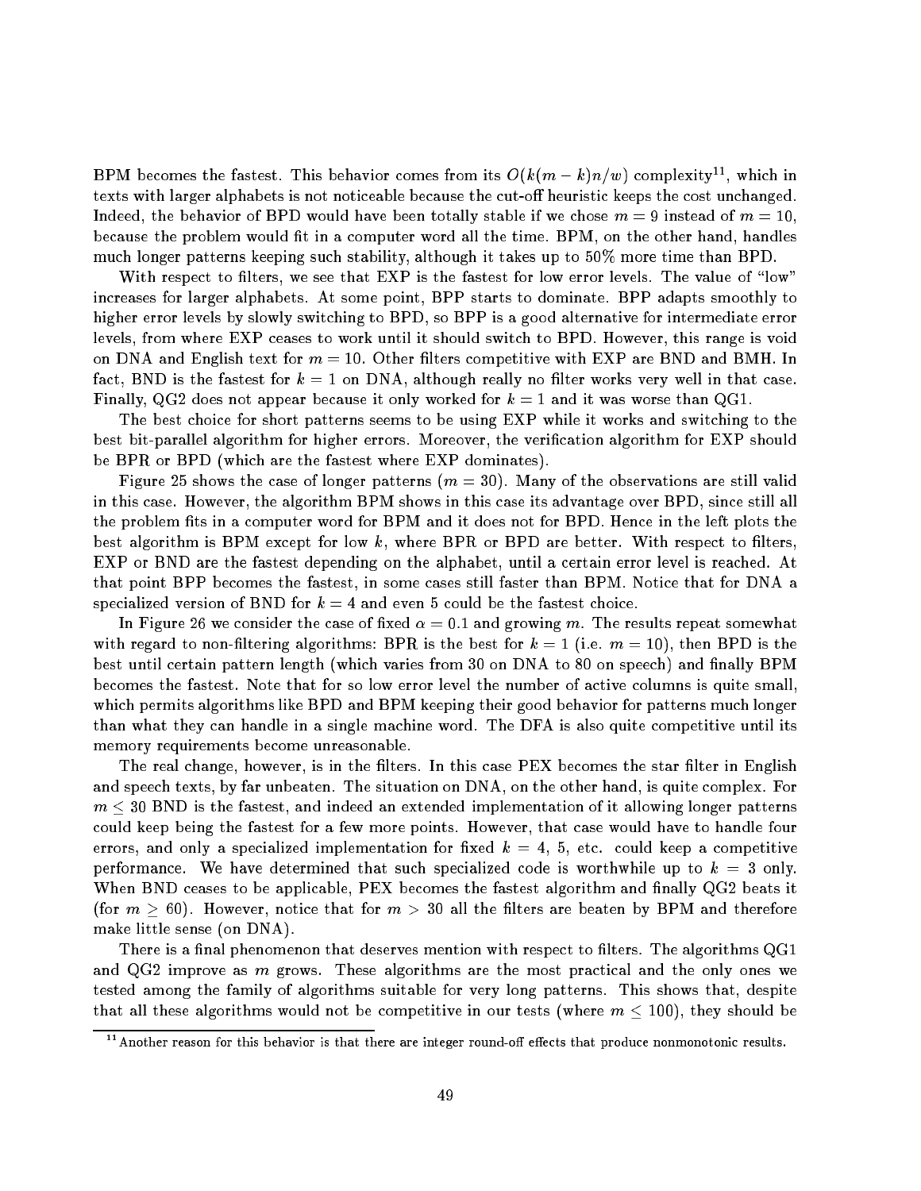BPM becomes the fastest. This behavior comes from its $O(k(m-k)n/w)$ complexity[11], which in texts with larger alphabets is not noticeable because the cut-off heuristic keeps the cost unchanged. Indeed, the behavior of BPD would have been totally stable if we chose $m = 9$ instead of $m = 10$, because the problem would fit in a computer word all the time. BPM, on the other hand, handles much longer patterns keeping such stability, although it takes up to 50% more time than BPD.

With respect to filters, we see that EXP is the fastest for low error levels. The value of "low" increases for larger alphabets. At some point, BPP starts to dominate. BPP adapts smoothly to higher error levels by slowly switching to BPD, so BPP is a good alternative for intermediate error levels, from where EXP ceases to work until it should switch to BPD. However, this range is void on DNA and English text for $m = 10$. Other filters competitive with EXP are BND and BMH. In fact, BND is the fastest for $k = 1$ on DNA, although really no filter works very well in that case. Finally, QG2 does not appear because it only worked for $k = 1$ and it was worse than QG1.

The best choice for short patterns seems to be using EXP while it works and switching to the best bit-parallel algorithm for higher errors. Moreover, the verification algorithm for EXP should be BPR or BPD (which are the fastest where EXP dominates).

Figure 25 shows the case of longer patterns ($m = 30$). Many of the observations are still valid in this case. However, the algorithm BPM shows in this case its advantage over BPD, since still all the problem fits in a computer word for BPM and it does not for BPD. Hence in the left plots the best algorithm is BPM except for low $k$, where BPR or BPD are better. With respect to filters, EXP or BND are the fastest depending on the alphabet, until a certain error level is reached. At that point BPP becomes the fastest, in some cases still faster than BPM. Notice that for DNA a specialized version of BND for $k = 4$ and even 5 could be the fastest choice.

In Figure 26 we consider the case of fixed $\alpha = 0.1$ and growing $m$. The results repeat somewhat with regard to non-filtering algorithms: BPR is the best for $k = 1$ (i.e. $m = 10$), then BPD is the best until certain pattern length (which varies from 30 on DNA to 80 on speech) and finally BPM becomes the fastest. Note that for so low error level the number of active columns is quite small, which permits algorithms like BPD and BPM keeping their good behavior for patterns much longer than what they can handle in a single machine word. The DFA is also quite competitive until its memory requirements become unreasonable.

The real change, however, is in the filters. In this case PEX becomes the star filter in English and speech texts, by far unbeaten. The situation on DNA, on the other hand, is quite complex. For $m \leq 30$ BND is the fastest, and indeed an extended implementation of it allowing longer patterns could keep being the fastest for a few more points. However, that case would have to handle four errors, and only a specialized implementation for fixed $k = 4$, 5, etc. could keep a competitive performance. We have determined that such specialized code is worthwhile up to $k = 3$ only. When BND ceases to be applicable, PEX becomes the fastest algorithm and finally QG2 beats it (for $m \geq 60$). However, notice that for $m > 30$ all the filters are beaten by BPM and therefore make little sense (on DNA).

There is a final phenomenon that deserves mention with respect to filters. The algorithms QG1 and QG2 improve as $m$ grows. These algorithms are the most practical and the only ones we tested among the family of algorithms suitable for very long patterns. This shows that, despite that all these algorithms would not be competitive in our tests (where $m \leq 100$), they should be

[11] Another reason for this behavior is that there are integer round-off effects that produce nonmonotonic results.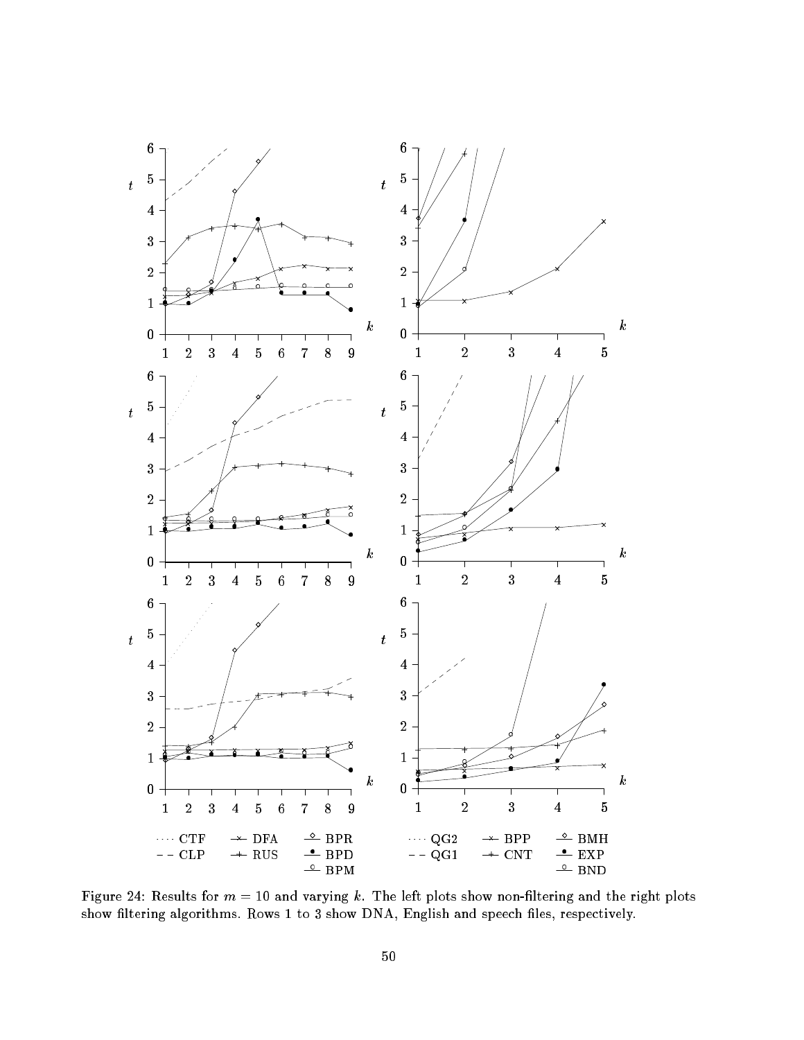Figure 24: Results for $m = 10$ and varying $k$. The left plots show non-filtering and the right plots show filtering algorithms. Rows 1 to 3 show DNA, English and speech files, respectively.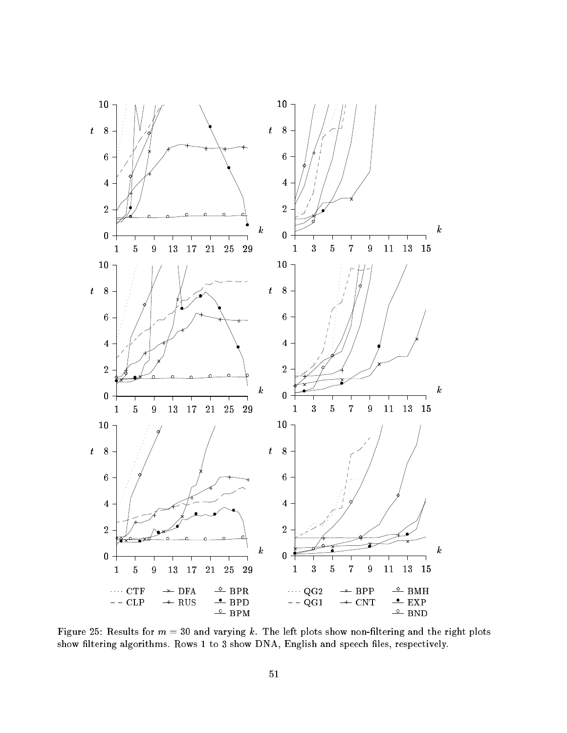Figure 25: Results for $m = 30$ and varying $k$. The left plots show non-filtering and the right plots show filtering algorithms. Rows 1 to 3 show DNA, English and speech files, respectively.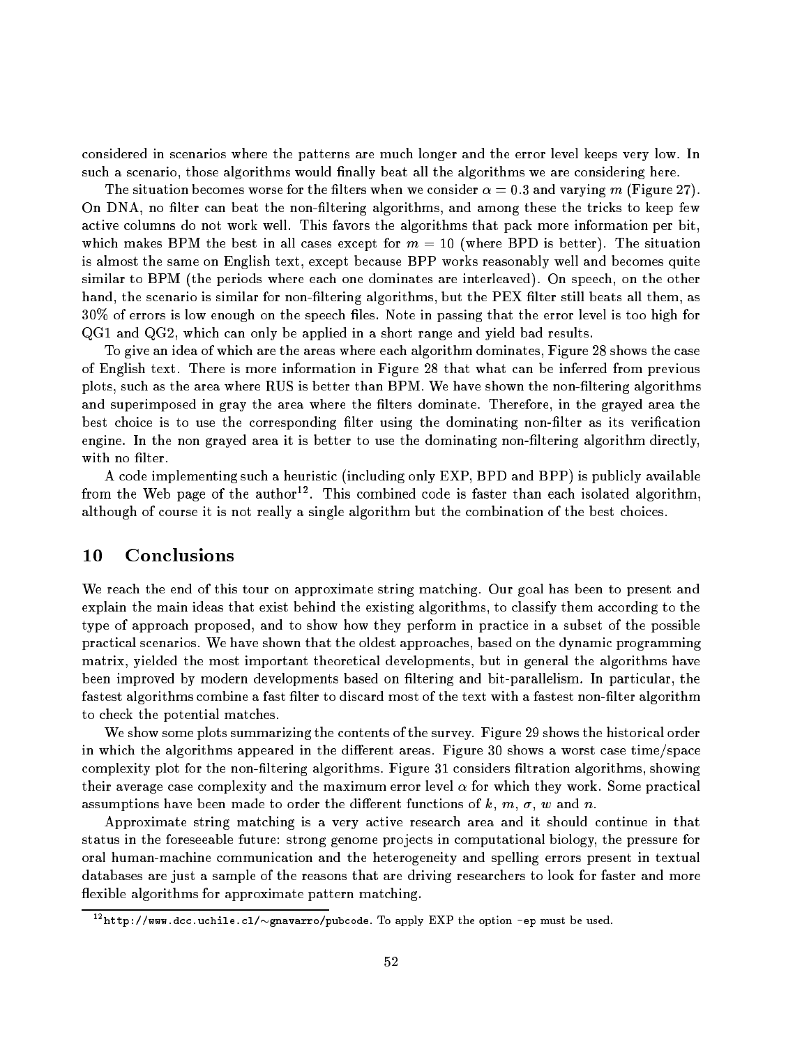considered in scenarios where the patterns are much longer and the error level keeps very low. In such a scenario, those algorithms would finally beat all the algorithms we are considering here.

The situation becomes worse for the filters when we consider $\alpha = 0.3$ and varying $m$ (Figure 27). On DNA, no filter can beat the non-filtering algorithms, and among these the tricks to keep few active columns do not work well. This favors the algorithms that pack more information per bit, which makes BPM the best in all cases except for $m = 10$ (where BPD is better). The situation is almost the same on English text, except because BPP works reasonably well and becomes quite similar to BPM (the periods where each one dominates are interleaved). On speech, on the other hand, the scenario is similar for non-filtering algorithms, but the PEX filter still beats all them, as 30% of errors is low enough on the speech files. Note in passing that the error level is too high for QG1 and QG2, which can only be applied in a short range and yield bad results.

To give an idea of which are the areas where each algorithm dominates, Figure 28 shows the case of English text. There is more information in Figure 28 that what can be inferred from previous plots, such as the area where RUS is better than BPM. We have shown the non-filtering algorithms and superimposed in gray the area where the filters dominate. Therefore, in the grayed area the best choice is to use the corresponding filter using the dominating non-filter as its verification engine. In the non grayed area it is better to use the dominating non-filtering algorithm directly, with no filter.

A code implementing such a heuristic (including only EXP, BPD and BPP) is publicly available from the Web page of the author[12]. This combined code is faster than each isolated algorithm, although of course it is not really a single algorithm but the combination of the best choices.

## 10 Conclusions

We reach the end of this tour on approximate string matching. Our goal has been to present and explain the main ideas that exist behind the existing algorithms, to classify them according to the type of approach proposed, and to show how they perform in practice in a subset of the possible practical scenarios. We have shown that the oldest approaches, based on the dynamic programming matrix, yielded the most important theoretical developments, but in general the algorithms have been improved by modern developments based on filtering and bit-parallelism. In particular, the fastest algorithms combine a fast filter to discard most of the text with a fastest non-filter algorithm to check the potential matches.

We show some plots summarizing the contents of the survey. Figure 29 shows the historical order in which the algorithms appeared in the different areas. Figure 30 shows a worst case time/space complexity plot for the non-filtering algorithms. Figure 31 considers filtration algorithms, showing their average case complexity and the maximum error level $\alpha$ for which they work. Some practical assumptions have been made to order the different functions of $k$, $m$, $\sigma$, $w$ and $n$.

Approximate string matching is a very active research area and it should continue in that status in the foreseeable future: strong genome projects in computational biology, the pressure for oral human-machine communication and the heterogeneity and spelling errors present in textual databases are just a sample of the reasons that are driving researchers to look for faster and more flexible algorithms for approximate pattern matching.

---

[12] `http://www.dcc.uchile.cl/~gnavarro/pubcode`. To apply EXP the option `-ep` must be used.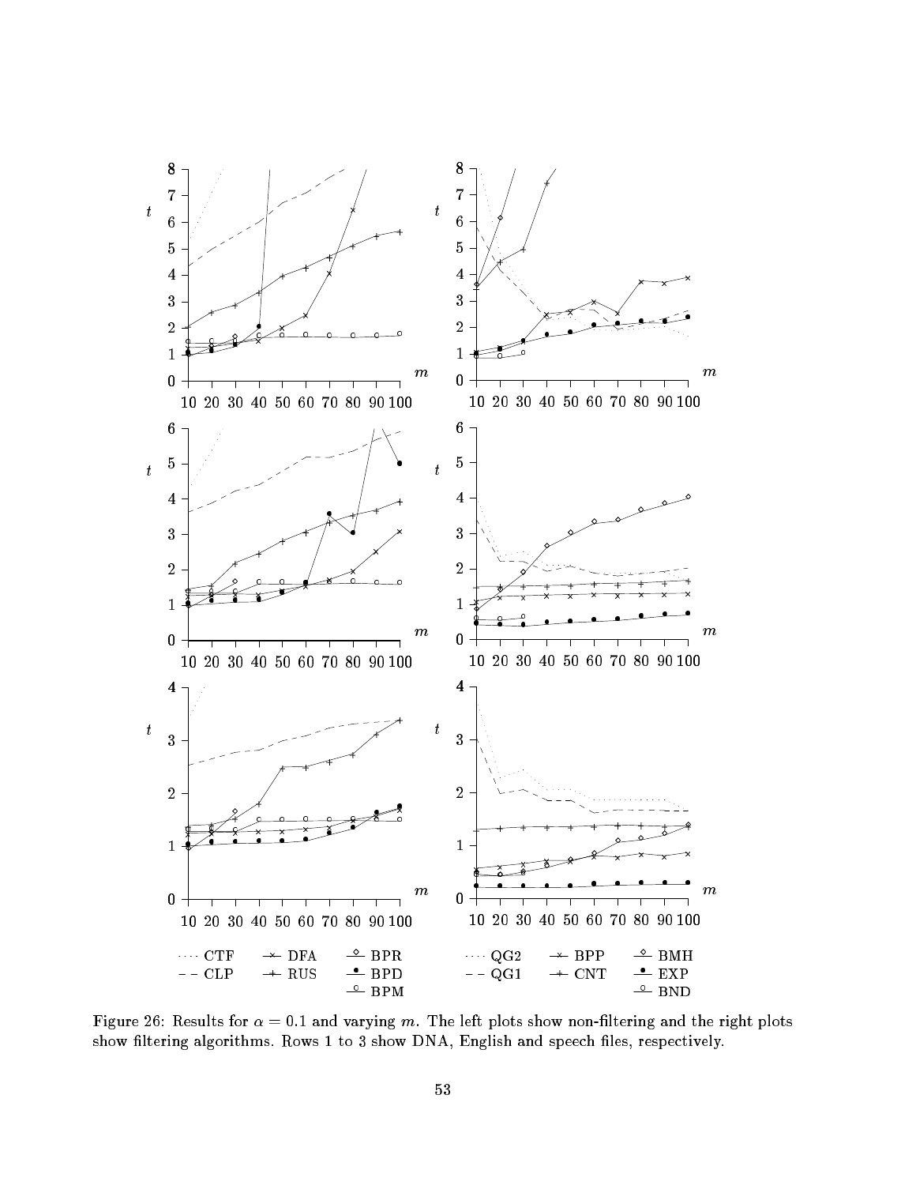Figure 26: Results for $\alpha = 0.1$ and varying $m$. The left plots show non-filtering and the right plots show filtering algorithms. Rows 1 to 3 show DNA, English and speech files, respectively.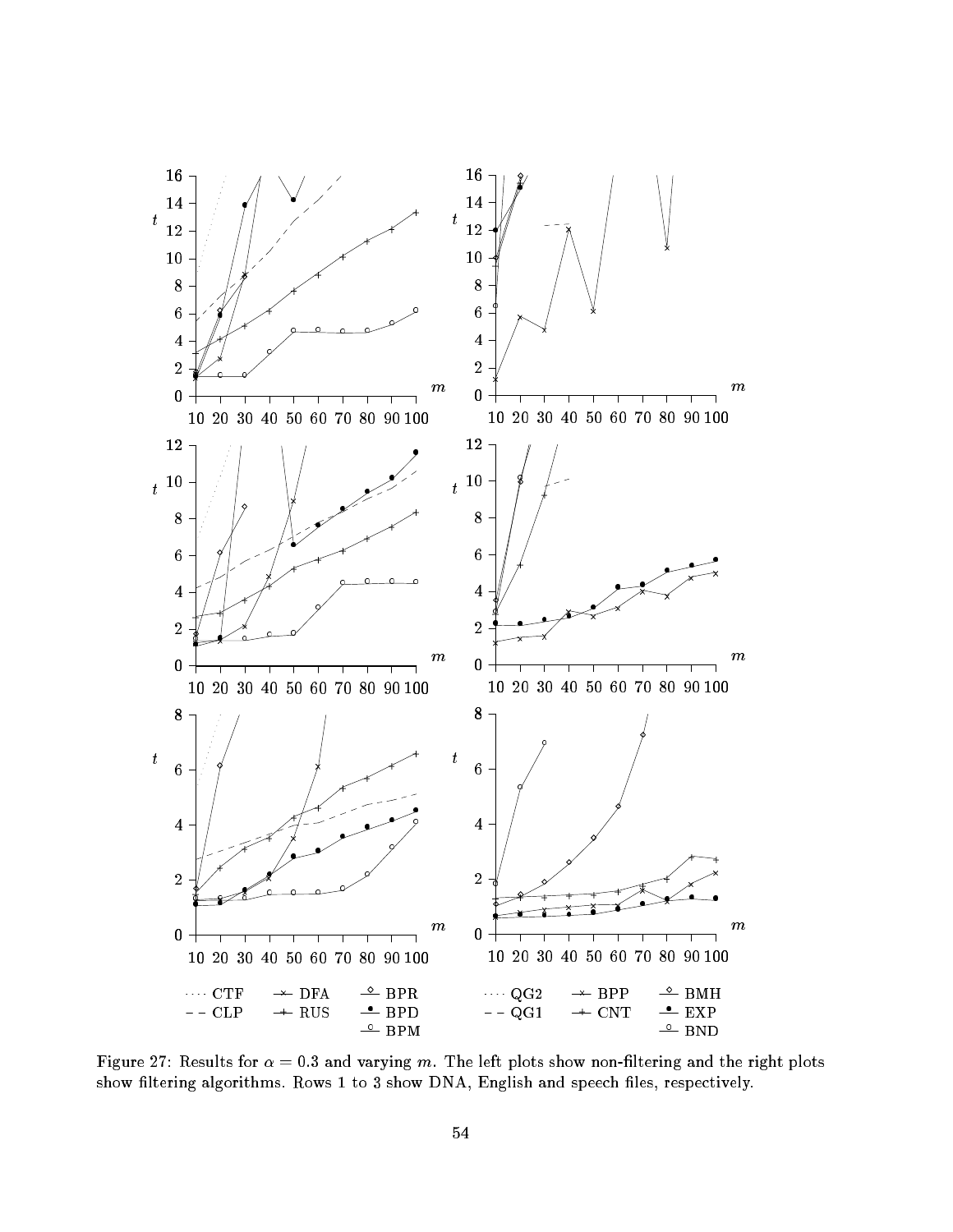Figure 27: Results for $\alpha = 0.3$ and varying $m$. The left plots show non-filtering and the right plots show filtering algorithms. Rows 1 to 3 show DNA, English and speech files, respectively.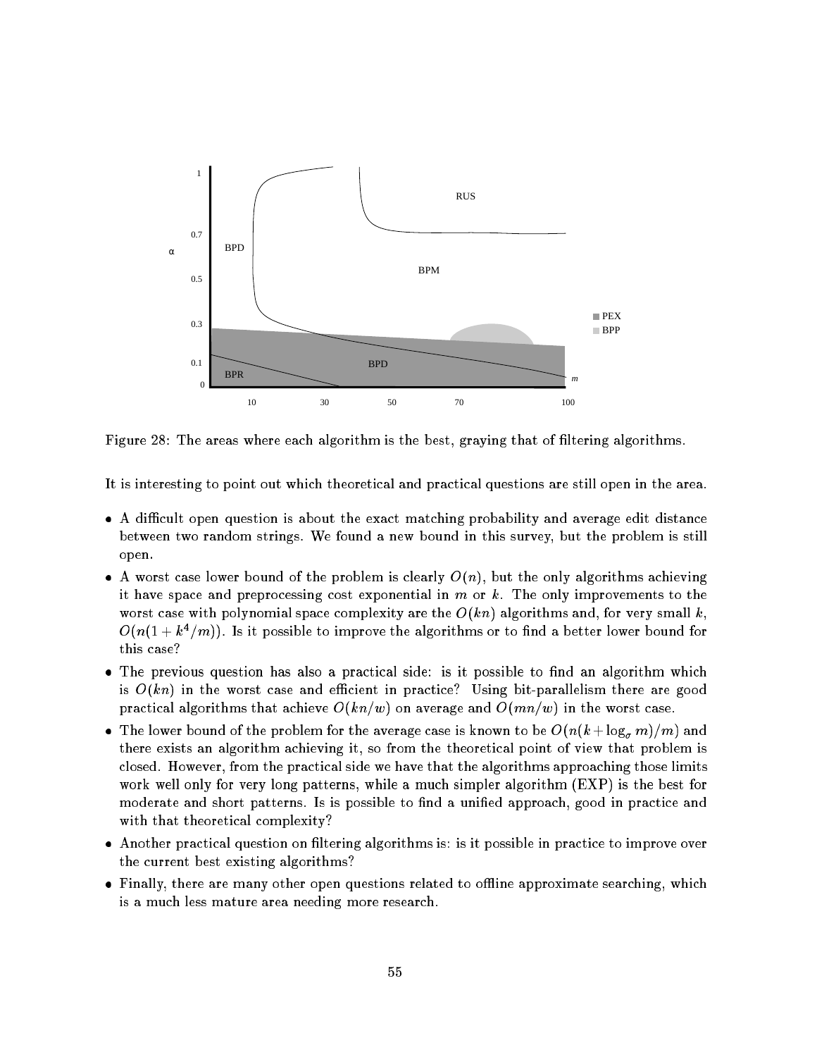Figure 28: The areas where each algorithm is the best, graying that of filtering algorithms.

It is interesting to point out which theoretical and practical questions are still open in the area.

- A difficult open question is about the exact matching probability and average edit distance between two random strings. We found a new bound in this survey, but the problem is still open.
- A worst case lower bound of the problem is clearly $O(n)$, but the only algorithms achieving it have space and preprocessing cost exponential in $m$ or $k$. The only improvements to the worst case with polynomial space complexity are the $O(kn)$ algorithms and, for very small $k$, $O(n(1+k^4/m))$. Is it possible to improve the algorithms or to find a better lower bound for this case?
- The previous question has also a practical side: is it possible to find an algorithm which is $O(kn)$ in the worst case and efficient in practice? Using bit-parallelism there are good practical algorithms that achieve $O(kn/w)$ on average and $O(mn/w)$ in the worst case.
- The lower bound of the problem for the average case is known to be $O(n(k+\log_\sigma m)/m)$ and there exists an algorithm achieving it, so from the theoretical point of view that problem is closed. However, from the practical side we have that the algorithms approaching those limits work well only for very long patterns, while a much simpler algorithm (EXP) is the best for moderate and short patterns. Is is possible to find a unified approach, good in practice and with that theoretical complexity?
- Another practical question on filtering algorithms is: is it possible in practice to improve over the current best existing algorithms?
- Finally, there are many other open questions related to offline approximate searching, which is a much less mature area needing more research.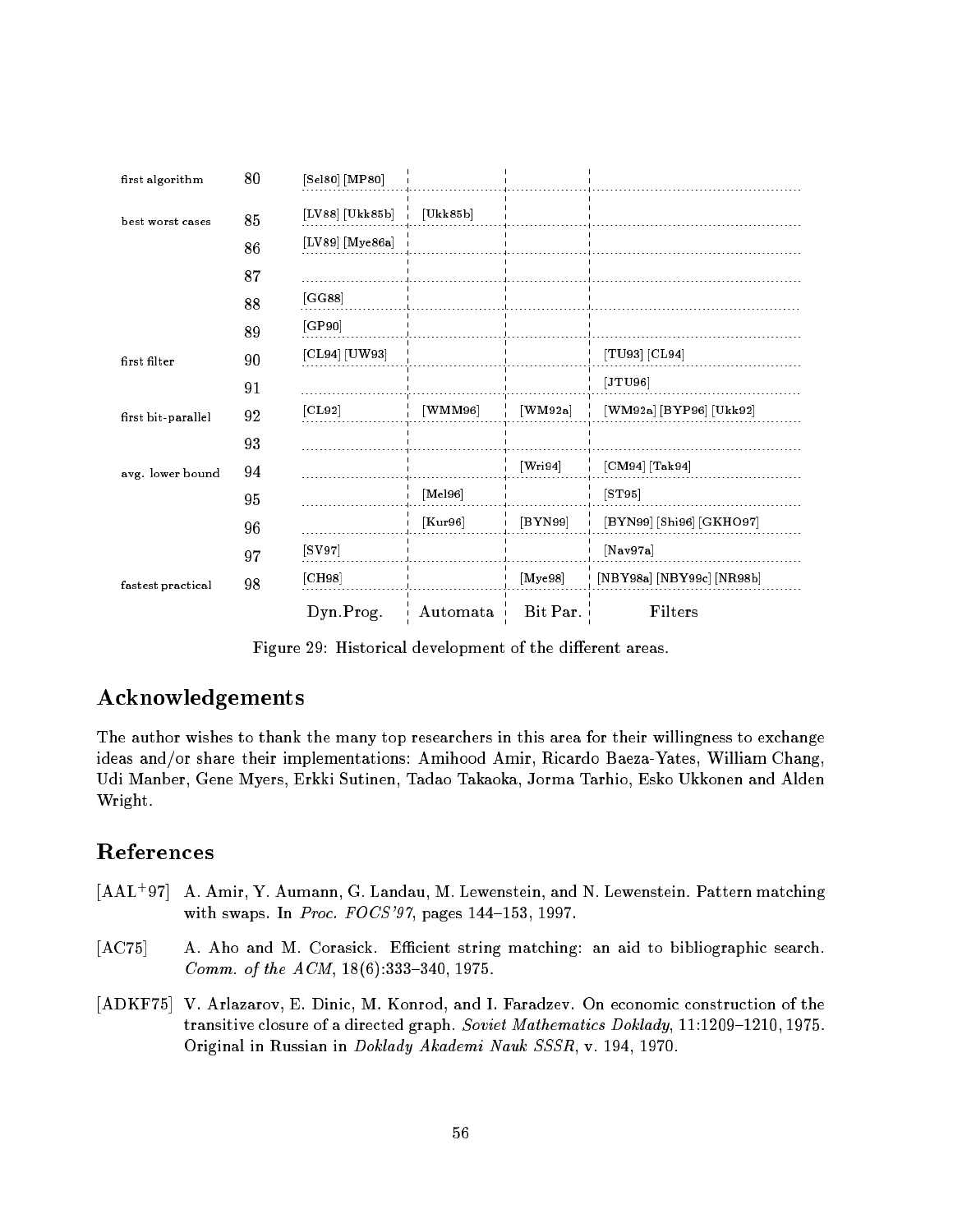| | | | | | |
|---|---|---|---|---|---|
| first algorithm | 80 | [Sel80] [MP80] | | | |
| best worst cases | 85 | [LV88] [Ukk85b] | [Ukk85b] | | |
| | 86 | [LV89] [Mye86a] | | | |
| | 87 | | | | |
| | 88 | [GG88] | | | |
| | 89 | [GP90] | | | |
| first filter | 90 | [CL94] [UW93] | | | [TU93] [CL94] |
| | 91 | | | | [JTU96] |
| first bit-parallel | 92 | [CL92] | [WMM96] | [WM92a] | [WM92a] [BYP96] [Ukk92] |
| | 93 | | | | |
| avg. lower bound | 94 | | | [Wri94] | [CM94] [Tak94] |
| | 95 | | [Mel96] | | [ST95] |
| | 96 | | [Kur96] | [BYN99] | [BYN99] [Shi96] [GKHO97] |
| | 97 | [SV97] | | | [Nav97a] |
| fastest practical | 98 | [CH98] | | [Mye98] | [NBY98a] [NBY99c] [NR98b] |
| | | Dyn.Prog. | Automata | Bit Par. | Filters |

Figure 29: Historical development of the different areas.

## Acknowledgements

The author wishes to thank the many top researchers in this area for their willingness to exchange ideas and/or share their implementations: Amihood Amir, Ricardo Baeza-Yates, William Chang, Udi Manber, Gene Myers, Erkki Sutinen, Tadao Takaoka, Jorma Tarhio, Esko Ukkonen and Alden Wright.

## References

[AAL+97] A. Amir, Y. Aumann, G. Landau, M. Lewenstein, and N. Lewenstein. Pattern matching with swaps. In *Proc. FOCS'97*, pages 144–153, 1997.

[AC75] A. Aho and M. Corasick. Efficient string matching: an aid to bibliographic search. *Comm. of the ACM*, 18(6):333–340, 1975.

[ADKF75] V. Arlazarov, E. Dinic, M. Konrod, and I. Faradzev. On economic construction of the transitive closure of a directed graph. *Soviet Mathematics Doklady*, 11:1209–1210, 1975. Original in Russian in *Doklady Akademi Nauk SSSR*, v. 194, 1970.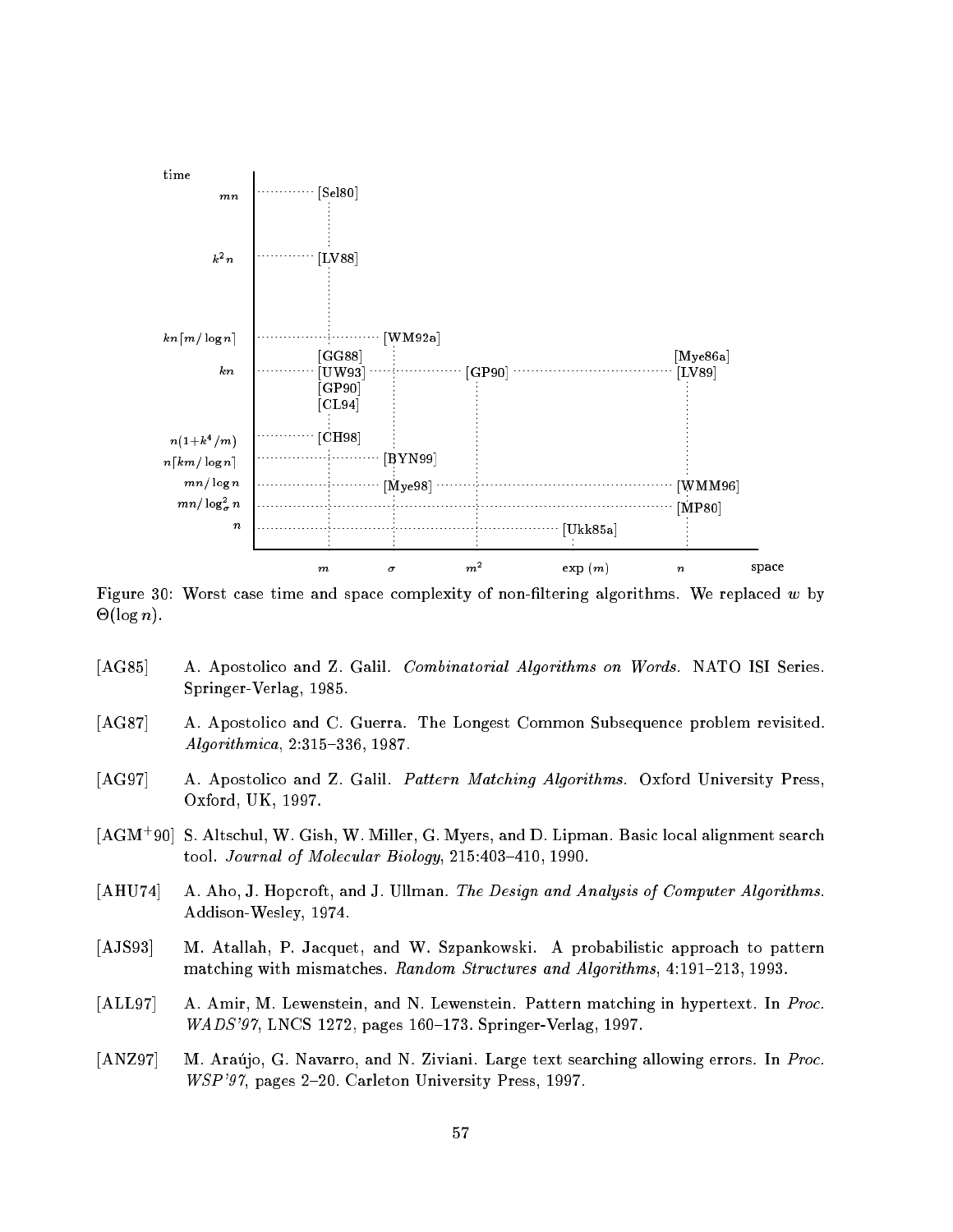Figure 30: Worst case time and space complexity of non-filtering algorithms. We replaced $w$ by $\Theta(\log n)$.

[AG85] A. Apostolico and Z. Galil. *Combinatorial Algorithms on Words*. NATO ISI Series. Springer-Verlag, 1985.

[AG87] A. Apostolico and C. Guerra. The Longest Common Subsequence problem revisited. *Algorithmica*, 2:315–336, 1987.

[AG97] A. Apostolico and Z. Galil. *Pattern Matching Algorithms*. Oxford University Press, Oxford, UK, 1997.

[AGM+90] S. Altschul, W. Gish, W. Miller, G. Myers, and D. Lipman. Basic local alignment search tool. *Journal of Molecular Biology*, 215:403–410, 1990.

[AHU74] A. Aho, J. Hopcroft, and J. Ullman. *The Design and Analysis of Computer Algorithms*. Addison-Wesley, 1974.

[AJS93] M. Atallah, P. Jacquet, and W. Szpankowski. A probabilistic approach to pattern matching with mismatches. *Random Structures and Algorithms*, 4:191–213, 1993.

[ALL97] A. Amir, M. Lewenstein, and N. Lewenstein. Pattern matching in hypertext. In *Proc. WADS'97*, LNCS 1272, pages 160–173. Springer-Verlag, 1997.

[ANZ97] M. Araújo, G. Navarro, and N. Ziviani. Large text searching allowing errors. In *Proc. WSP'97*, pages 2–20. Carleton University Press, 1997.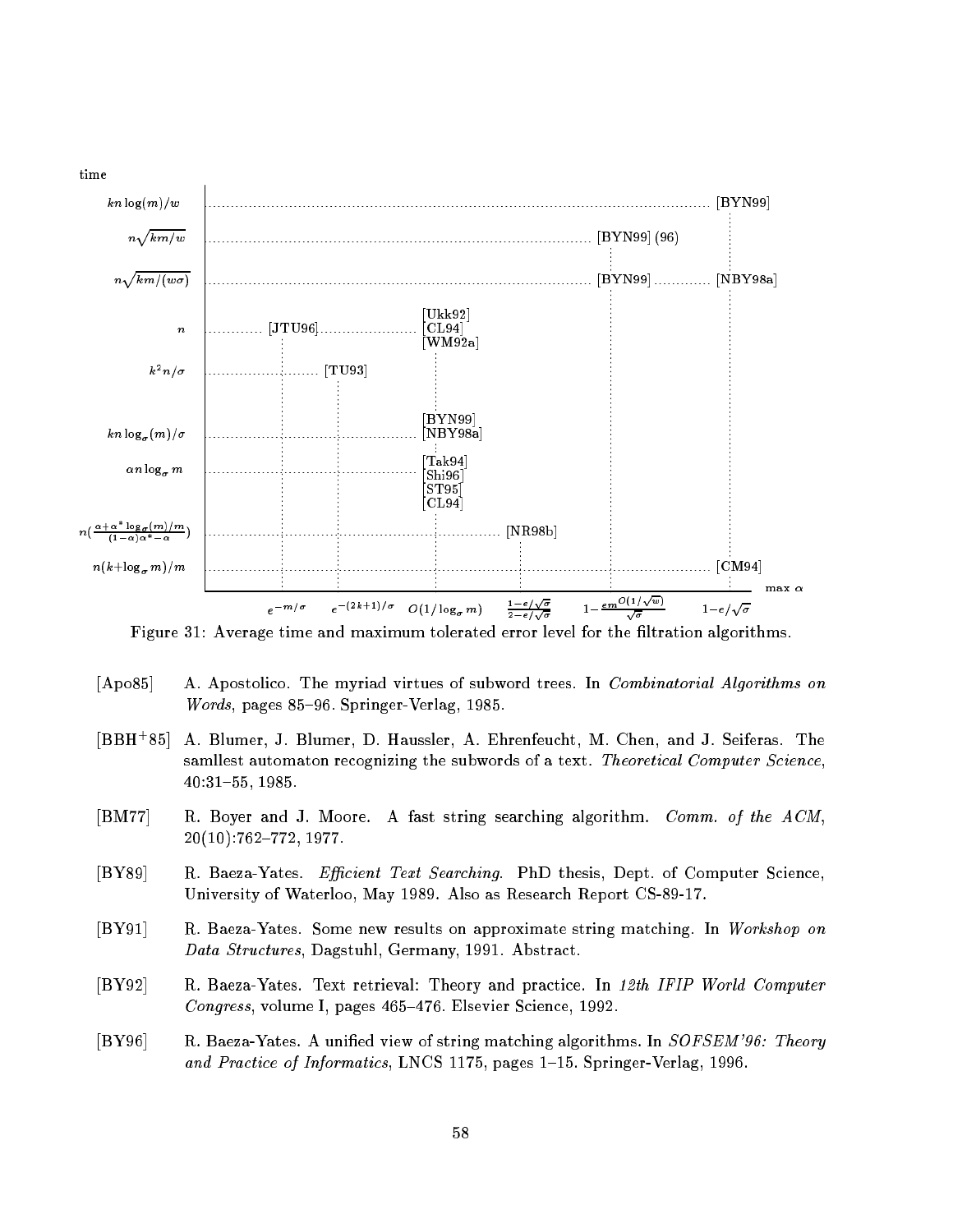time

| | | | | | | |
|---|---|---|---|---|---|---|
| $kn\log(m)/w$ | | | | | | [BYN99] |
| $n\sqrt{km/w}$ | | | | | [BYN99] (96) | |
| $n\sqrt{km/(w\sigma)}$ | | | | | [BYN99] | [NBY98a] |
| $n$ | [JTU96] | | [Ukk92] [CL94] [WM92a] | | | |
| $k^2n/\sigma$ | | [TU93] | | | | |
| $kn\log_\sigma(m)/\sigma$ | | | [BYN99] [NBY98a] | | | |
| $\alpha n\log_\sigma m$ | | | [Tak94] [Shi96] [ST95] [CL94] | | | |
| $n(\frac{\alpha+\alpha^*\log_\sigma(m)/m}{(1-\alpha)\alpha^*-\alpha})$ | | | | [NR98b] | | |
| $n(k+\log_\sigma m)/m$ | | | | | | [CM94] |
| max $\alpha$ | $e^{-m/\sigma}$ | $e^{-(2k+1)/\sigma}$ | $O(1/\log_\sigma m)$ | $\frac{1-e/\sqrt{\sigma}}{2-e/\sqrt{\sigma}}$ | $1-\frac{em^{O(1/\sqrt{w})}}{\sqrt{\sigma}}$ | $1-e/\sqrt{\sigma}$ |

Figure 31: Average time and maximum tolerated error level for the filtration algorithms.

[Apo85] A. Apostolico. The myriad virtues of subword trees. In *Combinatorial Algorithms on Words*, pages 85–96. Springer-Verlag, 1985.

[BBH+85] A. Blumer, J. Blumer, D. Haussler, A. Ehrenfeucht, M. Chen, and J. Seiferas. The samllest automaton recognizing the subwords of a text. *Theoretical Computer Science*, 40:31–55, 1985.

[BM77] R. Boyer and J. Moore. A fast string searching algorithm. *Comm. of the ACM*, 20(10):762–772, 1977.

[BY89] R. Baeza-Yates. *Efficient Text Searching.* PhD thesis, Dept. of Computer Science, University of Waterloo, May 1989. Also as Research Report CS-89-17.

[BY91] R. Baeza-Yates. Some new results on approximate string matching. In *Workshop on Data Structures*, Dagstuhl, Germany, 1991. Abstract.

[BY92] R. Baeza-Yates. Text retrieval: Theory and practice. In *12th IFIP World Computer Congress*, volume I, pages 465–476. Elsevier Science, 1992.

[BY96] R. Baeza-Yates. A unified view of string matching algorithms. In *SOFSEM'96: Theory and Practice of Informatics*, LNCS 1175, pages 1–15. Springer-Verlag, 1996.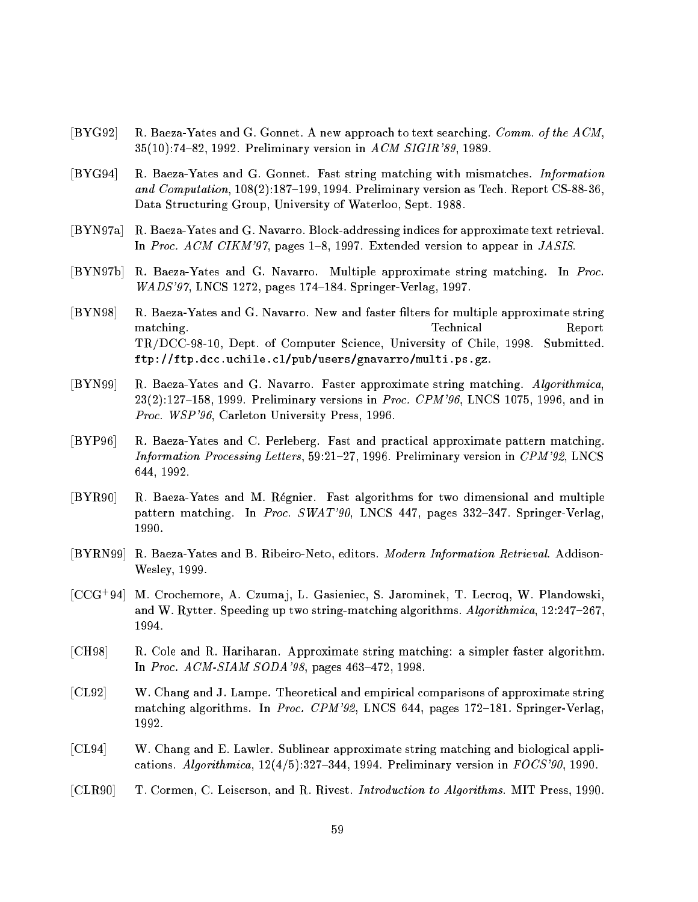[BYG92] R. Baeza-Yates and G. Gonnet. A new approach to text searching. *Comm. of the ACM*, 35(10):74–82, 1992. Preliminary version in *ACM SIGIR'89*, 1989.

[BYG94] R. Baeza-Yates and G. Gonnet. Fast string matching with mismatches. *Information and Computation*, 108(2):187–199, 1994. Preliminary version as Tech. Report CS-88-36, Data Structuring Group, University of Waterloo, Sept. 1988.

[BYN97a] R. Baeza-Yates and G. Navarro. Block-addressing indices for approximate text retrieval. In *Proc. ACM CIKM'97*, pages 1–8, 1997. Extended version to appear in *JASIS*.

[BYN97b] R. Baeza-Yates and G. Navarro. Multiple approximate string matching. In *Proc. WADS'97*, LNCS 1272, pages 174–184. Springer-Verlag, 1997.

[BYN98] R. Baeza-Yates and G. Navarro. New and faster filters for multiple approximate string matching. Technical Report TR/DCC-98-10, Dept. of Computer Science, University of Chile, 1998. Submitted. `ftp://ftp.dcc.uchile.cl/pub/users/gnavarro/multi.ps.gz`.

[BYN99] R. Baeza-Yates and G. Navarro. Faster approximate string matching. *Algorithmica*, 23(2):127–158, 1999. Preliminary versions in *Proc. CPM'96*, LNCS 1075, 1996, and in *Proc. WSP'96*, Carleton University Press, 1996.

[BYP96] R. Baeza-Yates and C. Perleberg. Fast and practical approximate pattern matching. *Information Processing Letters*, 59:21–27, 1996. Preliminary version in *CPM'92*, LNCS 644, 1992.

[BYR90] R. Baeza-Yates and M. Régnier. Fast algorithms for two dimensional and multiple pattern matching. In *Proc. SWAT'90*, LNCS 447, pages 332–347. Springer-Verlag, 1990.

[BYRN99] R. Baeza-Yates and B. Ribeiro-Neto, editors. *Modern Information Retrieval*. Addison-Wesley, 1999.

[CCG+94] M. Crochemore, A. Czumaj, L. Gasieniec, S. Jarominek, T. Lecroq, W. Plandowski, and W. Rytter. Speeding up two string-matching algorithms. *Algorithmica*, 12:247–267, 1994.

[CH98] R. Cole and R. Hariharan. Approximate string matching: a simpler faster algorithm. In *Proc. ACM-SIAM SODA'98*, pages 463–472, 1998.

[CL92] W. Chang and J. Lampe. Theoretical and empirical comparisons of approximate string matching algorithms. In *Proc. CPM'92*, LNCS 644, pages 172–181. Springer-Verlag, 1992.

[CL94] W. Chang and E. Lawler. Sublinear approximate string matching and biological applications. *Algorithmica*, 12(4/5):327–344, 1994. Preliminary version in *FOCS'90*, 1990.

[CLR90] T. Cormen, C. Leiserson, and R. Rivest. *Introduction to Algorithms*. MIT Press, 1990.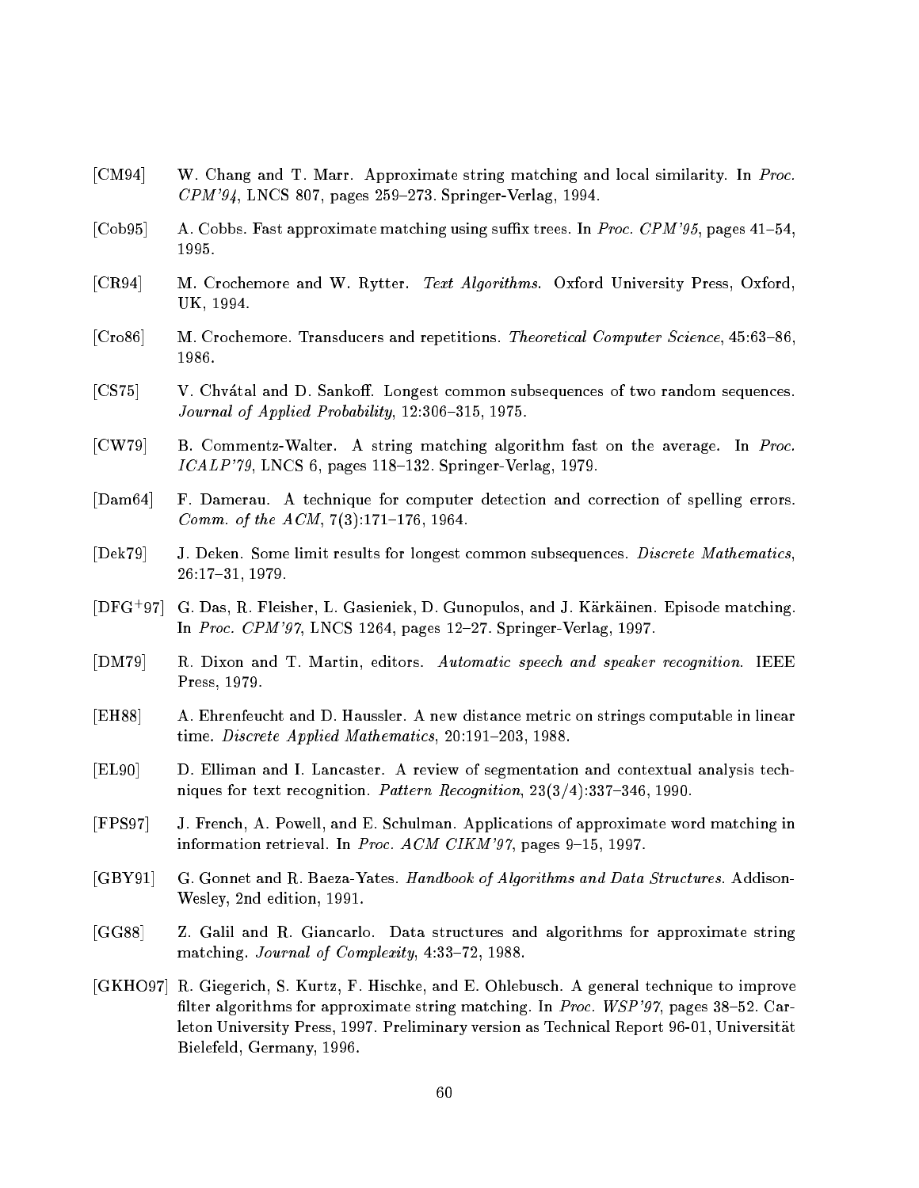[CM94] W. Chang and T. Marr. Approximate string matching and local similarity. In *Proc. CPM'94*, LNCS 807, pages 259–273. Springer-Verlag, 1994.

[Cob95] A. Cobbs. Fast approximate matching using suffix trees. In *Proc. CPM'95*, pages 41–54, 1995.

[CR94] M. Crochemore and W. Rytter. *Text Algorithms.* Oxford University Press, Oxford, UK, 1994.

[Cro86] M. Crochemore. Transducers and repetitions. *Theoretical Computer Science*, 45:63–86, 1986.

[CS75] V. Chvátal and D. Sankoff. Longest common subsequences of two random sequences. *Journal of Applied Probability*, 12:306–315, 1975.

[CW79] B. Commentz-Walter. A string matching algorithm fast on the average. In *Proc. ICALP'79*, LNCS 6, pages 118–132. Springer-Verlag, 1979.

[Dam64] F. Damerau. A technique for computer detection and correction of spelling errors. *Comm. of the ACM*, 7(3):171–176, 1964.

[Dek79] J. Deken. Some limit results for longest common subsequences. *Discrete Mathematics*, 26:17–31, 1979.

[DFG+97] G. Das, R. Fleisher, L. Gasieniek, D. Gunopulos, and J. Kärkäinen. Episode matching. In *Proc. CPM'97*, LNCS 1264, pages 12–27. Springer-Verlag, 1997.

[DM79] R. Dixon and T. Martin, editors. *Automatic speech and speaker recognition.* IEEE Press, 1979.

[EH88] A. Ehrenfeucht and D. Haussler. A new distance metric on strings computable in linear time. *Discrete Applied Mathematics*, 20:191–203, 1988.

[EL90] D. Elliman and I. Lancaster. A review of segmentation and contextual analysis techniques for text recognition. *Pattern Recognition*, 23(3/4):337–346, 1990.

[FPS97] J. French, A. Powell, and E. Schulman. Applications of approximate word matching in information retrieval. In *Proc. ACM CIKM'97*, pages 9–15, 1997.

[GBY91] G. Gonnet and R. Baeza-Yates. *Handbook of Algorithms and Data Structures.* Addison-Wesley, 2nd edition, 1991.

[GG88] Z. Galil and R. Giancarlo. Data structures and algorithms for approximate string matching. *Journal of Complexity*, 4:33–72, 1988.

[GKHO97] R. Giegerich, S. Kurtz, F. Hischke, and E. Ohlebusch. A general technique to improve filter algorithms for approximate string matching. In *Proc. WSP'97*, pages 38–52. Carleton University Press, 1997. Preliminary version as Technical Report 96-01, Universität Bielefeld, Germany, 1996.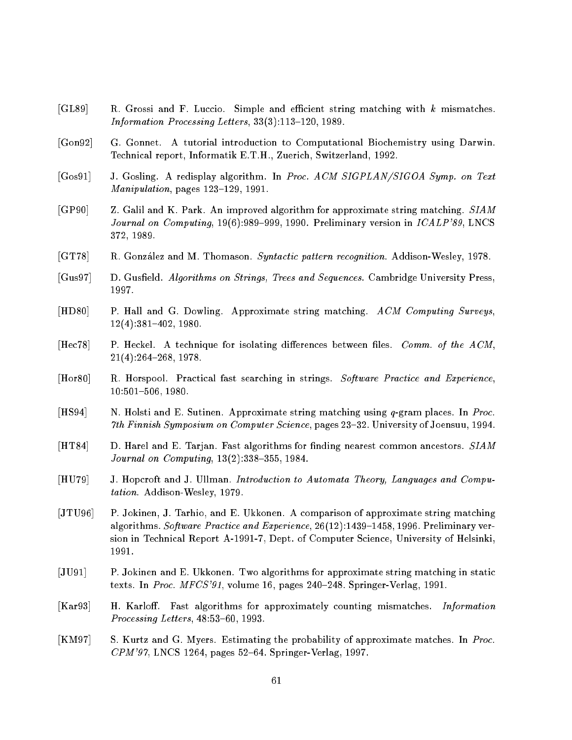[GL89] R. Grossi and F. Luccio. Simple and efficient string matching with $k$ mismatches. *Information Processing Letters*, 33(3):113–120, 1989.

[Gon92] G. Gonnet. A tutorial introduction to Computational Biochemistry using Darwin. Technical report, Informatik E.T.H., Zuerich, Switzerland, 1992.

[Gos91] J. Gosling. A redisplay algorithm. In *Proc. ACM SIGPLAN/SIGOA Symp. on Text Manipulation*, pages 123–129, 1991.

[GP90] Z. Galil and K. Park. An improved algorithm for approximate string matching. *SIAM Journal on Computing*, 19(6):989–999, 1990. Preliminary version in *ICALP'89*, LNCS 372, 1989.

[GT78] R. González and M. Thomason. *Syntactic pattern recognition.* Addison-Wesley, 1978.

[Gus97] D. Gusfield. *Algorithms on Strings, Trees and Sequences.* Cambridge University Press, 1997.

[HD80] P. Hall and G. Dowling. Approximate string matching. *ACM Computing Surveys*, 12(4):381–402, 1980.

[Hec78] P. Heckel. A technique for isolating differences between files. *Comm. of the ACM*, 21(4):264–268, 1978.

[Hor80] R. Horspool. Practical fast searching in strings. *Software Practice and Experience*, 10:501–506, 1980.

[HS94] N. Holsti and E. Sutinen. Approximate string matching using $q$-gram places. In *Proc. 7th Finnish Symposium on Computer Science*, pages 23–32. University of Joensuu, 1994.

[HT84] D. Harel and E. Tarjan. Fast algorithms for finding nearest common ancestors. *SIAM Journal on Computing*, 13(2):338–355, 1984.

[HU79] J. Hopcroft and J. Ullman. *Introduction to Automata Theory, Languages and Computation.* Addison-Wesley, 1979.

[JTU96] P. Jokinen, J. Tarhio, and E. Ukkonen. A comparison of approximate string matching algorithms. *Software Practice and Experience*, 26(12):1439–1458, 1996. Preliminary version in Technical Report A-1991-7, Dept. of Computer Science, University of Helsinki, 1991.

[JU91] P. Jokinen and E. Ukkonen. Two algorithms for approximate string matching in static texts. In *Proc. MFCS'91*, volume 16, pages 240–248. Springer-Verlag, 1991.

[Kar93] H. Karloff. Fast algorithms for approximately counting mismatches. *Information Processing Letters*, 48:53–60, 1993.

[KM97] S. Kurtz and G. Myers. Estimating the probability of approximate matches. In *Proc. CPM'97*, LNCS 1264, pages 52–64. Springer-Verlag, 1997.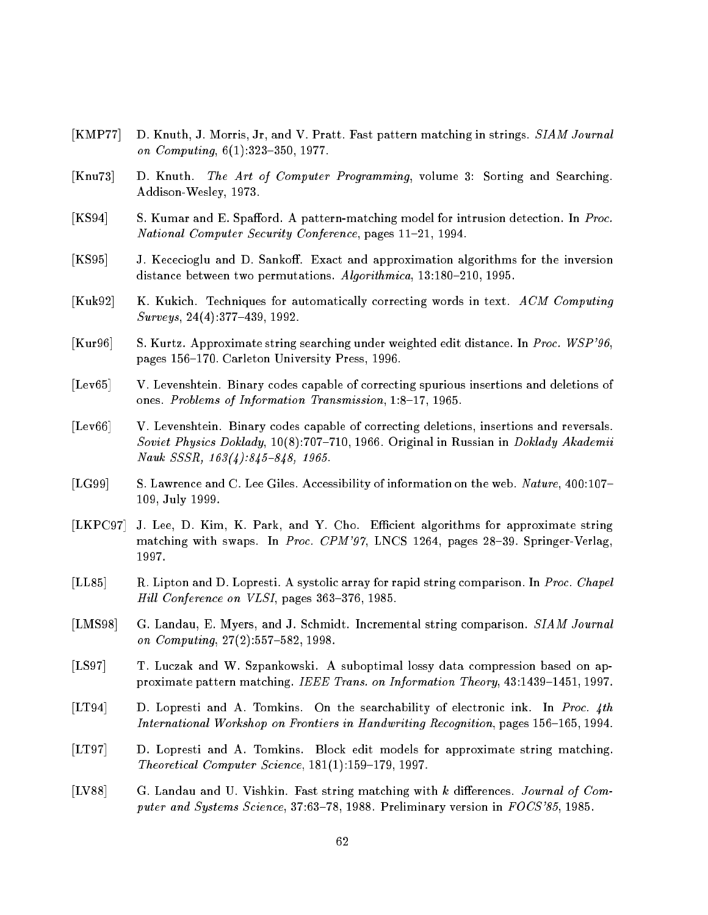[KMP77] D. Knuth, J. Morris, Jr, and V. Pratt. Fast pattern matching in strings. *SIAM Journal on Computing*, 6(1):323–350, 1977.

[Knu73] D. Knuth. *The Art of Computer Programming*, volume 3: Sorting and Searching. Addison-Wesley, 1973.

[KS94] S. Kumar and E. Spafford. A pattern-matching model for intrusion detection. In *Proc. National Computer Security Conference*, pages 11–21, 1994.

[KS95] J. Kececioglu and D. Sankoff. Exact and approximation algorithms for the inversion distance between two permutations. *Algorithmica*, 13:180–210, 1995.

[Kuk92] K. Kukich. Techniques for automatically correcting words in text. *ACM Computing Surveys*, 24(4):377–439, 1992.

[Kur96] S. Kurtz. Approximate string searching under weighted edit distance. In *Proc. WSP'96*, pages 156–170. Carleton University Press, 1996.

[Lev65] V. Levenshtein. Binary codes capable of correcting spurious insertions and deletions of ones. *Problems of Information Transmission*, 1:8–17, 1965.

[Lev66] V. Levenshtein. Binary codes capable of correcting deletions, insertions and reversals. *Soviet Physics Doklady*, 10(8):707–710, 1966. Original in Russian in *Doklady Akademii Nauk SSSR, 163(4):845–848, 1965.*

[LG99] S. Lawrence and C. Lee Giles. Accessibility of information on the web. *Nature*, 400:107–109, July 1999.

[LKPC97] J. Lee, D. Kim, K. Park, and Y. Cho. Efficient algorithms for approximate string matching with swaps. In *Proc. CPM'97*, LNCS 1264, pages 28–39. Springer-Verlag, 1997.

[LL85] R. Lipton and D. Lopresti. A systolic array for rapid string comparison. In *Proc. Chapel Hill Conference on VLSI*, pages 363–376, 1985.

[LMS98] G. Landau, E. Myers, and J. Schmidt. Incremental string comparison. *SIAM Journal on Computing*, 27(2):557–582, 1998.

[LS97] T. Luczak and W. Szpankowski. A suboptimal lossy data compression based on approximate pattern matching. *IEEE Trans. on Information Theory*, 43:1439–1451, 1997.

[LT94] D. Lopresti and A. Tomkins. On the searchability of electronic ink. In *Proc. 4th International Workshop on Frontiers in Handwriting Recognition*, pages 156–165, 1994.

[LT97] D. Lopresti and A. Tomkins. Block edit models for approximate string matching. *Theoretical Computer Science*, 181(1):159–179, 1997.

[LV88] G. Landau and U. Vishkin. Fast string matching with $k$ differences. *Journal of Computer and Systems Science*, 37:63–78, 1988. Preliminary version in *FOCS'85*, 1985.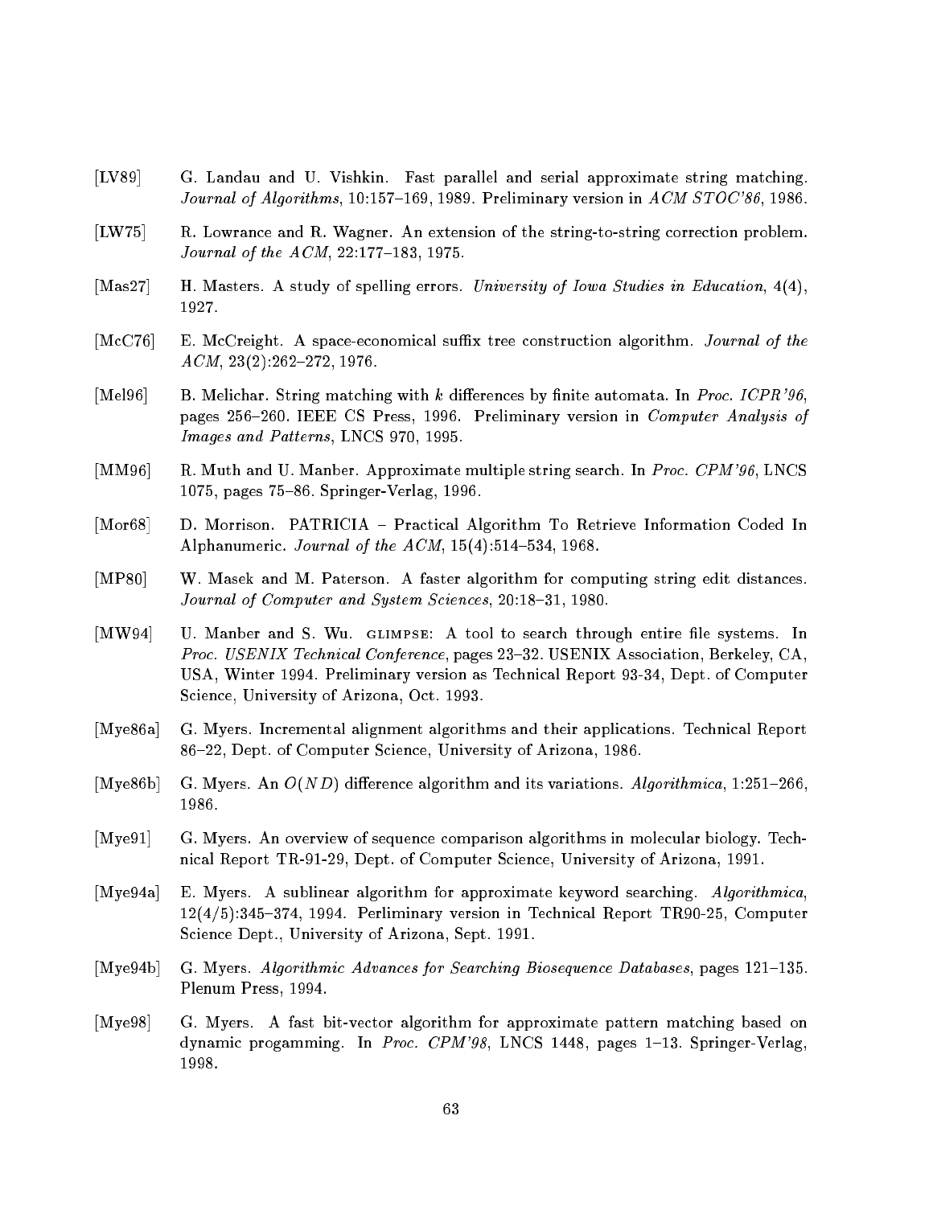[LV89] G. Landau and U. Vishkin. Fast parallel and serial approximate string matching. *Journal of Algorithms*, 10:157–169, 1989. Preliminary version in *ACM STOC'86*, 1986.

[LW75] R. Lowrance and R. Wagner. An extension of the string-to-string correction problem. *Journal of the ACM*, 22:177–183, 1975.

[Mas27] H. Masters. A study of spelling errors. *University of Iowa Studies in Education*, 4(4), 1927.

[McC76] E. McCreight. A space-economical suffix tree construction algorithm. *Journal of the ACM*, 23(2):262–272, 1976.

[Mel96] B. Melichar. String matching with $k$ differences by finite automata. In *Proc. ICPR'96*, pages 256–260. IEEE CS Press, 1996. Preliminary version in *Computer Analysis of Images and Patterns*, LNCS 970, 1995.

[MM96] R. Muth and U. Manber. Approximate multiple string search. In *Proc. CPM'96*, LNCS 1075, pages 75–86. Springer-Verlag, 1996.

[Mor68] D. Morrison. PATRICIA – Practical Algorithm To Retrieve Information Coded In Alphanumeric. *Journal of the ACM*, 15(4):514–534, 1968.

[MP80] W. Masek and M. Paterson. A faster algorithm for computing string edit distances. *Journal of Computer and System Sciences*, 20:18–31, 1980.

[MW94] U. Manber and S. Wu. GLIMPSE: A tool to search through entire file systems. In *Proc. USENIX Technical Conference*, pages 23–32. USENIX Association, Berkeley, CA, USA, Winter 1994. Preliminary version as Technical Report 93-34, Dept. of Computer Science, University of Arizona, Oct. 1993.

[Mye86a] G. Myers. Incremental alignment algorithms and their applications. Technical Report 86–22, Dept. of Computer Science, University of Arizona, 1986.

[Mye86b] G. Myers. An $O(ND)$ difference algorithm and its variations. *Algorithmica*, 1:251–266, 1986.

[Mye91] G. Myers. An overview of sequence comparison algorithms in molecular biology. Technical Report TR-91-29, Dept. of Computer Science, University of Arizona, 1991.

[Mye94a] E. Myers. A sublinear algorithm for approximate keyword searching. *Algorithmica*, 12(4/5):345–374, 1994. Perliminary version in Technical Report TR90-25, Computer Science Dept., University of Arizona, Sept. 1991.

[Mye94b] G. Myers. *Algorithmic Advances for Searching Biosequence Databases*, pages 121–135. Plenum Press, 1994.

[Mye98] G. Myers. A fast bit-vector algorithm for approximate pattern matching based on dynamic progamming. In *Proc. CPM'98*, LNCS 1448, pages 1–13. Springer-Verlag, 1998.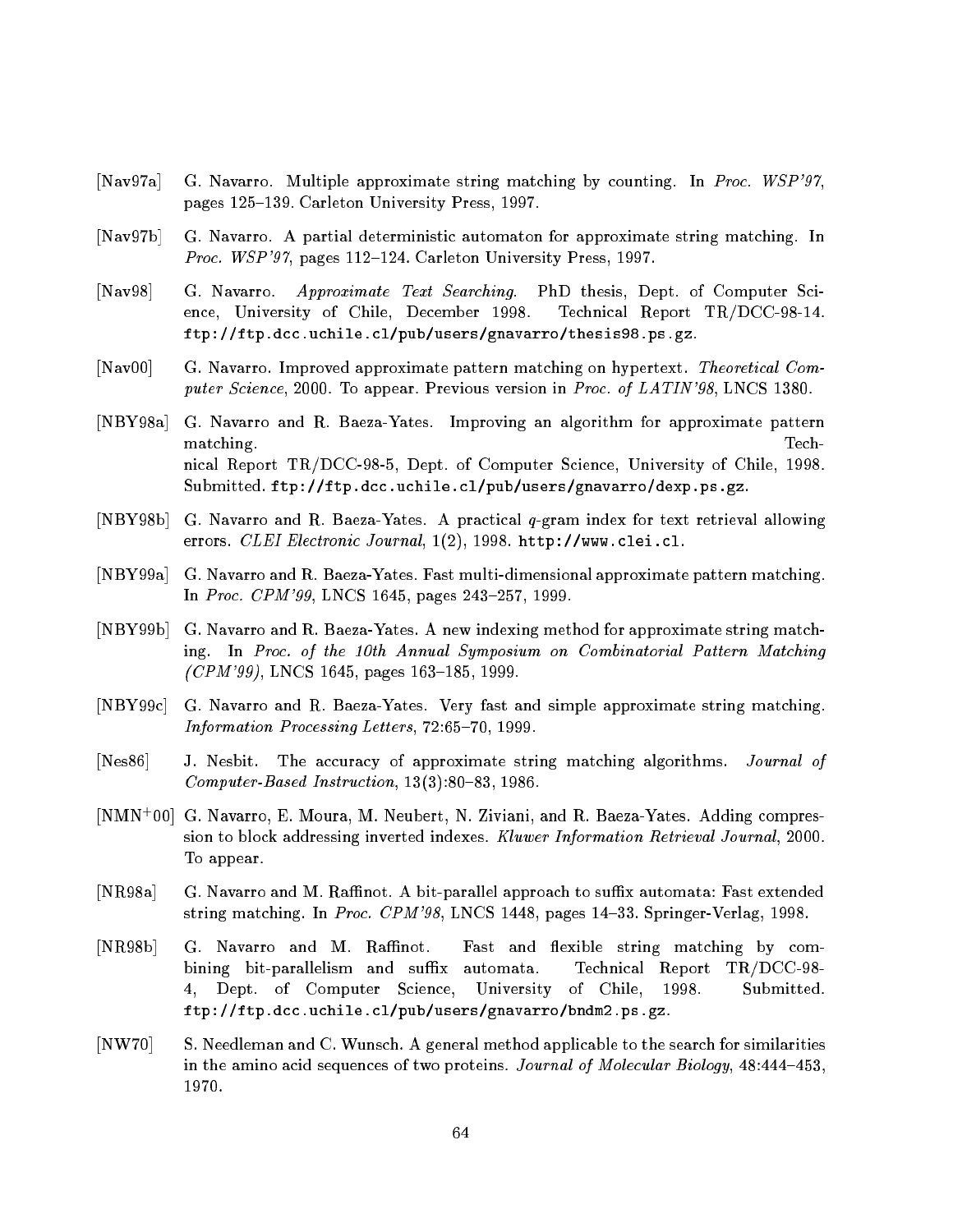[Nav97a] G. Navarro. Multiple approximate string matching by counting. In *Proc. WSP'97*, pages 125–139. Carleton University Press, 1997.

[Nav97b] G. Navarro. A partial deterministic automaton for approximate string matching. In *Proc. WSP'97*, pages 112–124. Carleton University Press, 1997.

[Nav98] G. Navarro. *Approximate Text Searching*. PhD thesis, Dept. of Computer Science, University of Chile, December 1998. Technical Report TR/DCC-98-14. `ftp://ftp.dcc.uchile.cl/pub/users/gnavarro/thesis98.ps.gz`.

[Nav00] G. Navarro. Improved approximate pattern matching on hypertext. *Theoretical Computer Science*, 2000. To appear. Previous version in *Proc. of LATIN'98*, LNCS 1380.

[NBY98a] G. Navarro and R. Baeza-Yates. Improving an algorithm for approximate pattern matching. Technical Report TR/DCC-98-5, Dept. of Computer Science, University of Chile, 1998. Submitted. `ftp://ftp.dcc.uchile.cl/pub/users/gnavarro/dexp.ps.gz`.

[NBY98b] G. Navarro and R. Baeza-Yates. A practical $q$-gram index for text retrieval allowing errors. *CLEI Electronic Journal*, 1(2), 1998. `http://www.clei.cl`.

[NBY99a] G. Navarro and R. Baeza-Yates. Fast multi-dimensional approximate pattern matching. In *Proc. CPM'99*, LNCS 1645, pages 243–257, 1999.

[NBY99b] G. Navarro and R. Baeza-Yates. A new indexing method for approximate string matching. In *Proc. of the 10th Annual Symposium on Combinatorial Pattern Matching (CPM'99)*, LNCS 1645, pages 163–185, 1999.

[NBY99c] G. Navarro and R. Baeza-Yates. Very fast and simple approximate string matching. *Information Processing Letters*, 72:65–70, 1999.

[Nes86] J. Nesbit. The accuracy of approximate string matching algorithms. *Journal of Computer-Based Instruction*, 13(3):80–83, 1986.

[NMN+00] G. Navarro, E. Moura, M. Neubert, N. Ziviani, and R. Baeza-Yates. Adding compression to block addressing inverted indexes. *Kluwer Information Retrieval Journal*, 2000. To appear.

[NR98a] G. Navarro and M. Raffinot. A bit-parallel approach to suffix automata: Fast extended string matching. In *Proc. CPM'98*, LNCS 1448, pages 14–33. Springer-Verlag, 1998.

[NR98b] G. Navarro and M. Raffinot. Fast and flexible string matching by combining bit-parallelism and suffix automata. Technical Report TR/DCC-98-4, Dept. of Computer Science, University of Chile, 1998. Submitted. `ftp://ftp.dcc.uchile.cl/pub/users/gnavarro/bndm2.ps.gz`.

[NW70] S. Needleman and C. Wunsch. A general method applicable to the search for similarities in the amino acid sequences of two proteins. *Journal of Molecular Biology*, 48:444–453, 1970.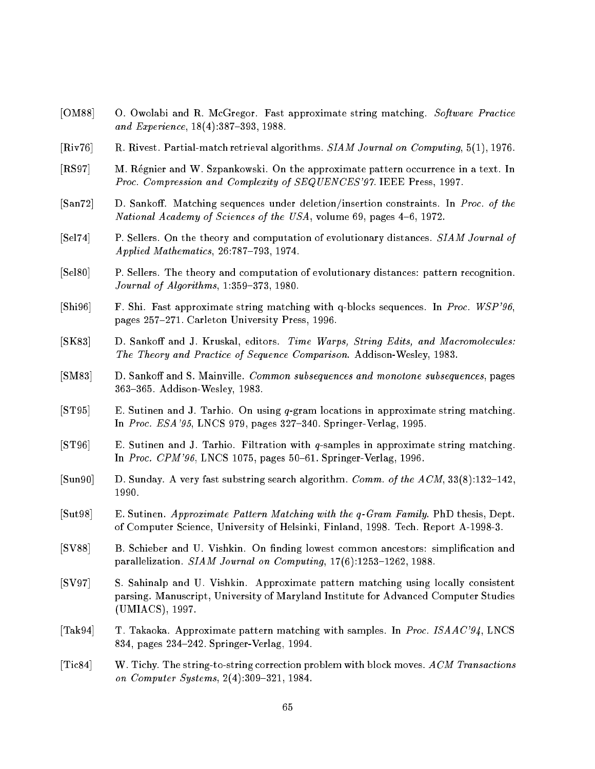[OM88] O. Owolabi and R. McGregor. Fast approximate string matching. *Software Practice and Experience*, 18(4):387–393, 1988.

[Riv76] R. Rivest. Partial-match retrieval algorithms. *SIAM Journal on Computing*, 5(1), 1976.

[RS97] M. Régnier and W. Szpankowski. On the approximate pattern occurrence in a text. In *Proc. Compression and Complexity of SEQUENCES'97*. IEEE Press, 1997.

[San72] D. Sankoff. Matching sequences under deletion/insertion constraints. In *Proc. of the National Academy of Sciences of the USA*, volume 69, pages 4–6, 1972.

[Sel74] P. Sellers. On the theory and computation of evolutionary distances. *SIAM Journal of Applied Mathematics*, 26:787–793, 1974.

[Sel80] P. Sellers. The theory and computation of evolutionary distances: pattern recognition. *Journal of Algorithms*, 1:359–373, 1980.

[Shi96] F. Shi. Fast approximate string matching with q-blocks sequences. In *Proc. WSP'96*, pages 257–271. Carleton University Press, 1996.

[SK83] D. Sankoff and J. Kruskal, editors. *Time Warps, String Edits, and Macromolecules: The Theory and Practice of Sequence Comparison*. Addison-Wesley, 1983.

[SM83] D. Sankoff and S. Mainville. *Common subsequences and monotone subsequences*, pages 363–365. Addison-Wesley, 1983.

[ST95] E. Sutinen and J. Tarhio. On using $q$-gram locations in approximate string matching. In *Proc. ESA'95*, LNCS 979, pages 327–340. Springer-Verlag, 1995.

[ST96] E. Sutinen and J. Tarhio. Filtration with $q$-samples in approximate string matching. In *Proc. CPM'96*, LNCS 1075, pages 50–61. Springer-Verlag, 1996.

[Sun90] D. Sunday. A very fast substring search algorithm. *Comm. of the ACM*, 33(8):132–142, 1990.

[Sut98] E. Sutinen. *Approximate Pattern Matching with the q-Gram Family*. PhD thesis, Dept. of Computer Science, University of Helsinki, Finland, 1998. Tech. Report A-1998-3.

[SV88] B. Schieber and U. Vishkin. On finding lowest common ancestors: simplification and parallelization. *SIAM Journal on Computing*, 17(6):1253–1262, 1988.

[SV97] S. Sahinalp and U. Vishkin. Approximate pattern matching using locally consistent parsing. Manuscript, University of Maryland Institute for Advanced Computer Studies (UMIACS), 1997.

[Tak94] T. Takaoka. Approximate pattern matching with samples. In *Proc. ISAAC'94*, LNCS 834, pages 234–242. Springer-Verlag, 1994.

[Tic84] W. Tichy. The string-to-string correction problem with block moves. *ACM Transactions on Computer Systems*, 2(4):309–321, 1984.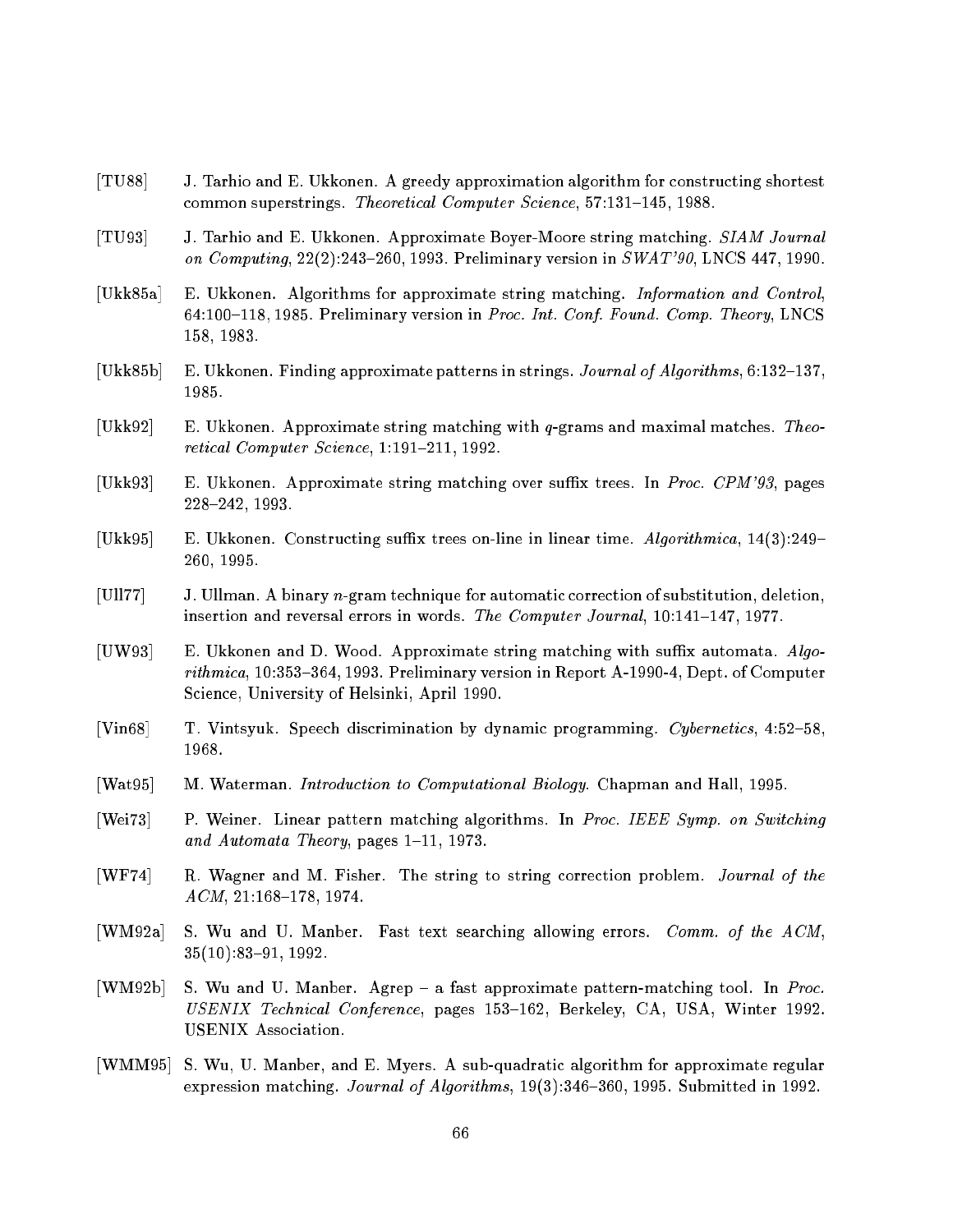[TU88] J. Tarhio and E. Ukkonen. A greedy approximation algorithm for constructing shortest common superstrings. *Theoretical Computer Science*, 57:131–145, 1988.

[TU93] J. Tarhio and E. Ukkonen. Approximate Boyer-Moore string matching. *SIAM Journal on Computing*, 22(2):243–260, 1993. Preliminary version in *SWAT'90*, LNCS 447, 1990.

[Ukk85a] E. Ukkonen. Algorithms for approximate string matching. *Information and Control*, 64:100–118, 1985. Preliminary version in *Proc. Int. Conf. Found. Comp. Theory*, LNCS 158, 1983.

[Ukk85b] E. Ukkonen. Finding approximate patterns in strings. *Journal of Algorithms*, 6:132–137, 1985.

[Ukk92] E. Ukkonen. Approximate string matching with $q$-grams and maximal matches. *Theoretical Computer Science*, 1:191–211, 1992.

[Ukk93] E. Ukkonen. Approximate string matching over suffix trees. In *Proc. CPM'93*, pages 228–242, 1993.

[Ukk95] E. Ukkonen. Constructing suffix trees on-line in linear time. *Algorithmica*, 14(3):249–260, 1995.

[Ull77] J. Ullman. A binary $n$-gram technique for automatic correction of substitution, deletion, insertion and reversal errors in words. *The Computer Journal*, 10:141–147, 1977.

[UW93] E. Ukkonen and D. Wood. Approximate string matching with suffix automata. *Algorithmica*, 10:353–364, 1993. Preliminary version in Report A-1990-4, Dept. of Computer Science, University of Helsinki, April 1990.

[Vin68] T. Vintsyuk. Speech discrimination by dynamic programming. *Cybernetics*, 4:52–58, 1968.

[Wat95] M. Waterman. *Introduction to Computational Biology*. Chapman and Hall, 1995.

[Wei73] P. Weiner. Linear pattern matching algorithms. In *Proc. IEEE Symp. on Switching and Automata Theory*, pages 1–11, 1973.

[WF74] R. Wagner and M. Fisher. The string to string correction problem. *Journal of the ACM*, 21:168–178, 1974.

[WM92a] S. Wu and U. Manber. Fast text searching allowing errors. *Comm. of the ACM*, 35(10):83–91, 1992.

[WM92b] S. Wu and U. Manber. Agrep – a fast approximate pattern-matching tool. In *Proc. USENIX Technical Conference*, pages 153–162, Berkeley, CA, USA, Winter 1992. USENIX Association.

[WMM95] S. Wu, U. Manber, and E. Myers. A sub-quadratic algorithm for approximate regular expression matching. *Journal of Algorithms*, 19(3):346–360, 1995. Submitted in 1992.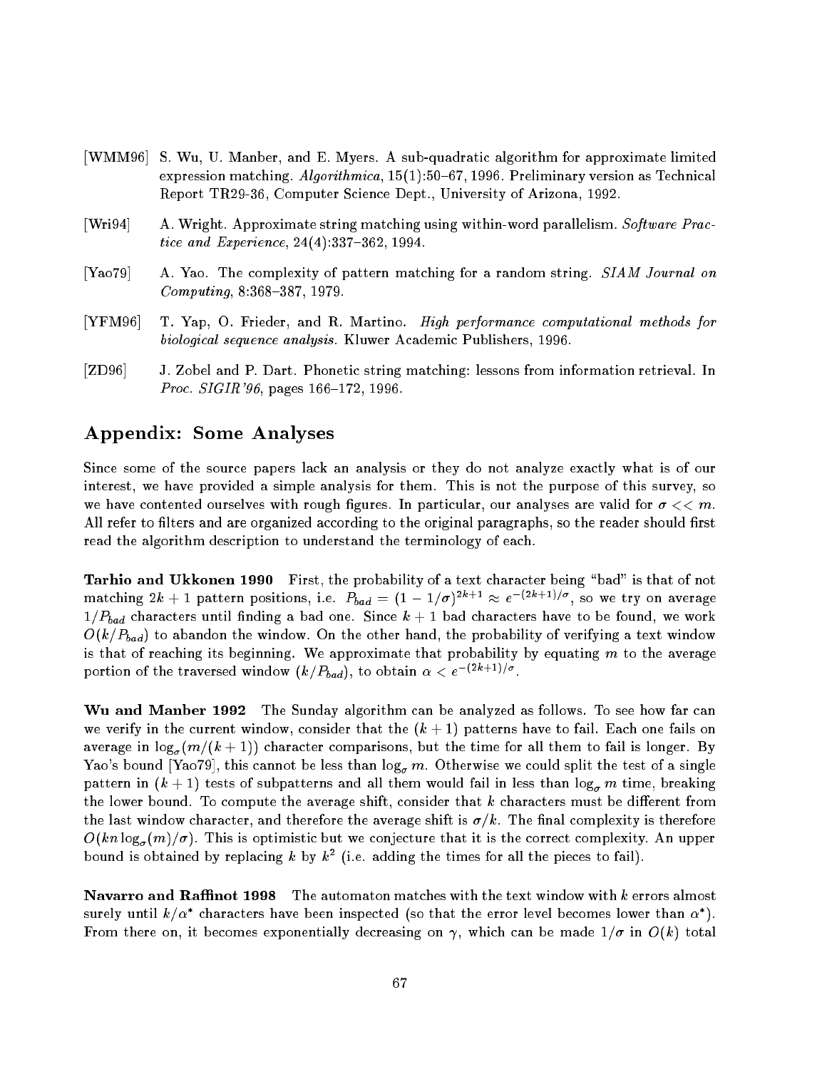[WMM96] S. Wu, U. Manber, and E. Myers. A sub-quadratic algorithm for approximate limited expression matching. *Algorithmica*, 15(1):50–67, 1996. Preliminary version as Technical Report TR29-36, Computer Science Dept., University of Arizona, 1992.

[Wri94] A. Wright. Approximate string matching using within-word parallelism. *Software Practice and Experience*, 24(4):337–362, 1994.

[Yao79] A. Yao. The complexity of pattern matching for a random string. *SIAM Journal on Computing*, 8:368–387, 1979.

[YFM96] T. Yap, O. Frieder, and R. Martino. *High performance computational methods for biological sequence analysis*. Kluwer Academic Publishers, 1996.

[ZD96] J. Zobel and P. Dart. Phonetic string matching: lessons from information retrieval. In *Proc. SIGIR'96*, pages 166–172, 1996.

## Appendix: Some Analyses

Since some of the source papers lack an analysis or they do not analyze exactly what is of our interest, we have provided a simple analysis for them. This is not the purpose of this survey, so we have contented ourselves with rough figures. In particular, our analyses are valid for $\sigma << m$. All refer to filters and are organized according to the original paragraphs, so the reader should first read the algorithm description to understand the terminology of each.

**Tarhio and Ukkonen 1990** First, the probability of a text character being "bad" is that of not matching $2k+1$ pattern positions, i.e. $P_{bad} = (1-1/\sigma)^{2k+1} \approx e^{-(2k+1)/\sigma}$, so we try on average $1/P_{bad}$ characters until finding a bad one. Since $k+1$ bad characters have to be found, we work $O(k/P_{bad})$ to abandon the window. On the other hand, the probability of verifying a text window is that of reaching its beginning. We approximate that probability by equating $m$ to the average portion of the traversed window ($k/P_{bad}$), to obtain $\alpha < e^{-(2k+1)/\sigma}$.

**Wu and Manber 1992** The Sunday algorithm can be analyzed as follows. To see how far can we verify in the current window, consider that the $(k+1)$ patterns have to fail. Each one fails on average in $\log_\sigma(m/(k+1))$ character comparisons, but the time for all them to fail is longer. By Yao's bound [Yao79], this cannot be less than $\log_\sigma m$. Otherwise we could split the test of a single pattern in $(k+1)$ tests of subpatterns and all them would fail in less than $\log_\sigma m$ time, breaking the lower bound. To compute the average shift, consider that $k$ characters must be different from the last window character, and therefore the average shift is $\sigma/k$. The final complexity is therefore $O(kn\log_\sigma(m)/\sigma)$. This is optimistic but we conjecture that it is the correct complexity. An upper bound is obtained by replacing $k$ by $k^2$ (i.e. adding the times for all the pieces to fail).

**Navarro and Raffinot 1998** The automaton matches with the text window with $k$ errors almost surely until $k/\alpha^*$ characters have been inspected (so that the error level becomes lower than $\alpha^*$). From there on, it becomes exponentially decreasing on $\gamma$, which can be made $1/\sigma$ in $O(k)$ total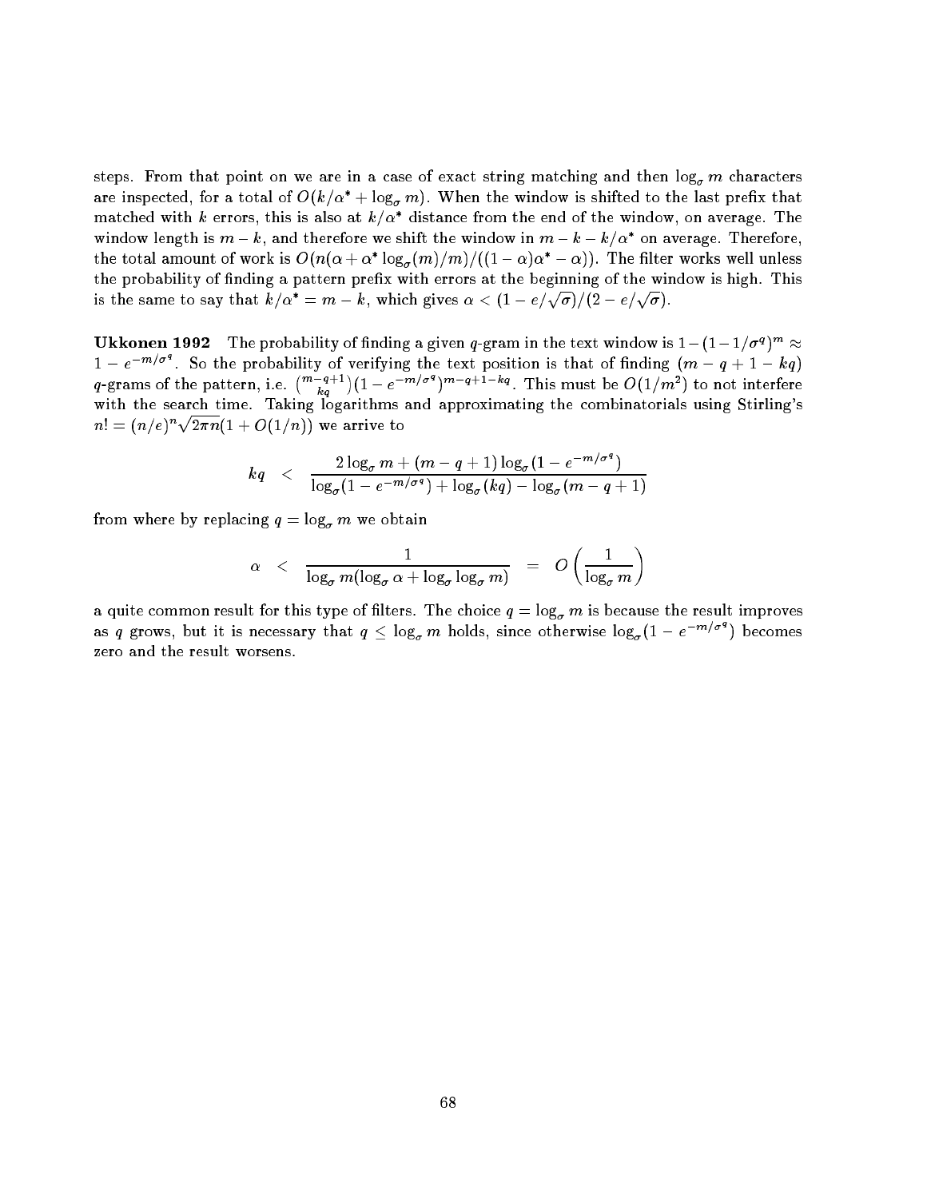steps. From that point on we are in a case of exact string matching and then $\log_\sigma m$ characters are inspected, for a total of $O(k/\alpha^* + \log_\sigma m)$. When the window is shifted to the last prefix that matched with $k$ errors, this is also at $k/\alpha^*$ distance from the end of the window, on average. The window length is $m - k$, and therefore we shift the window in $m - k - k/\alpha^*$ on average. Therefore, the total amount of work is $O(n(\alpha + \alpha^* \log_\sigma(m)/m)/((1-\alpha)\alpha^* - \alpha))$. The filter works well unless the probability of finding a pattern prefix with errors at the beginning of the window is high. This is the same to say that $k/\alpha^* = m - k$, which gives $\alpha < (1 - e/\sqrt{\sigma})/(2 - e/\sqrt{\sigma})$.

**Ukkonen 1992** The probability of finding a given $q$-gram in the text window is $1 - (1 - 1/\sigma^q)^m \approx 1 - e^{-m/\sigma^q}$. So the probability of verifying the text position is that of finding $(m - q + 1 - kq)$ $q$-grams of the pattern, i.e. $\binom{m-q+1}{kq}(1 - e^{-m/\sigma^q})^{m-q+1-kq}$. This must be $O(1/m^2)$ to not interfere with the search time. Taking logarithms and approximating the combinatorials using Stirling's $n! = (n/e)^n \sqrt{2\pi n}(1 + O(1/n))$ we arrive to

$$kq \quad < \quad \frac{2 \log_\sigma m + (m - q + 1) \log_\sigma (1 - e^{-m/\sigma^q})}{\log_\sigma (1 - e^{-m/\sigma^q}) + \log_\sigma (kq) - \log_\sigma (m - q + 1)}$$

from where by replacing $q = \log_\sigma m$ we obtain

$$\alpha \quad < \quad \frac{1}{\log_\sigma m (\log_\sigma \alpha + \log_\sigma \log_\sigma m)} \quad = \quad O\left(\frac{1}{\log_\sigma m}\right)$$

a quite common result for this type of filters. The choice $q = \log_\sigma m$ is because the result improves as $q$ grows, but it is necessary that $q \leq \log_\sigma m$ holds, since otherwise $\log_\sigma(1 - e^{-m/\sigma^q})$ becomes zero and the result worsens.